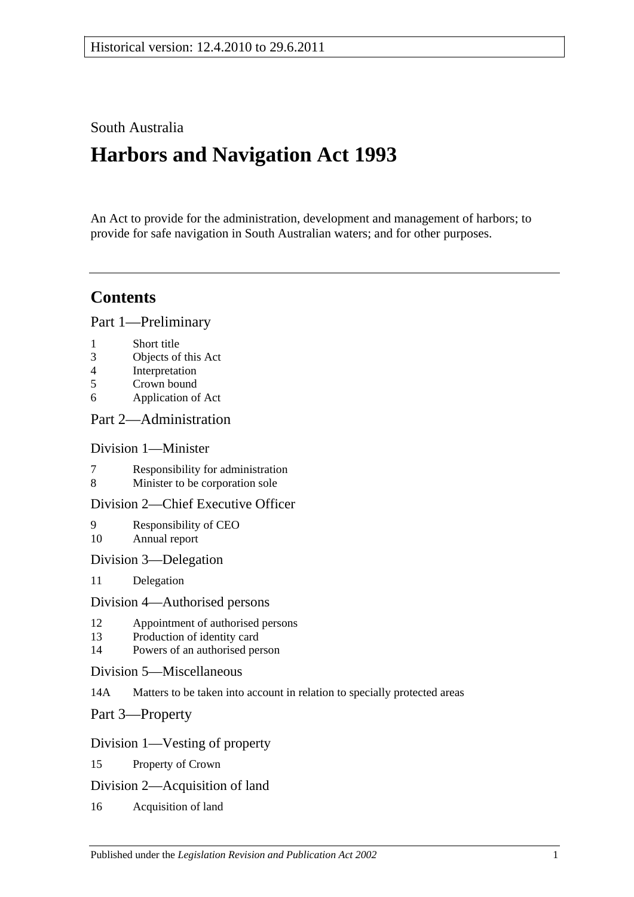Historical version: 12.4.2010 to 29.6.2011

South Australia

# Harbors and Navigation Act 1993

An Act to provide for the administration, development and management of harbors; to provide for safe navigation in South Australian waters; and for other purposes.

## Contents

### Part 1—Preliminary

1 Short title
3 Objects of this Act
4 Interpretation
5 Crown bound
6 Application of Act

### Part 2—Administration

#### Division 1—Minister

7 Responsibility for administration
8 Minister to be corporation sole

#### Division 2—Chief Executive Officer

9 Responsibility of CEO
10 Annual report

#### Division 3—Delegation

11 Delegation

#### Division 4—Authorised persons

12 Appointment of authorised persons
13 Production of identity card
14 Powers of an authorised person

#### Division 5—Miscellaneous

14A Matters to be taken into account in relation to specially protected areas

### Part 3—Property

#### Division 1—Vesting of property

15 Property of Crown

#### Division 2—Acquisition of land

16 Acquisition of land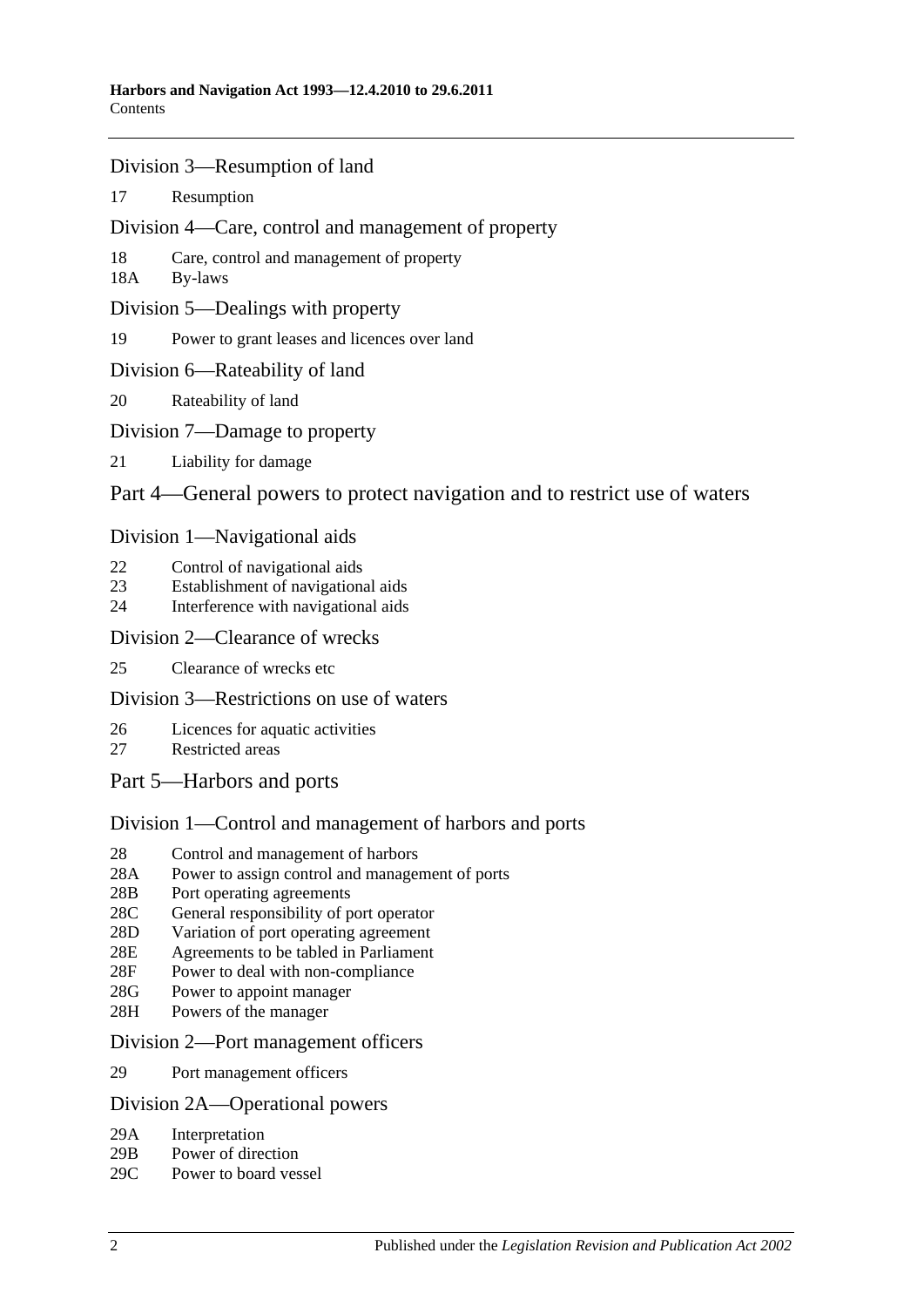## Division 3—Resumption of land

17 Resumption

## Division 4—Care, control and management of property

18 Care, control and management of property
18A By-laws

## Division 5—Dealings with property

19 Power to grant leases and licences over land

## Division 6—Rateability of land

20 Rateability of land

## Division 7—Damage to property

21 Liability for damage

# Part 4—General powers to protect navigation and to restrict use of waters

## Division 1—Navigational aids

22 Control of navigational aids
23 Establishment of navigational aids
24 Interference with navigational aids

## Division 2—Clearance of wrecks

25 Clearance of wrecks etc

## Division 3—Restrictions on use of waters

26 Licences for aquatic activities
27 Restricted areas

# Part 5—Harbors and ports

## Division 1—Control and management of harbors and ports

28 Control and management of harbors
28A Power to assign control and management of ports
28B Port operating agreements
28C General responsibility of port operator
28D Variation of port operating agreement
28E Agreements to be tabled in Parliament
28F Power to deal with non-compliance
28G Power to appoint manager
28H Powers of the manager

## Division 2—Port management officers

29 Port management officers

## Division 2A—Operational powers

29A Interpretation
29B Power of direction
29C Power to board vessel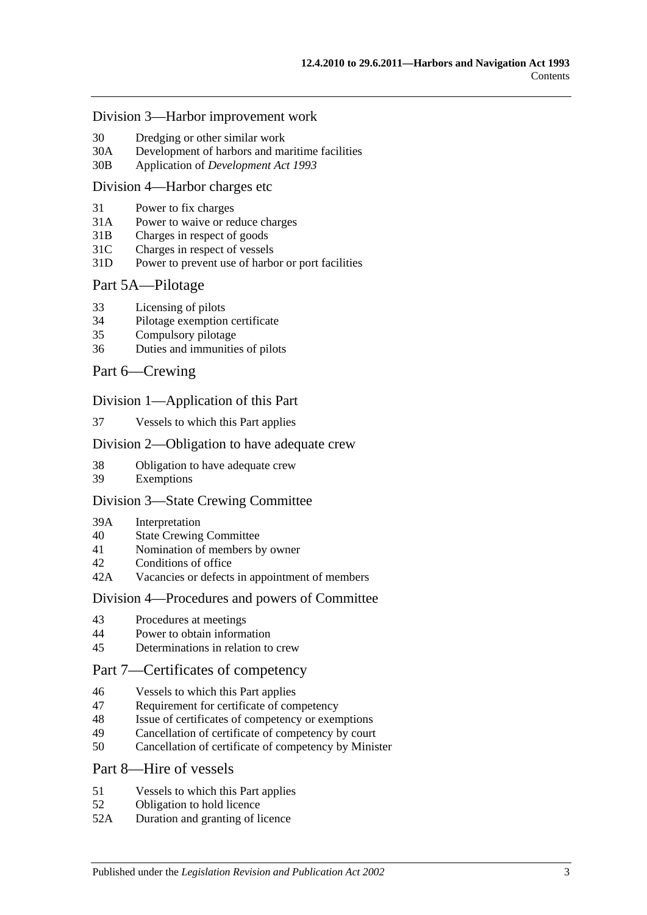## Division 3—Harbor improvement work

30 Dredging or other similar work
30A Development of harbors and maritime facilities
30B Application of *Development Act 1993*

## Division 4—Harbor charges etc

31 Power to fix charges
31A Power to waive or reduce charges
31B Charges in respect of goods
31C Charges in respect of vessels
31D Power to prevent use of harbor or port facilities

# Part 5A—Pilotage

33 Licensing of pilots
34 Pilotage exemption certificate
35 Compulsory pilotage
36 Duties and immunities of pilots

# Part 6—Crewing

## Division 1—Application of this Part

37 Vessels to which this Part applies

## Division 2—Obligation to have adequate crew

38 Obligation to have adequate crew
39 Exemptions

## Division 3—State Crewing Committee

39A Interpretation
40 State Crewing Committee
41 Nomination of members by owner
42 Conditions of office
42A Vacancies or defects in appointment of members

## Division 4—Procedures and powers of Committee

43 Procedures at meetings
44 Power to obtain information
45 Determinations in relation to crew

# Part 7—Certificates of competency

46 Vessels to which this Part applies
47 Requirement for certificate of competency
48 Issue of certificates of competency or exemptions
49 Cancellation of certificate of competency by court
50 Cancellation of certificate of competency by Minister

# Part 8—Hire of vessels

51 Vessels to which this Part applies
52 Obligation to hold licence
52A Duration and granting of licence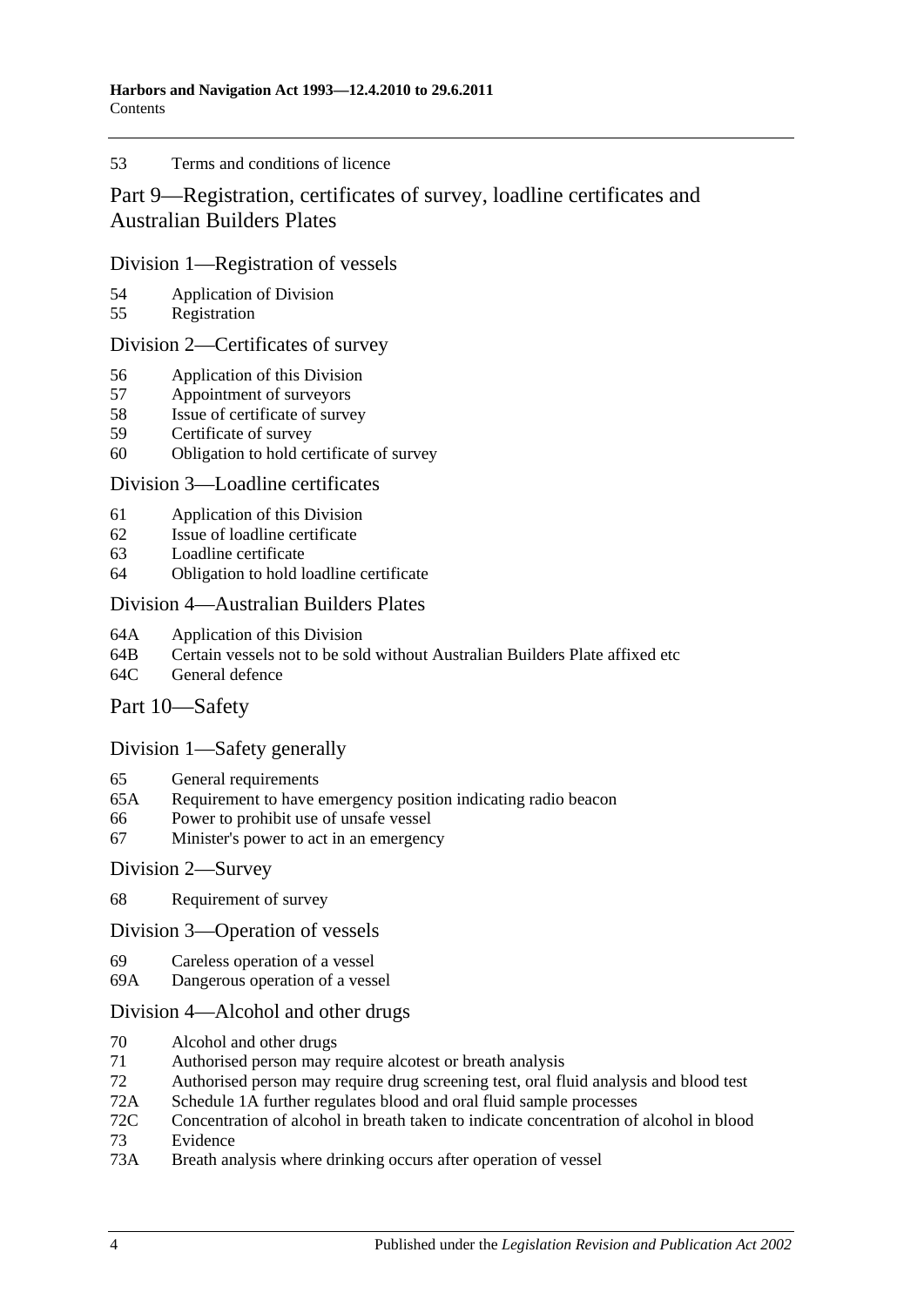53 Terms and conditions of licence

## Part 9—Registration, certificates of survey, loadline certificates and Australian Builders Plates

### Division 1—Registration of vessels

54 Application of Division
55 Registration

### Division 2—Certificates of survey

56 Application of this Division
57 Appointment of surveyors
58 Issue of certificate of survey
59 Certificate of survey
60 Obligation to hold certificate of survey

### Division 3—Loadline certificates

61 Application of this Division
62 Issue of loadline certificate
63 Loadline certificate
64 Obligation to hold loadline certificate

### Division 4—Australian Builders Plates

64A Application of this Division
64B Certain vessels not to be sold without Australian Builders Plate affixed etc
64C General defence

## Part 10—Safety

### Division 1—Safety generally

65 General requirements
65A Requirement to have emergency position indicating radio beacon
66 Power to prohibit use of unsafe vessel
67 Minister's power to act in an emergency

### Division 2—Survey

68 Requirement of survey

### Division 3—Operation of vessels

69 Careless operation of a vessel
69A Dangerous operation of a vessel

### Division 4—Alcohol and other drugs

70 Alcohol and other drugs
71 Authorised person may require alcotest or breath analysis
72 Authorised person may require drug screening test, oral fluid analysis and blood test
72A Schedule 1A further regulates blood and oral fluid sample processes
72C Concentration of alcohol in breath taken to indicate concentration of alcohol in blood
73 Evidence
73A Breath analysis where drinking occurs after operation of vessel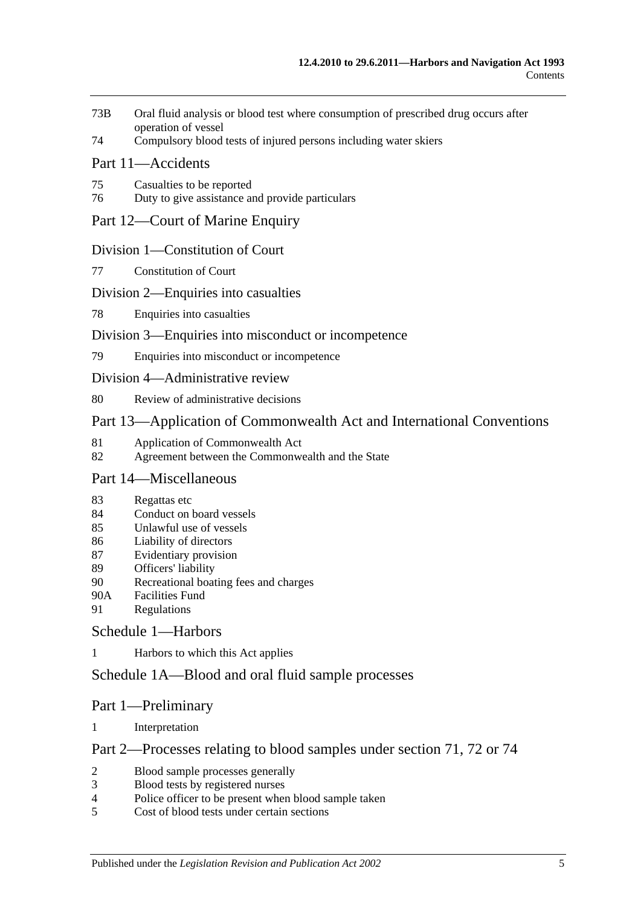73B Oral fluid analysis or blood test where consumption of prescribed drug occurs after operation of vessel

74 Compulsory blood tests of injured persons including water skiers

## Part 11—Accidents

75 Casualties to be reported

76 Duty to give assistance and provide particulars

## Part 12—Court of Marine Enquiry

### Division 1—Constitution of Court

77 Constitution of Court

### Division 2—Enquiries into casualties

78 Enquiries into casualties

### Division 3—Enquiries into misconduct or incompetence

79 Enquiries into misconduct or incompetence

### Division 4—Administrative review

80 Review of administrative decisions

## Part 13—Application of Commonwealth Act and International Conventions

81 Application of Commonwealth Act

82 Agreement between the Commonwealth and the State

## Part 14—Miscellaneous

83 Regattas etc

84 Conduct on board vessels

85 Unlawful use of vessels

86 Liability of directors

87 Evidentiary provision

89 Officers' liability

90 Recreational boating fees and charges

90A Facilities Fund

91 Regulations

## Schedule 1—Harbors

1 Harbors to which this Act applies

## Schedule 1A—Blood and oral fluid sample processes

## Part 1—Preliminary

1 Interpretation

## Part 2—Processes relating to blood samples under section 71, 72 or 74

2 Blood sample processes generally

3 Blood tests by registered nurses

4 Police officer to be present when blood sample taken

5 Cost of blood tests under certain sections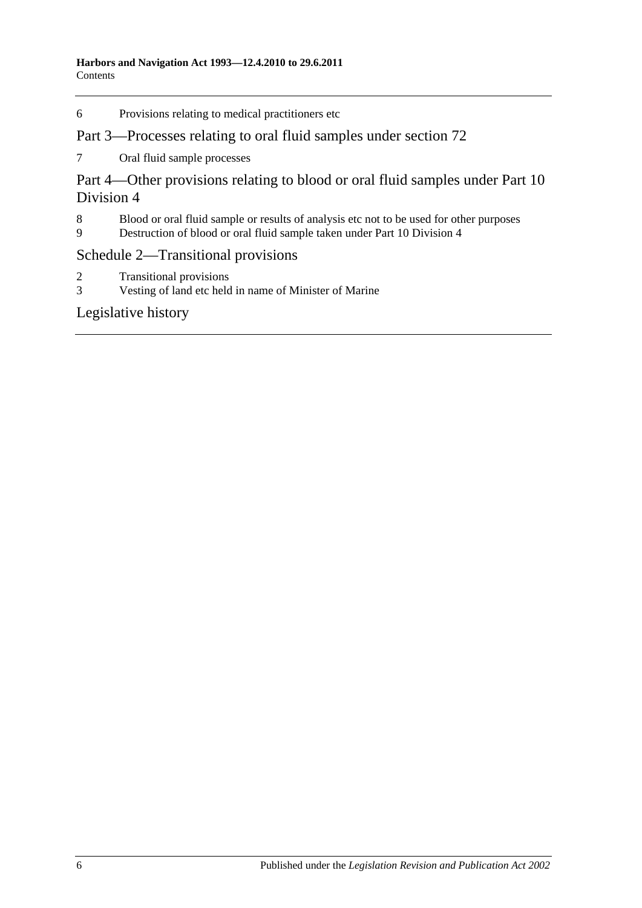6 Provisions relating to medical practitioners etc

## Part 3—Processes relating to oral fluid samples under section 72

7 Oral fluid sample processes

## Part 4—Other provisions relating to blood or oral fluid samples under Part 10 Division 4

8 Blood or oral fluid sample or results of analysis etc not to be used for other purposes
9 Destruction of blood or oral fluid sample taken under Part 10 Division 4

## Schedule 2—Transitional provisions

2 Transitional provisions
3 Vesting of land etc held in name of Minister of Marine

## Legislative history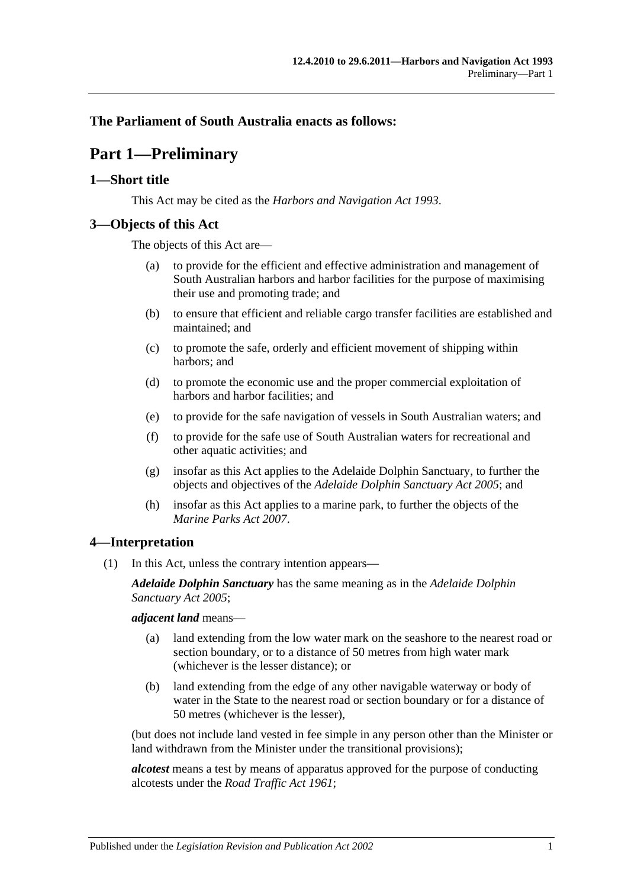**The Parliament of South Australia enacts as follows:**

# Part 1—Preliminary

## 1—Short title

This Act may be cited as the *Harbors and Navigation Act 1993*.

## 3—Objects of this Act

The objects of this Act are—

(a) to provide for the efficient and effective administration and management of South Australian harbors and harbor facilities for the purpose of maximising their use and promoting trade; and

(b) to ensure that efficient and reliable cargo transfer facilities are established and maintained; and

(c) to promote the safe, orderly and efficient movement of shipping within harbors; and

(d) to promote the economic use and the proper commercial exploitation of harbors and harbor facilities; and

(e) to provide for the safe navigation of vessels in South Australian waters; and

(f) to provide for the safe use of South Australian waters for recreational and other aquatic activities; and

(g) insofar as this Act applies to the Adelaide Dolphin Sanctuary, to further the objects and objectives of the *Adelaide Dolphin Sanctuary Act 2005*; and

(h) insofar as this Act applies to a marine park, to further the objects of the *Marine Parks Act 2007*.

## 4—Interpretation

(1) In this Act, unless the contrary intention appears—

***Adelaide Dolphin Sanctuary*** has the same meaning as in the *Adelaide Dolphin Sanctuary Act 2005*;

***adjacent land*** means—

(a) land extending from the low water mark on the seashore to the nearest road or section boundary, or to a distance of 50 metres from high water mark (whichever is the lesser distance); or

(b) land extending from the edge of any other navigable waterway or body of water in the State to the nearest road or section boundary or for a distance of 50 metres (whichever is the lesser),

(but does not include land vested in fee simple in any person other than the Minister or land withdrawn from the Minister under the transitional provisions);

***alcotest*** means a test by means of apparatus approved for the purpose of conducting alcotests under the *Road Traffic Act 1961*;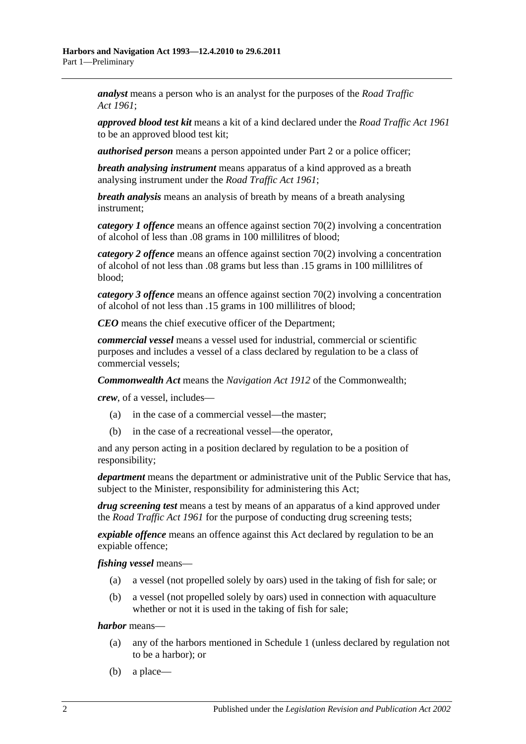***analyst*** means a person who is an analyst for the purposes of the *Road Traffic Act 1961*;

***approved blood test kit*** means a kit of a kind declared under the *Road Traffic Act 1961* to be an approved blood test kit;

***authorised person*** means a person appointed under Part 2 or a police officer;

***breath analysing instrument*** means apparatus of a kind approved as a breath analysing instrument under the *Road Traffic Act 1961*;

***breath analysis*** means an analysis of breath by means of a breath analysing instrument;

***category 1 offence*** means an offence against section 70(2) involving a concentration of alcohol of less than .08 grams in 100 millilitres of blood;

***category 2 offence*** means an offence against section 70(2) involving a concentration of alcohol of not less than .08 grams but less than .15 grams in 100 millilitres of blood;

***category 3 offence*** means an offence against section 70(2) involving a concentration of alcohol of not less than .15 grams in 100 millilitres of blood;

***CEO*** means the chief executive officer of the Department;

***commercial vessel*** means a vessel used for industrial, commercial or scientific purposes and includes a vessel of a class declared by regulation to be a class of commercial vessels;

***Commonwealth Act*** means the *Navigation Act 1912* of the Commonwealth;

***crew***, of a vessel, includes—

(a) in the case of a commercial vessel—the master;

(b) in the case of a recreational vessel—the operator,

and any person acting in a position declared by regulation to be a position of responsibility;

***department*** means the department or administrative unit of the Public Service that has, subject to the Minister, responsibility for administering this Act;

***drug screening test*** means a test by means of an apparatus of a kind approved under the *Road Traffic Act 1961* for the purpose of conducting drug screening tests;

***expiable offence*** means an offence against this Act declared by regulation to be an expiable offence;

***fishing vessel*** means—

(a) a vessel (not propelled solely by oars) used in the taking of fish for sale; or

(b) a vessel (not propelled solely by oars) used in connection with aquaculture whether or not it is used in the taking of fish for sale;

***harbor*** means—

(a) any of the harbors mentioned in Schedule 1 (unless declared by regulation not to be a harbor); or

(b) a place—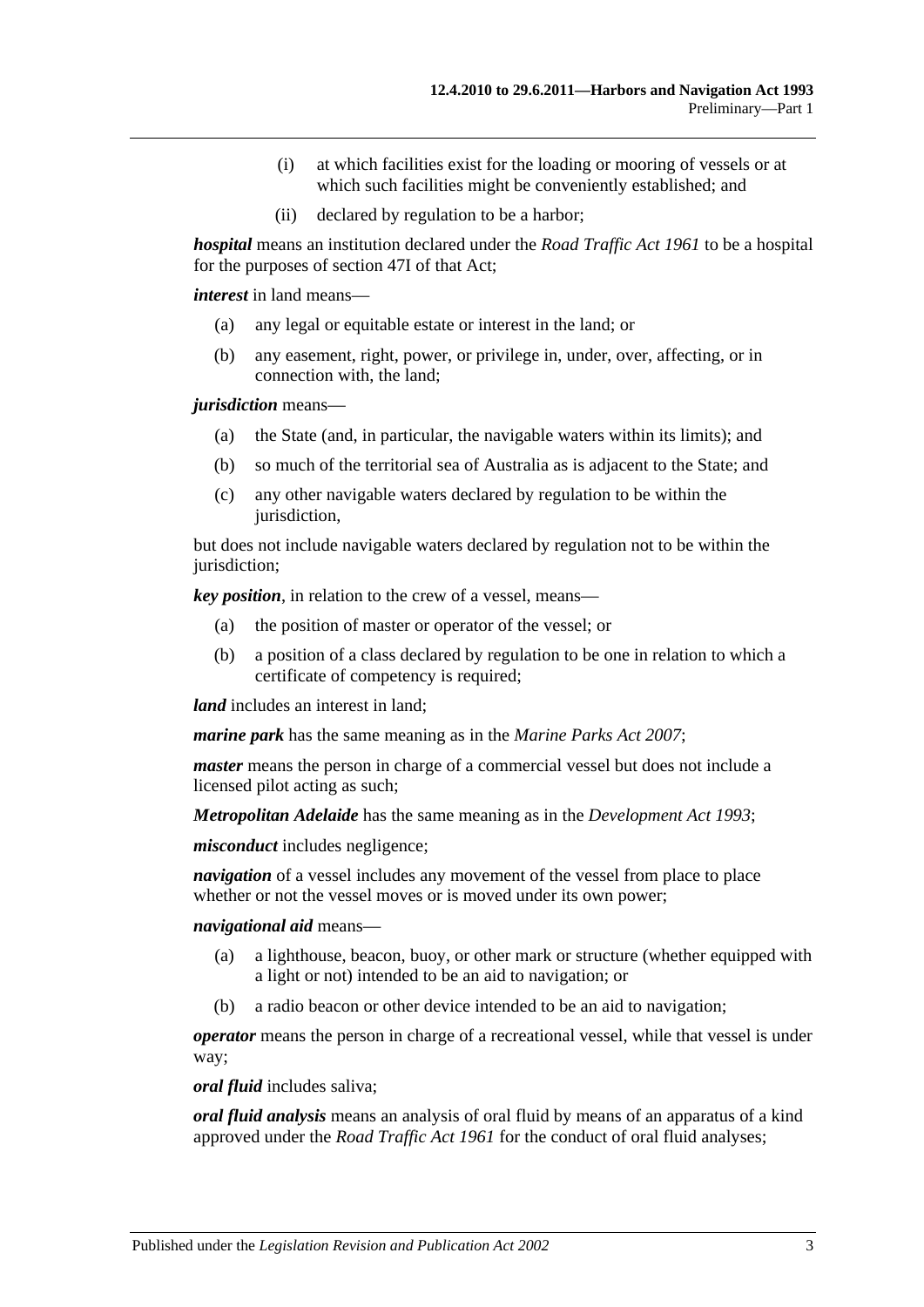(i) at which facilities exist for the loading or mooring of vessels or at which such facilities might be conveniently established; and

(ii) declared by regulation to be a harbor;

***hospital*** means an institution declared under the *Road Traffic Act 1961* to be a hospital for the purposes of section 47I of that Act;

***interest*** in land means—

(a) any legal or equitable estate or interest in the land; or

(b) any easement, right, power, or privilege in, under, over, affecting, or in connection with, the land;

***jurisdiction*** means—

(a) the State (and, in particular, the navigable waters within its limits); and

(b) so much of the territorial sea of Australia as is adjacent to the State; and

(c) any other navigable waters declared by regulation to be within the jurisdiction,

but does not include navigable waters declared by regulation not to be within the jurisdiction;

***key position***, in relation to the crew of a vessel, means—

(a) the position of master or operator of the vessel; or

(b) a position of a class declared by regulation to be one in relation to which a certificate of competency is required;

***land*** includes an interest in land;

***marine park*** has the same meaning as in the *Marine Parks Act 2007*;

***master*** means the person in charge of a commercial vessel but does not include a licensed pilot acting as such;

***Metropolitan Adelaide*** has the same meaning as in the *Development Act 1993*;

***misconduct*** includes negligence;

***navigation*** of a vessel includes any movement of the vessel from place to place whether or not the vessel moves or is moved under its own power;

***navigational aid*** means—

(a) a lighthouse, beacon, buoy, or other mark or structure (whether equipped with a light or not) intended to be an aid to navigation; or

(b) a radio beacon or other device intended to be an aid to navigation;

***operator*** means the person in charge of a recreational vessel, while that vessel is under way;

***oral fluid*** includes saliva;

***oral fluid analysis*** means an analysis of oral fluid by means of an apparatus of a kind approved under the *Road Traffic Act 1961* for the conduct of oral fluid analyses;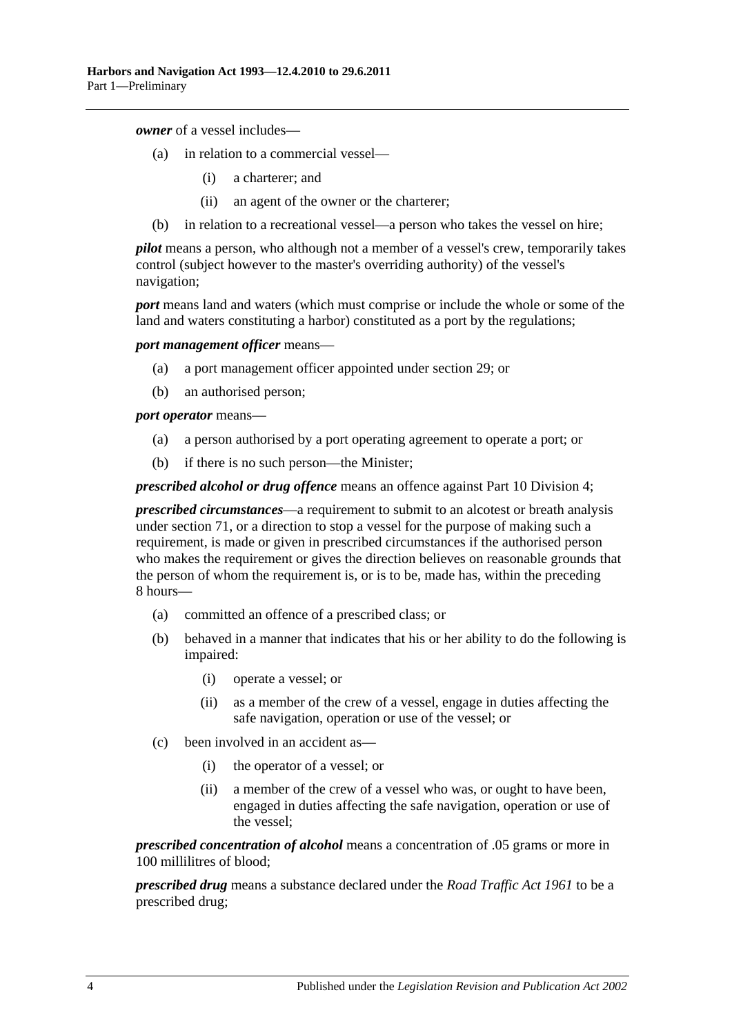***owner*** of a vessel includes—

(a) in relation to a commercial vessel—

(i) a charterer; and

(ii) an agent of the owner or the charterer;

(b) in relation to a recreational vessel—a person who takes the vessel on hire;

***pilot*** means a person, who although not a member of a vessel's crew, temporarily takes control (subject however to the master's overriding authority) of the vessel's navigation;

***port*** means land and waters (which must comprise or include the whole or some of the land and waters constituting a harbor) constituted as a port by the regulations;

***port management officer*** means—

(a) a port management officer appointed under section 29; or

(b) an authorised person;

***port operator*** means—

(a) a person authorised by a port operating agreement to operate a port; or

(b) if there is no such person—the Minister;

***prescribed alcohol or drug offence*** means an offence against Part 10 Division 4;

***prescribed circumstances***—a requirement to submit to an alcotest or breath analysis under section 71, or a direction to stop a vessel for the purpose of making such a requirement, is made or given in prescribed circumstances if the authorised person who makes the requirement or gives the direction believes on reasonable grounds that the person of whom the requirement is, or is to be, made has, within the preceding 8 hours—

(a) committed an offence of a prescribed class; or

(b) behaved in a manner that indicates that his or her ability to do the following is impaired:

(i) operate a vessel; or

(ii) as a member of the crew of a vessel, engage in duties affecting the safe navigation, operation or use of the vessel; or

(c) been involved in an accident as—

(i) the operator of a vessel; or

(ii) a member of the crew of a vessel who was, or ought to have been, engaged in duties affecting the safe navigation, operation or use of the vessel;

***prescribed concentration of alcohol*** means a concentration of .05 grams or more in 100 millilitres of blood;

***prescribed drug*** means a substance declared under the *Road Traffic Act 1961* to be a prescribed drug;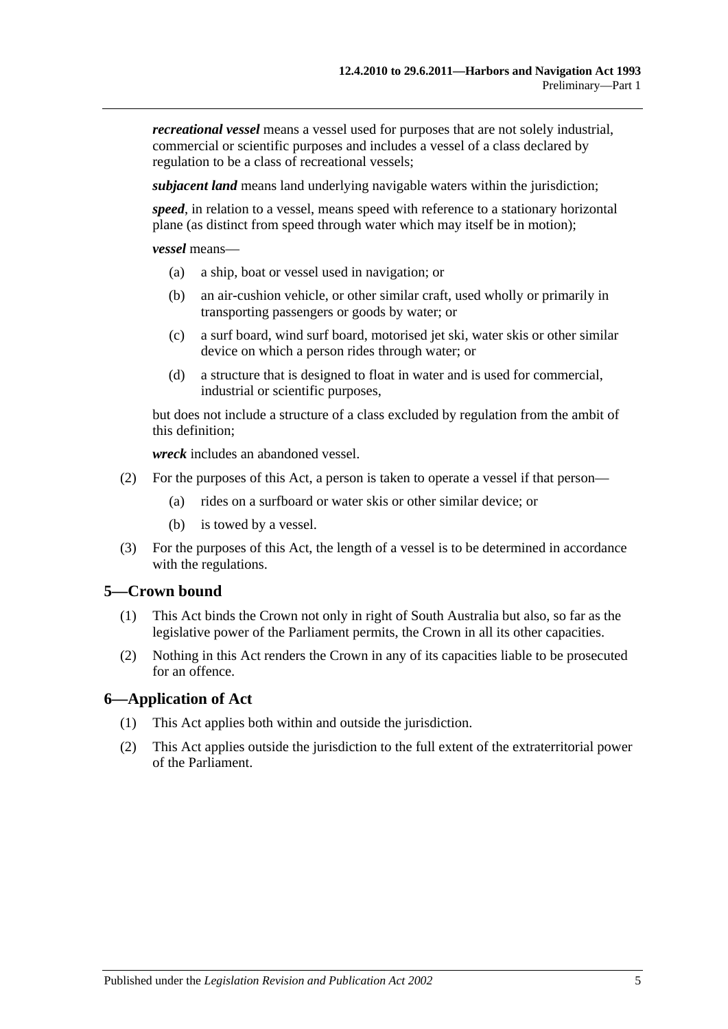***recreational vessel*** means a vessel used for purposes that are not solely industrial, commercial or scientific purposes and includes a vessel of a class declared by regulation to be a class of recreational vessels;

***subjacent land*** means land underlying navigable waters within the jurisdiction;

***speed***, in relation to a vessel, means speed with reference to a stationary horizontal plane (as distinct from speed through water which may itself be in motion);

***vessel*** means—

(a) a ship, boat or vessel used in navigation; or

(b) an air-cushion vehicle, or other similar craft, used wholly or primarily in transporting passengers or goods by water; or

(c) a surf board, wind surf board, motorised jet ski, water skis or other similar device on which a person rides through water; or

(d) a structure that is designed to float in water and is used for commercial, industrial or scientific purposes,

but does not include a structure of a class excluded by regulation from the ambit of this definition;

***wreck*** includes an abandoned vessel.

(2) For the purposes of this Act, a person is taken to operate a vessel if that person—

(a) rides on a surfboard or water skis or other similar device; or

(b) is towed by a vessel.

(3) For the purposes of this Act, the length of a vessel is to be determined in accordance with the regulations.

## 5—Crown bound

(1) This Act binds the Crown not only in right of South Australia but also, so far as the legislative power of the Parliament permits, the Crown in all its other capacities.

(2) Nothing in this Act renders the Crown in any of its capacities liable to be prosecuted for an offence.

## 6—Application of Act

(1) This Act applies both within and outside the jurisdiction.

(2) This Act applies outside the jurisdiction to the full extent of the extraterritorial power of the Parliament.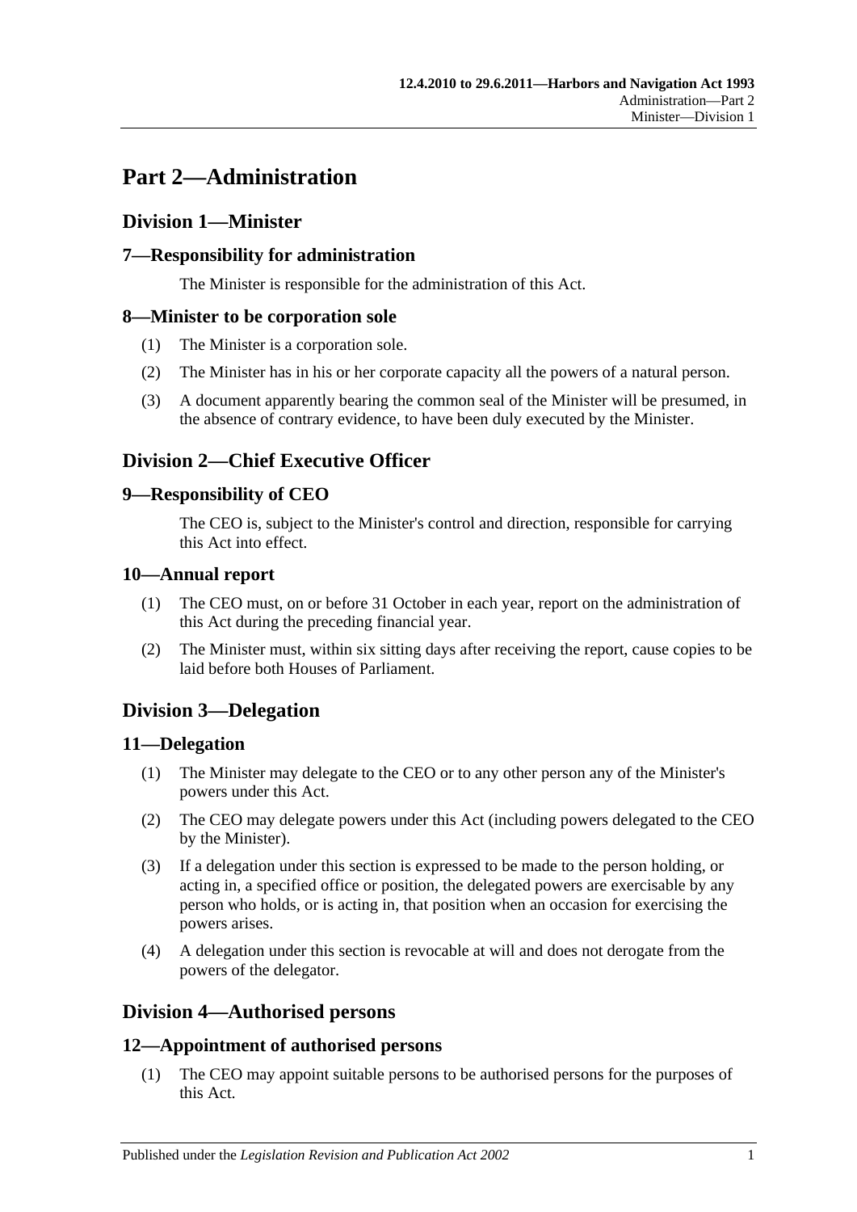# Part 2—Administration

## Division 1—Minister

### 7—Responsibility for administration

The Minister is responsible for the administration of this Act.

### 8—Minister to be corporation sole

(1) The Minister is a corporation sole.

(2) The Minister has in his or her corporate capacity all the powers of a natural person.

(3) A document apparently bearing the common seal of the Minister will be presumed, in the absence of contrary evidence, to have been duly executed by the Minister.

## Division 2—Chief Executive Officer

### 9—Responsibility of CEO

The CEO is, subject to the Minister's control and direction, responsible for carrying this Act into effect.

### 10—Annual report

(1) The CEO must, on or before 31 October in each year, report on the administration of this Act during the preceding financial year.

(2) The Minister must, within six sitting days after receiving the report, cause copies to be laid before both Houses of Parliament.

## Division 3—Delegation

### 11—Delegation

(1) The Minister may delegate to the CEO or to any other person any of the Minister's powers under this Act.

(2) The CEO may delegate powers under this Act (including powers delegated to the CEO by the Minister).

(3) If a delegation under this section is expressed to be made to the person holding, or acting in, a specified office or position, the delegated powers are exercisable by any person who holds, or is acting in, that position when an occasion for exercising the powers arises.

(4) A delegation under this section is revocable at will and does not derogate from the powers of the delegator.

## Division 4—Authorised persons

### 12—Appointment of authorised persons

(1) The CEO may appoint suitable persons to be authorised persons for the purposes of this Act.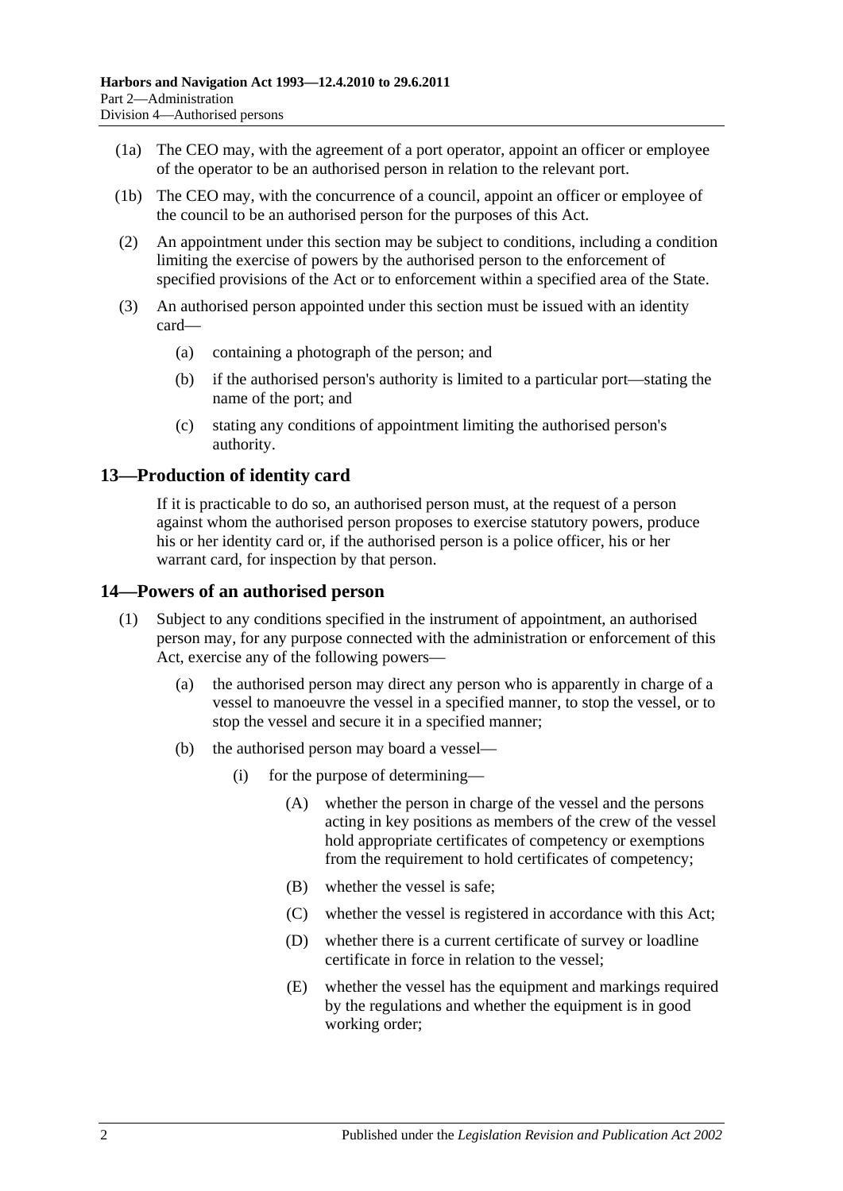(1a) The CEO may, with the agreement of a port operator, appoint an officer or employee of the operator to be an authorised person in relation to the relevant port.

(1b) The CEO may, with the concurrence of a council, appoint an officer or employee of the council to be an authorised person for the purposes of this Act.

(2) An appointment under this section may be subject to conditions, including a condition limiting the exercise of powers by the authorised person to the enforcement of specified provisions of the Act or to enforcement within a specified area of the State.

(3) An authorised person appointed under this section must be issued with an identity card—

(a) containing a photograph of the person; and

(b) if the authorised person's authority is limited to a particular port—stating the name of the port; and

(c) stating any conditions of appointment limiting the authorised person's authority.

## 13—Production of identity card

If it is practicable to do so, an authorised person must, at the request of a person against whom the authorised person proposes to exercise statutory powers, produce his or her identity card or, if the authorised person is a police officer, his or her warrant card, for inspection by that person.

## 14—Powers of an authorised person

(1) Subject to any conditions specified in the instrument of appointment, an authorised person may, for any purpose connected with the administration or enforcement of this Act, exercise any of the following powers—

(a) the authorised person may direct any person who is apparently in charge of a vessel to manoeuvre the vessel in a specified manner, to stop the vessel, or to stop the vessel and secure it in a specified manner;

(b) the authorised person may board a vessel—

(i) for the purpose of determining—

(A) whether the person in charge of the vessel and the persons acting in key positions as members of the crew of the vessel hold appropriate certificates of competency or exemptions from the requirement to hold certificates of competency;

(B) whether the vessel is safe;

(C) whether the vessel is registered in accordance with this Act;

(D) whether there is a current certificate of survey or loadline certificate in force in relation to the vessel;

(E) whether the vessel has the equipment and markings required by the regulations and whether the equipment is in good working order;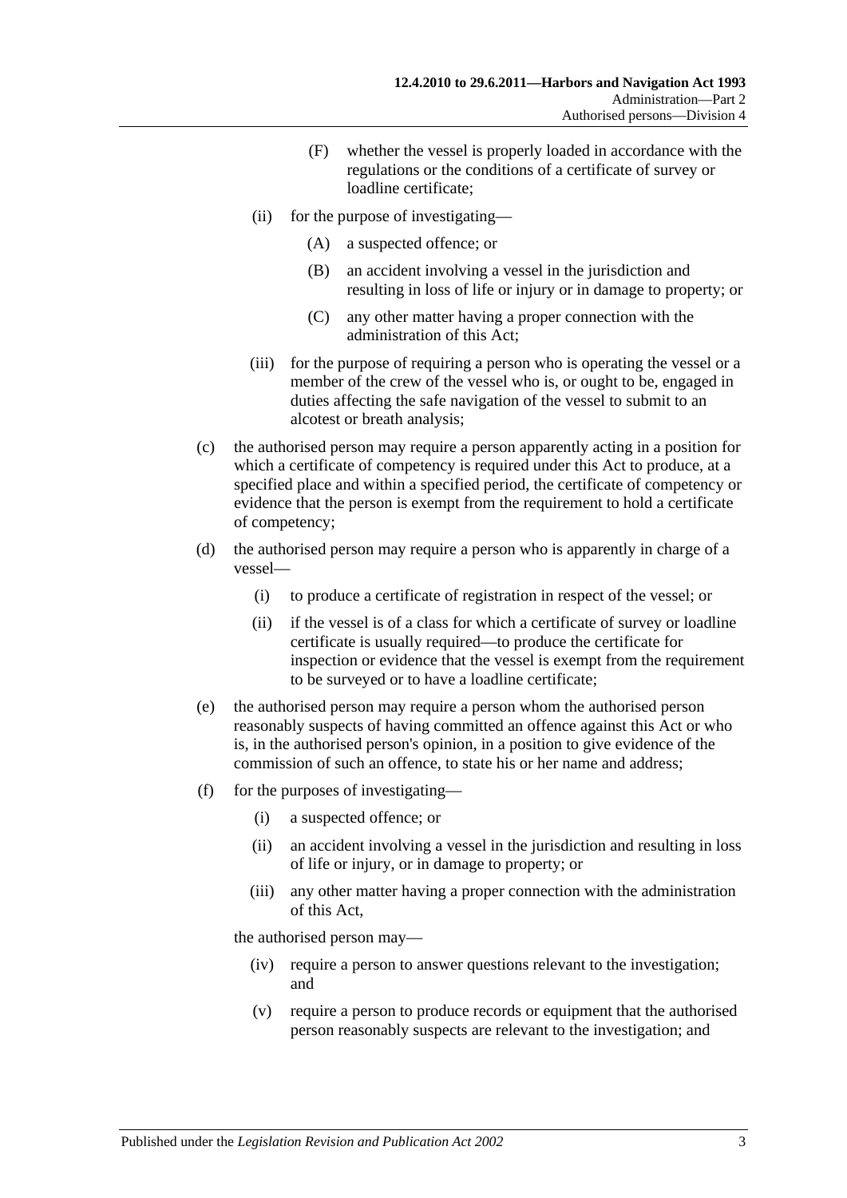(F) whether the vessel is properly loaded in accordance with the regulations or the conditions of a certificate of survey or loadline certificate;

(ii) for the purpose of investigating—

(A) a suspected offence; or

(B) an accident involving a vessel in the jurisdiction and resulting in loss of life or injury or in damage to property; or

(C) any other matter having a proper connection with the administration of this Act;

(iii) for the purpose of requiring a person who is operating the vessel or a member of the crew of the vessel who is, or ought to be, engaged in duties affecting the safe navigation of the vessel to submit to an alcotest or breath analysis;

(c) the authorised person may require a person apparently acting in a position for which a certificate of competency is required under this Act to produce, at a specified place and within a specified period, the certificate of competency or evidence that the person is exempt from the requirement to hold a certificate of competency;

(d) the authorised person may require a person who is apparently in charge of a vessel—

(i) to produce a certificate of registration in respect of the vessel; or

(ii) if the vessel is of a class for which a certificate of survey or loadline certificate is usually required—to produce the certificate for inspection or evidence that the vessel is exempt from the requirement to be surveyed or to have a loadline certificate;

(e) the authorised person may require a person whom the authorised person reasonably suspects of having committed an offence against this Act or who is, in the authorised person's opinion, in a position to give evidence of the commission of such an offence, to state his or her name and address;

(f) for the purposes of investigating—

(i) a suspected offence; or

(ii) an accident involving a vessel in the jurisdiction and resulting in loss of life or injury, or in damage to property; or

(iii) any other matter having a proper connection with the administration of this Act,

the authorised person may—

(iv) require a person to answer questions relevant to the investigation; and

(v) require a person to produce records or equipment that the authorised person reasonably suspects are relevant to the investigation; and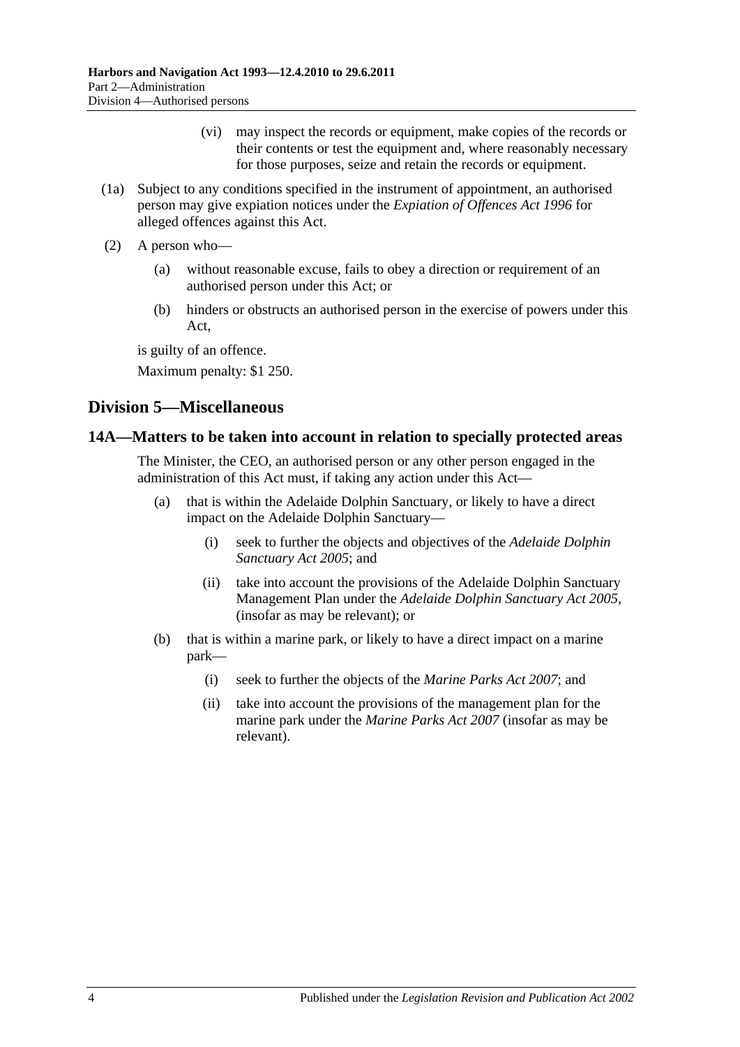(vi) may inspect the records or equipment, make copies of the records or their contents or test the equipment and, where reasonably necessary for those purposes, seize and retain the records or equipment.

(1a) Subject to any conditions specified in the instrument of appointment, an authorised person may give expiation notices under the *Expiation of Offences Act 1996* for alleged offences against this Act.

(2) A person who—

(a) without reasonable excuse, fails to obey a direction or requirement of an authorised person under this Act; or

(b) hinders or obstructs an authorised person in the exercise of powers under this Act,

is guilty of an offence.

Maximum penalty: $1 250.

## Division 5—Miscellaneous

### 14A—Matters to be taken into account in relation to specially protected areas

The Minister, the CEO, an authorised person or any other person engaged in the administration of this Act must, if taking any action under this Act—

(a) that is within the Adelaide Dolphin Sanctuary, or likely to have a direct impact on the Adelaide Dolphin Sanctuary—

(i) seek to further the objects and objectives of the *Adelaide Dolphin Sanctuary Act 2005*; and

(ii) take into account the provisions of the Adelaide Dolphin Sanctuary Management Plan under the *Adelaide Dolphin Sanctuary Act 2005*, (insofar as may be relevant); or

(b) that is within a marine park, or likely to have a direct impact on a marine park—

(i) seek to further the objects of the *Marine Parks Act 2007*; and

(ii) take into account the provisions of the management plan for the marine park under the *Marine Parks Act 2007* (insofar as may be relevant).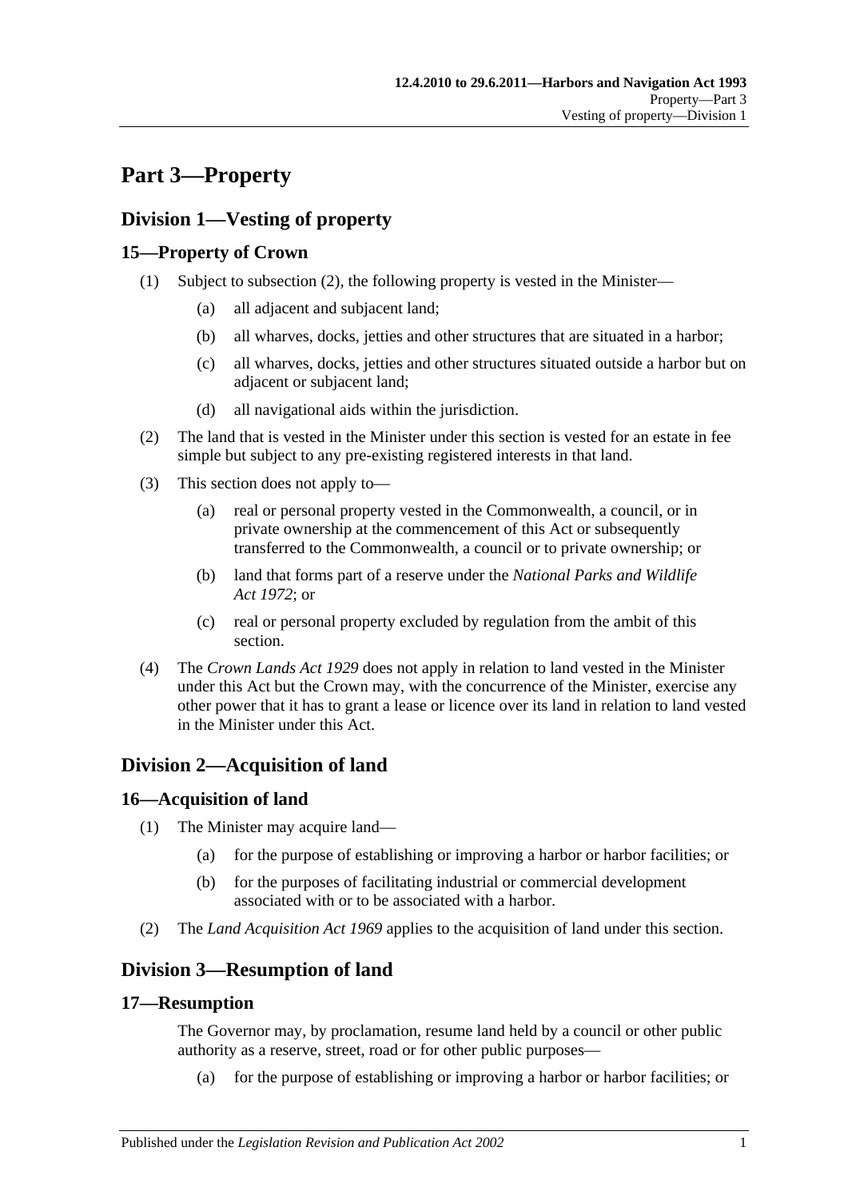# Part 3—Property

## Division 1—Vesting of property

### 15—Property of Crown

(1) Subject to subsection (2), the following property is vested in the Minister—

(a) all adjacent and subjacent land;

(b) all wharves, docks, jetties and other structures that are situated in a harbor;

(c) all wharves, docks, jetties and other structures situated outside a harbor but on adjacent or subjacent land;

(d) all navigational aids within the jurisdiction.

(2) The land that is vested in the Minister under this section is vested for an estate in fee simple but subject to any pre-existing registered interests in that land.

(3) This section does not apply to—

(a) real or personal property vested in the Commonwealth, a council, or in private ownership at the commencement of this Act or subsequently transferred to the Commonwealth, a council or to private ownership; or

(b) land that forms part of a reserve under the *National Parks and Wildlife Act 1972*; or

(c) real or personal property excluded by regulation from the ambit of this section.

(4) The *Crown Lands Act 1929* does not apply in relation to land vested in the Minister under this Act but the Crown may, with the concurrence of the Minister, exercise any other power that it has to grant a lease or licence over its land in relation to land vested in the Minister under this Act.

## Division 2—Acquisition of land

### 16—Acquisition of land

(1) The Minister may acquire land—

(a) for the purpose of establishing or improving a harbor or harbor facilities; or

(b) for the purposes of facilitating industrial or commercial development associated with or to be associated with a harbor.

(2) The *Land Acquisition Act 1969* applies to the acquisition of land under this section.

## Division 3—Resumption of land

### 17—Resumption

The Governor may, by proclamation, resume land held by a council or other public authority as a reserve, street, road or for other public purposes—

(a) for the purpose of establishing or improving a harbor or harbor facilities; or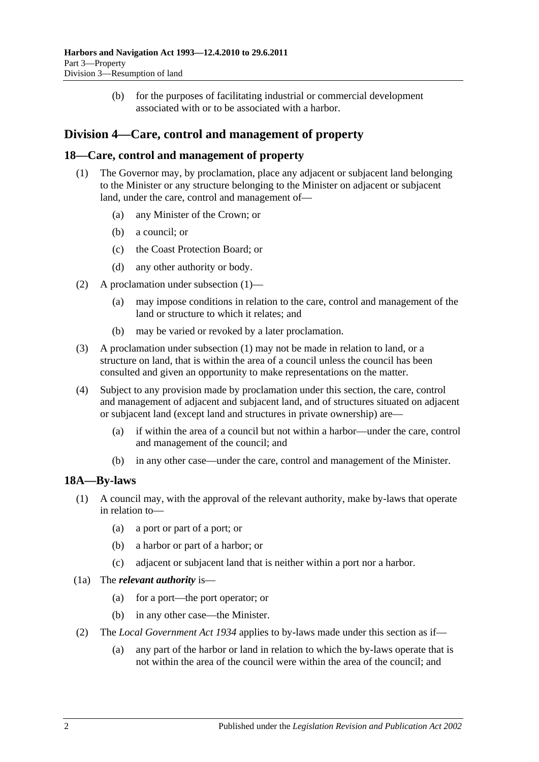(b) for the purposes of facilitating industrial or commercial development associated with or to be associated with a harbor.

## Division 4—Care, control and management of property

### 18—Care, control and management of property

(1) The Governor may, by proclamation, place any adjacent or subjacent land belonging to the Minister or any structure belonging to the Minister on adjacent or subjacent land, under the care, control and management of—

(a) any Minister of the Crown; or

(b) a council; or

(c) the Coast Protection Board; or

(d) any other authority or body.

(2) A proclamation under subsection (1)—

(a) may impose conditions in relation to the care, control and management of the land or structure to which it relates; and

(b) may be varied or revoked by a later proclamation.

(3) A proclamation under subsection (1) may not be made in relation to land, or a structure on land, that is within the area of a council unless the council has been consulted and given an opportunity to make representations on the matter.

(4) Subject to any provision made by proclamation under this section, the care, control and management of adjacent and subjacent land, and of structures situated on adjacent or subjacent land (except land and structures in private ownership) are—

(a) if within the area of a council but not within a harbor—under the care, control and management of the council; and

(b) in any other case—under the care, control and management of the Minister.

### 18A—By-laws

(1) A council may, with the approval of the relevant authority, make by-laws that operate in relation to—

(a) a port or part of a port; or

(b) a harbor or part of a harbor; or

(c) adjacent or subjacent land that is neither within a port nor a harbor.

(1a) The ***relevant authority*** is—

(a) for a port—the port operator; or

(b) in any other case—the Minister.

(2) The *Local Government Act 1934* applies to by-laws made under this section as if—

(a) any part of the harbor or land in relation to which the by-laws operate that is not within the area of the council were within the area of the council; and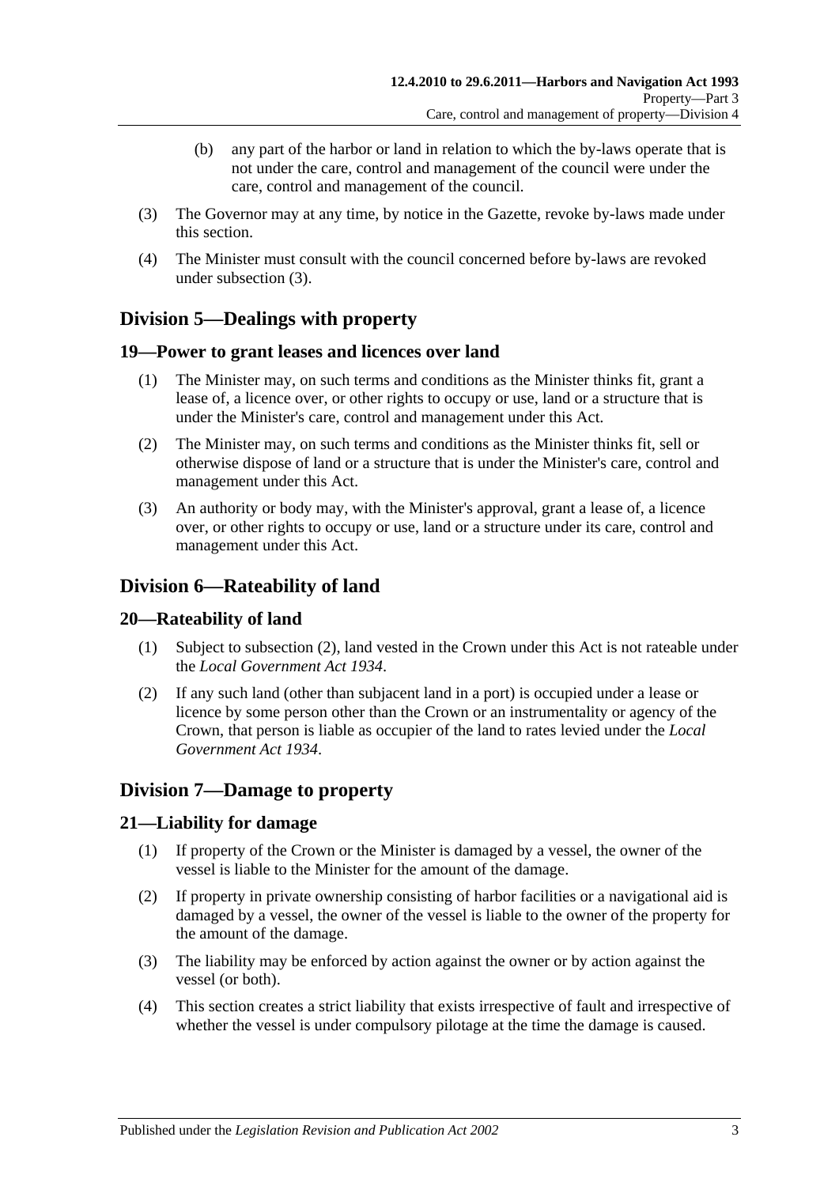(b) any part of the harbor or land in relation to which the by-laws operate that is not under the care, control and management of the council were under the care, control and management of the council.

(3) The Governor may at any time, by notice in the Gazette, revoke by-laws made under this section.

(4) The Minister must consult with the council concerned before by-laws are revoked under subsection (3).

## Division 5—Dealings with property

### 19—Power to grant leases and licences over land

(1) The Minister may, on such terms and conditions as the Minister thinks fit, grant a lease of, a licence over, or other rights to occupy or use, land or a structure that is under the Minister's care, control and management under this Act.

(2) The Minister may, on such terms and conditions as the Minister thinks fit, sell or otherwise dispose of land or a structure that is under the Minister's care, control and management under this Act.

(3) An authority or body may, with the Minister's approval, grant a lease of, a licence over, or other rights to occupy or use, land or a structure under its care, control and management under this Act.

## Division 6—Rateability of land

### 20—Rateability of land

(1) Subject to subsection (2), land vested in the Crown under this Act is not rateable under the *Local Government Act 1934*.

(2) If any such land (other than subjacent land in a port) is occupied under a lease or licence by some person other than the Crown or an instrumentality or agency of the Crown, that person is liable as occupier of the land to rates levied under the *Local Government Act 1934*.

## Division 7—Damage to property

### 21—Liability for damage

(1) If property of the Crown or the Minister is damaged by a vessel, the owner of the vessel is liable to the Minister for the amount of the damage.

(2) If property in private ownership consisting of harbor facilities or a navigational aid is damaged by a vessel, the owner of the vessel is liable to the owner of the property for the amount of the damage.

(3) The liability may be enforced by action against the owner or by action against the vessel (or both).

(4) This section creates a strict liability that exists irrespective of fault and irrespective of whether the vessel is under compulsory pilotage at the time the damage is caused.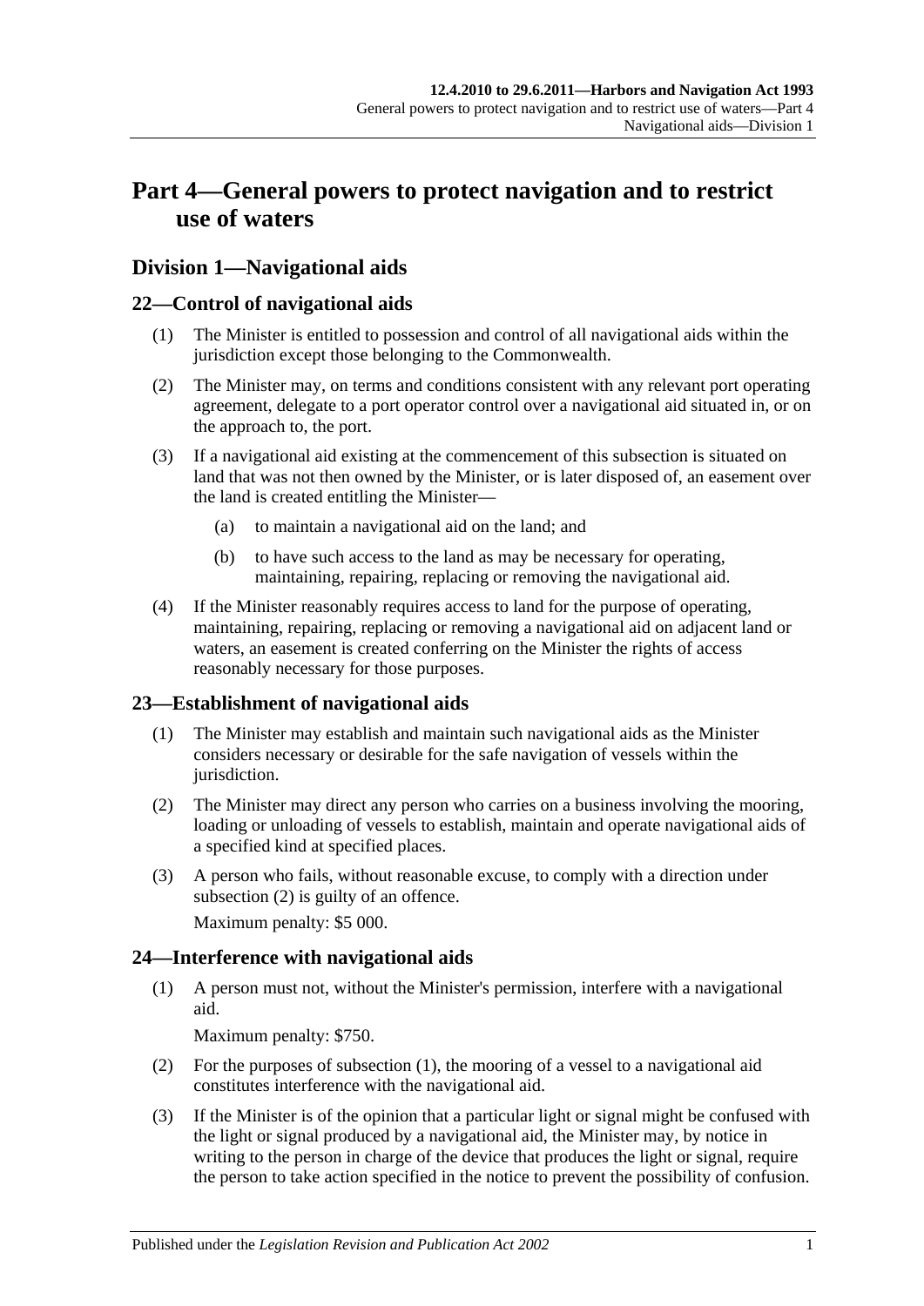# Part 4—General powers to protect navigation and to restrict use of waters

## Division 1—Navigational aids

### 22—Control of navigational aids

(1) The Minister is entitled to possession and control of all navigational aids within the jurisdiction except those belonging to the Commonwealth.

(2) The Minister may, on terms and conditions consistent with any relevant port operating agreement, delegate to a port operator control over a navigational aid situated in, or on the approach to, the port.

(3) If a navigational aid existing at the commencement of this subsection is situated on land that was not then owned by the Minister, or is later disposed of, an easement over the land is created entitling the Minister—

(a) to maintain a navigational aid on the land; and

(b) to have such access to the land as may be necessary for operating, maintaining, repairing, replacing or removing the navigational aid.

(4) If the Minister reasonably requires access to land for the purpose of operating, maintaining, repairing, replacing or removing a navigational aid on adjacent land or waters, an easement is created conferring on the Minister the rights of access reasonably necessary for those purposes.

### 23—Establishment of navigational aids

(1) The Minister may establish and maintain such navigational aids as the Minister considers necessary or desirable for the safe navigation of vessels within the jurisdiction.

(2) The Minister may direct any person who carries on a business involving the mooring, loading or unloading of vessels to establish, maintain and operate navigational aids of a specified kind at specified places.

(3) A person who fails, without reasonable excuse, to comply with a direction under subsection (2) is guilty of an offence.

Maximum penalty: $5 000.

### 24—Interference with navigational aids

(1) A person must not, without the Minister's permission, interfere with a navigational aid.

Maximum penalty: $750.

(2) For the purposes of subsection (1), the mooring of a vessel to a navigational aid constitutes interference with the navigational aid.

(3) If the Minister is of the opinion that a particular light or signal might be confused with the light or signal produced by a navigational aid, the Minister may, by notice in writing to the person in charge of the device that produces the light or signal, require the person to take action specified in the notice to prevent the possibility of confusion.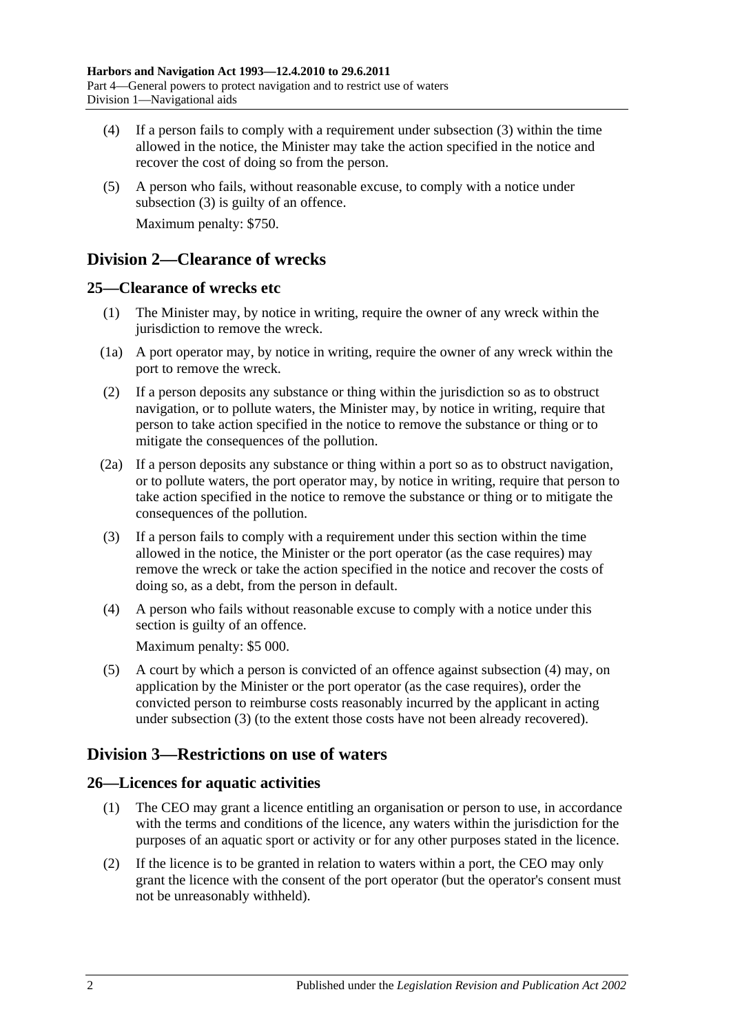(4) If a person fails to comply with a requirement under subsection (3) within the time allowed in the notice, the Minister may take the action specified in the notice and recover the cost of doing so from the person.

(5) A person who fails, without reasonable excuse, to comply with a notice under subsection (3) is guilty of an offence.

Maximum penalty: $750.

## Division 2—Clearance of wrecks

### 25—Clearance of wrecks etc

(1) The Minister may, by notice in writing, require the owner of any wreck within the jurisdiction to remove the wreck.

(1a) A port operator may, by notice in writing, require the owner of any wreck within the port to remove the wreck.

(2) If a person deposits any substance or thing within the jurisdiction so as to obstruct navigation, or to pollute waters, the Minister may, by notice in writing, require that person to take action specified in the notice to remove the substance or thing or to mitigate the consequences of the pollution.

(2a) If a person deposits any substance or thing within a port so as to obstruct navigation, or to pollute waters, the port operator may, by notice in writing, require that person to take action specified in the notice to remove the substance or thing or to mitigate the consequences of the pollution.

(3) If a person fails to comply with a requirement under this section within the time allowed in the notice, the Minister or the port operator (as the case requires) may remove the wreck or take the action specified in the notice and recover the costs of doing so, as a debt, from the person in default.

(4) A person who fails without reasonable excuse to comply with a notice under this section is guilty of an offence.

Maximum penalty: $5 000.

(5) A court by which a person is convicted of an offence against subsection (4) may, on application by the Minister or the port operator (as the case requires), order the convicted person to reimburse costs reasonably incurred by the applicant in acting under subsection (3) (to the extent those costs have not been already recovered).

## Division 3—Restrictions on use of waters

### 26—Licences for aquatic activities

(1) The CEO may grant a licence entitling an organisation or person to use, in accordance with the terms and conditions of the licence, any waters within the jurisdiction for the purposes of an aquatic sport or activity or for any other purposes stated in the licence.

(2) If the licence is to be granted in relation to waters within a port, the CEO may only grant the licence with the consent of the port operator (but the operator's consent must not be unreasonably withheld).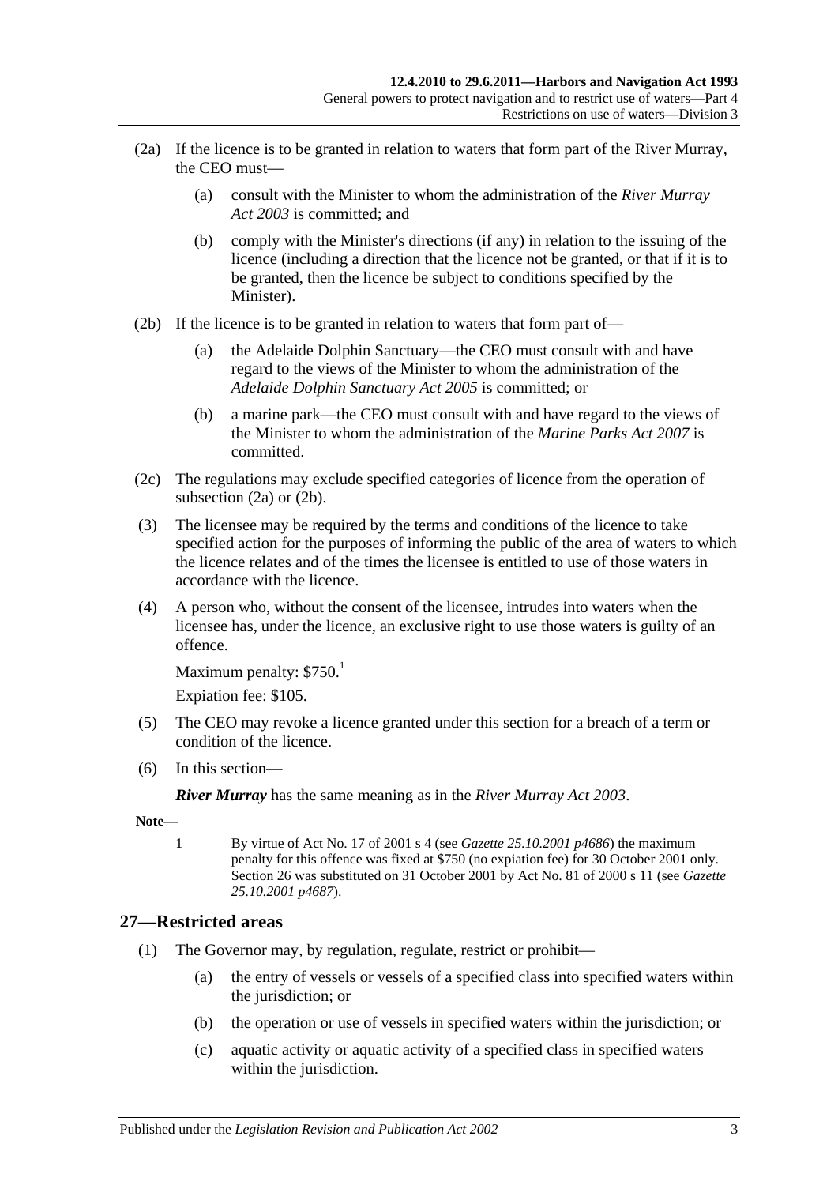(2a) If the licence is to be granted in relation to waters that form part of the River Murray, the CEO must—

(a) consult with the Minister to whom the administration of the *River Murray Act 2003* is committed; and

(b) comply with the Minister's directions (if any) in relation to the issuing of the licence (including a direction that the licence not be granted, or that if it is to be granted, then the licence be subject to conditions specified by the Minister).

(2b) If the licence is to be granted in relation to waters that form part of—

(a) the Adelaide Dolphin Sanctuary—the CEO must consult with and have regard to the views of the Minister to whom the administration of the *Adelaide Dolphin Sanctuary Act 2005* is committed; or

(b) a marine park—the CEO must consult with and have regard to the views of the Minister to whom the administration of the *Marine Parks Act 2007* is committed.

(2c) The regulations may exclude specified categories of licence from the operation of subsection (2a) or (2b).

(3) The licensee may be required by the terms and conditions of the licence to take specified action for the purposes of informing the public of the area of waters to which the licence relates and of the times the licensee is entitled to use of those waters in accordance with the licence.

(4) A person who, without the consent of the licensee, intrudes into waters when the licensee has, under the licence, an exclusive right to use those waters is guilty of an offence.

Maximum penalty: $750.[1]

Expiation fee: $105.

(5) The CEO may revoke a licence granted under this section for a breach of a term or condition of the licence.

(6) In this section—

***River Murray*** has the same meaning as in the *River Murray Act 2003*.

**Note—**

1 By virtue of Act No. 17 of 2001 s 4 (see *Gazette 25.10.2001 p4686*) the maximum penalty for this offence was fixed at $750 (no expiation fee) for 30 October 2001 only. Section 26 was substituted on 31 October 2001 by Act No. 81 of 2000 s 11 (see *Gazette 25.10.2001 p4687*).

## 27—Restricted areas

(1) The Governor may, by regulation, regulate, restrict or prohibit—

(a) the entry of vessels or vessels of a specified class into specified waters within the jurisdiction; or

(b) the operation or use of vessels in specified waters within the jurisdiction; or

(c) aquatic activity or aquatic activity of a specified class in specified waters within the jurisdiction.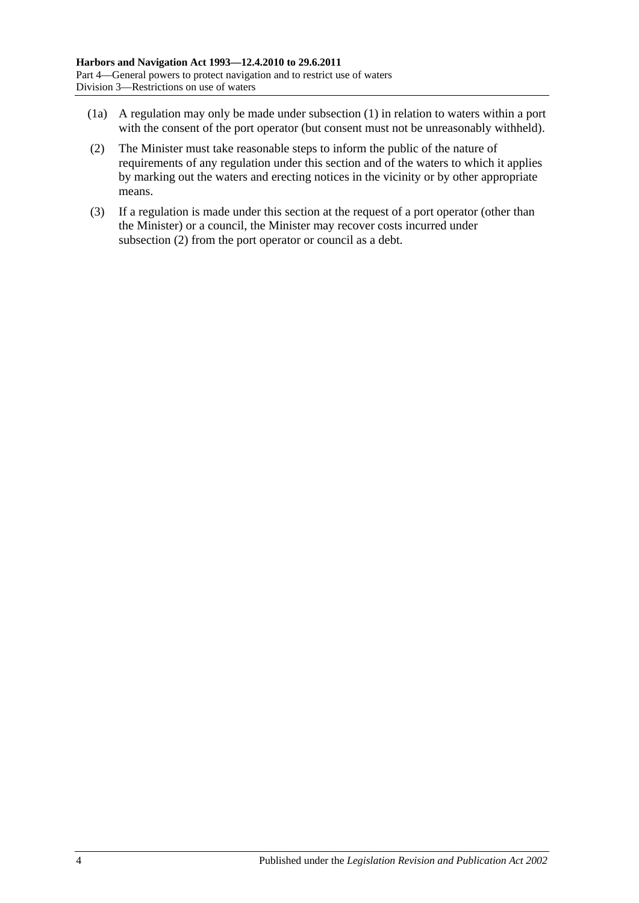(1a) A regulation may only be made under subsection (1) in relation to waters within a port with the consent of the port operator (but consent must not be unreasonably withheld).

(2) The Minister must take reasonable steps to inform the public of the nature of requirements of any regulation under this section and of the waters to which it applies by marking out the waters and erecting notices in the vicinity or by other appropriate means.

(3) If a regulation is made under this section at the request of a port operator (other than the Minister) or a council, the Minister may recover costs incurred under subsection (2) from the port operator or council as a debt.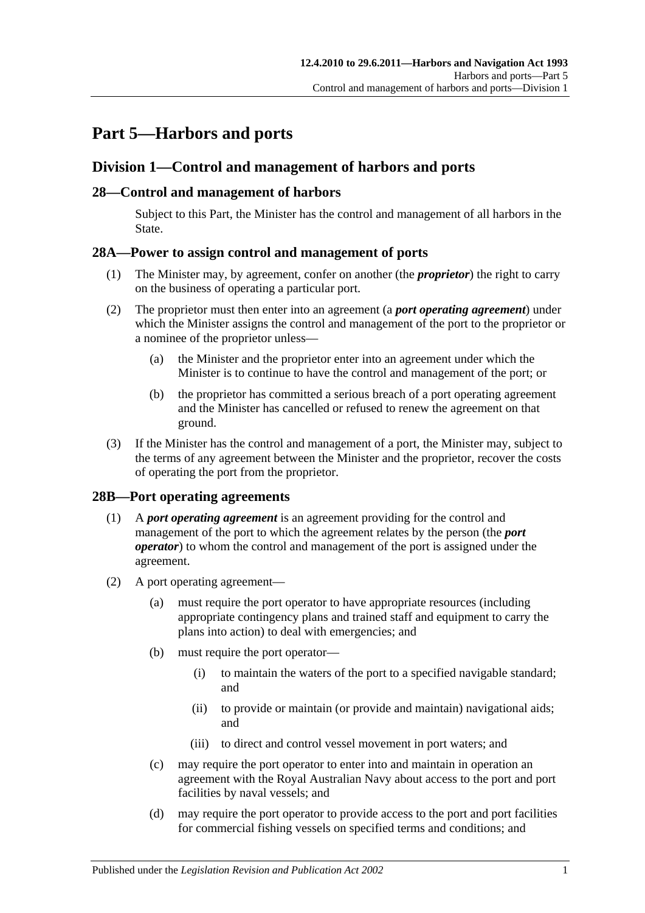# Part 5—Harbors and ports

## Division 1—Control and management of harbors and ports

### 28—Control and management of harbors

Subject to this Part, the Minister has the control and management of all harbors in the State.

### 28A—Power to assign control and management of ports

(1) The Minister may, by agreement, confer on another (the ***proprietor***) the right to carry on the business of operating a particular port.

(2) The proprietor must then enter into an agreement (a ***port operating agreement***) under which the Minister assigns the control and management of the port to the proprietor or a nominee of the proprietor unless—

(a) the Minister and the proprietor enter into an agreement under which the Minister is to continue to have the control and management of the port; or

(b) the proprietor has committed a serious breach of a port operating agreement and the Minister has cancelled or refused to renew the agreement on that ground.

(3) If the Minister has the control and management of a port, the Minister may, subject to the terms of any agreement between the Minister and the proprietor, recover the costs of operating the port from the proprietor.

### 28B—Port operating agreements

(1) A ***port operating agreement*** is an agreement providing for the control and management of the port to which the agreement relates by the person (the ***port operator***) to whom the control and management of the port is assigned under the agreement.

(2) A port operating agreement—

(a) must require the port operator to have appropriate resources (including appropriate contingency plans and trained staff and equipment to carry the plans into action) to deal with emergencies; and

(b) must require the port operator—

(i) to maintain the waters of the port to a specified navigable standard; and

(ii) to provide or maintain (or provide and maintain) navigational aids; and

(iii) to direct and control vessel movement in port waters; and

(c) may require the port operator to enter into and maintain in operation an agreement with the Royal Australian Navy about access to the port and port facilities by naval vessels; and

(d) may require the port operator to provide access to the port and port facilities for commercial fishing vessels on specified terms and conditions; and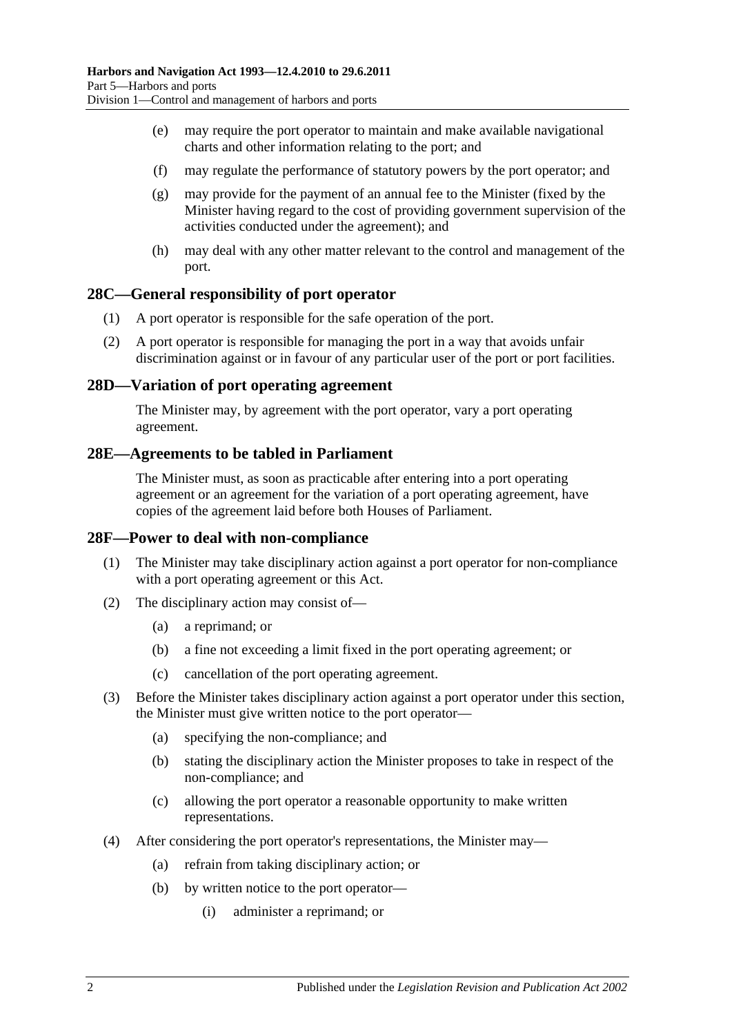(e) may require the port operator to maintain and make available navigational charts and other information relating to the port; and

(f) may regulate the performance of statutory powers by the port operator; and

(g) may provide for the payment of an annual fee to the Minister (fixed by the Minister having regard to the cost of providing government supervision of the activities conducted under the agreement); and

(h) may deal with any other matter relevant to the control and management of the port.

## 28C—General responsibility of port operator

(1) A port operator is responsible for the safe operation of the port.

(2) A port operator is responsible for managing the port in a way that avoids unfair discrimination against or in favour of any particular user of the port or port facilities.

## 28D—Variation of port operating agreement

The Minister may, by agreement with the port operator, vary a port operating agreement.

## 28E—Agreements to be tabled in Parliament

The Minister must, as soon as practicable after entering into a port operating agreement or an agreement for the variation of a port operating agreement, have copies of the agreement laid before both Houses of Parliament.

## 28F—Power to deal with non-compliance

(1) The Minister may take disciplinary action against a port operator for non-compliance with a port operating agreement or this Act.

(2) The disciplinary action may consist of—

(a) a reprimand; or

(b) a fine not exceeding a limit fixed in the port operating agreement; or

(c) cancellation of the port operating agreement.

(3) Before the Minister takes disciplinary action against a port operator under this section, the Minister must give written notice to the port operator—

(a) specifying the non-compliance; and

(b) stating the disciplinary action the Minister proposes to take in respect of the non-compliance; and

(c) allowing the port operator a reasonable opportunity to make written representations.

(4) After considering the port operator's representations, the Minister may—

(a) refrain from taking disciplinary action; or

(b) by written notice to the port operator—

(i) administer a reprimand; or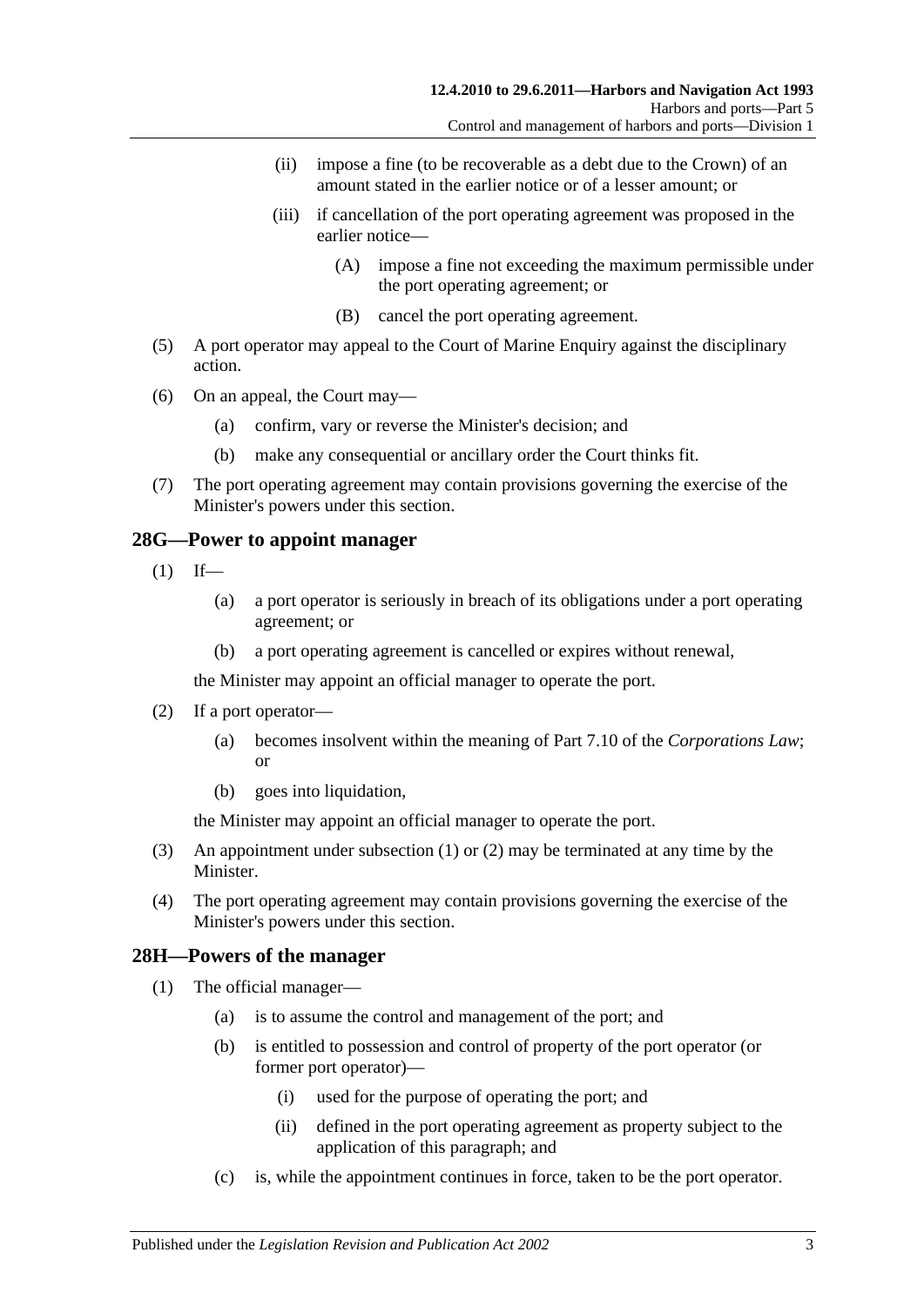(ii) impose a fine (to be recoverable as a debt due to the Crown) of an amount stated in the earlier notice or of a lesser amount; or

(iii) if cancellation of the port operating agreement was proposed in the earlier notice—

(A) impose a fine not exceeding the maximum permissible under the port operating agreement; or

(B) cancel the port operating agreement.

(5) A port operator may appeal to the Court of Marine Enquiry against the disciplinary action.

(6) On an appeal, the Court may—

(a) confirm, vary or reverse the Minister's decision; and

(b) make any consequential or ancillary order the Court thinks fit.

(7) The port operating agreement may contain provisions governing the exercise of the Minister's powers under this section.

## 28G—Power to appoint manager

(1) If—

(a) a port operator is seriously in breach of its obligations under a port operating agreement; or

(b) a port operating agreement is cancelled or expires without renewal,

the Minister may appoint an official manager to operate the port.

(2) If a port operator—

(a) becomes insolvent within the meaning of Part 7.10 of the *Corporations Law*; or

(b) goes into liquidation,

the Minister may appoint an official manager to operate the port.

(3) An appointment under subsection (1) or (2) may be terminated at any time by the Minister.

(4) The port operating agreement may contain provisions governing the exercise of the Minister's powers under this section.

## 28H—Powers of the manager

(1) The official manager—

(a) is to assume the control and management of the port; and

(b) is entitled to possession and control of property of the port operator (or former port operator)—

(i) used for the purpose of operating the port; and

(ii) defined in the port operating agreement as property subject to the application of this paragraph; and

(c) is, while the appointment continues in force, taken to be the port operator.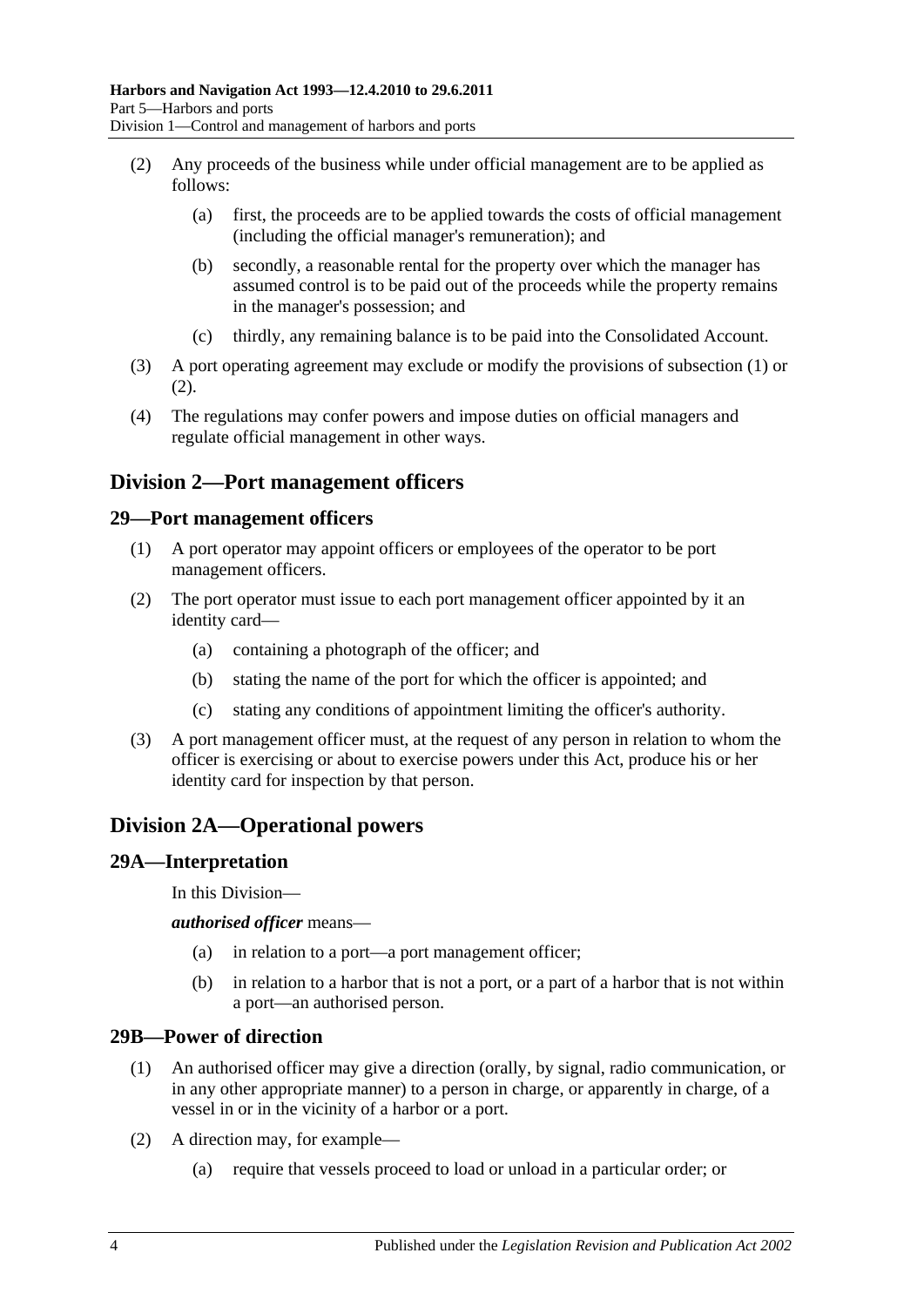(2) Any proceeds of the business while under official management are to be applied as follows:

(a) first, the proceeds are to be applied towards the costs of official management (including the official manager's remuneration); and

(b) secondly, a reasonable rental for the property over which the manager has assumed control is to be paid out of the proceeds while the property remains in the manager's possession; and

(c) thirdly, any remaining balance is to be paid into the Consolidated Account.

(3) A port operating agreement may exclude or modify the provisions of subsection (1) or (2).

(4) The regulations may confer powers and impose duties on official managers and regulate official management in other ways.

## Division 2—Port management officers

### 29—Port management officers

(1) A port operator may appoint officers or employees of the operator to be port management officers.

(2) The port operator must issue to each port management officer appointed by it an identity card—

(a) containing a photograph of the officer; and

(b) stating the name of the port for which the officer is appointed; and

(c) stating any conditions of appointment limiting the officer's authority.

(3) A port management officer must, at the request of any person in relation to whom the officer is exercising or about to exercise powers under this Act, produce his or her identity card for inspection by that person.

## Division 2A—Operational powers

### 29A—Interpretation

In this Division—

***authorised officer*** means—

(a) in relation to a port—a port management officer;

(b) in relation to a harbor that is not a port, or a part of a harbor that is not within a port—an authorised person.

### 29B—Power of direction

(1) An authorised officer may give a direction (orally, by signal, radio communication, or in any other appropriate manner) to a person in charge, or apparently in charge, of a vessel in or in the vicinity of a harbor or a port.

(2) A direction may, for example—

(a) require that vessels proceed to load or unload in a particular order; or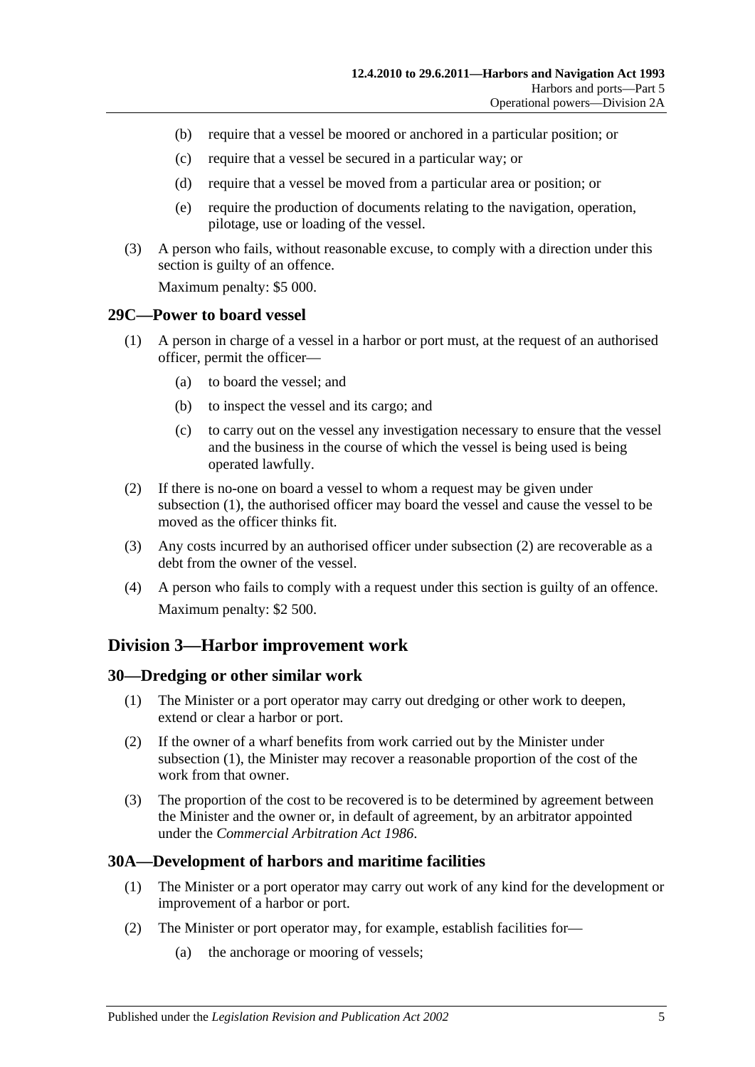- (b) require that a vessel be moored or anchored in a particular position; or
- (c) require that a vessel be secured in a particular way; or
- (d) require that a vessel be moved from a particular area or position; or
- (e) require the production of documents relating to the navigation, operation, pilotage, use or loading of the vessel.

(3) A person who fails, without reasonable excuse, to comply with a direction under this section is guilty of an offence.

Maximum penalty: $5 000.

### 29C—Power to board vessel

(1) A person in charge of a vessel in a harbor or port must, at the request of an authorised officer, permit the officer—

- (a) to board the vessel; and
- (b) to inspect the vessel and its cargo; and
- (c) to carry out on the vessel any investigation necessary to ensure that the vessel and the business in the course of which the vessel is being used is being operated lawfully.

(2) If there is no-one on board a vessel to whom a request may be given under subsection (1), the authorised officer may board the vessel and cause the vessel to be moved as the officer thinks fit.

(3) Any costs incurred by an authorised officer under subsection (2) are recoverable as a debt from the owner of the vessel.

(4) A person who fails to comply with a request under this section is guilty of an offence.

Maximum penalty: $2 500.

## Division 3—Harbor improvement work

### 30—Dredging or other similar work

(1) The Minister or a port operator may carry out dredging or other work to deepen, extend or clear a harbor or port.

(2) If the owner of a wharf benefits from work carried out by the Minister under subsection (1), the Minister may recover a reasonable proportion of the cost of the work from that owner.

(3) The proportion of the cost to be recovered is to be determined by agreement between the Minister and the owner or, in default of agreement, by an arbitrator appointed under the *Commercial Arbitration Act 1986*.

### 30A—Development of harbors and maritime facilities

(1) The Minister or a port operator may carry out work of any kind for the development or improvement of a harbor or port.

(2) The Minister or port operator may, for example, establish facilities for—

- (a) the anchorage or mooring of vessels;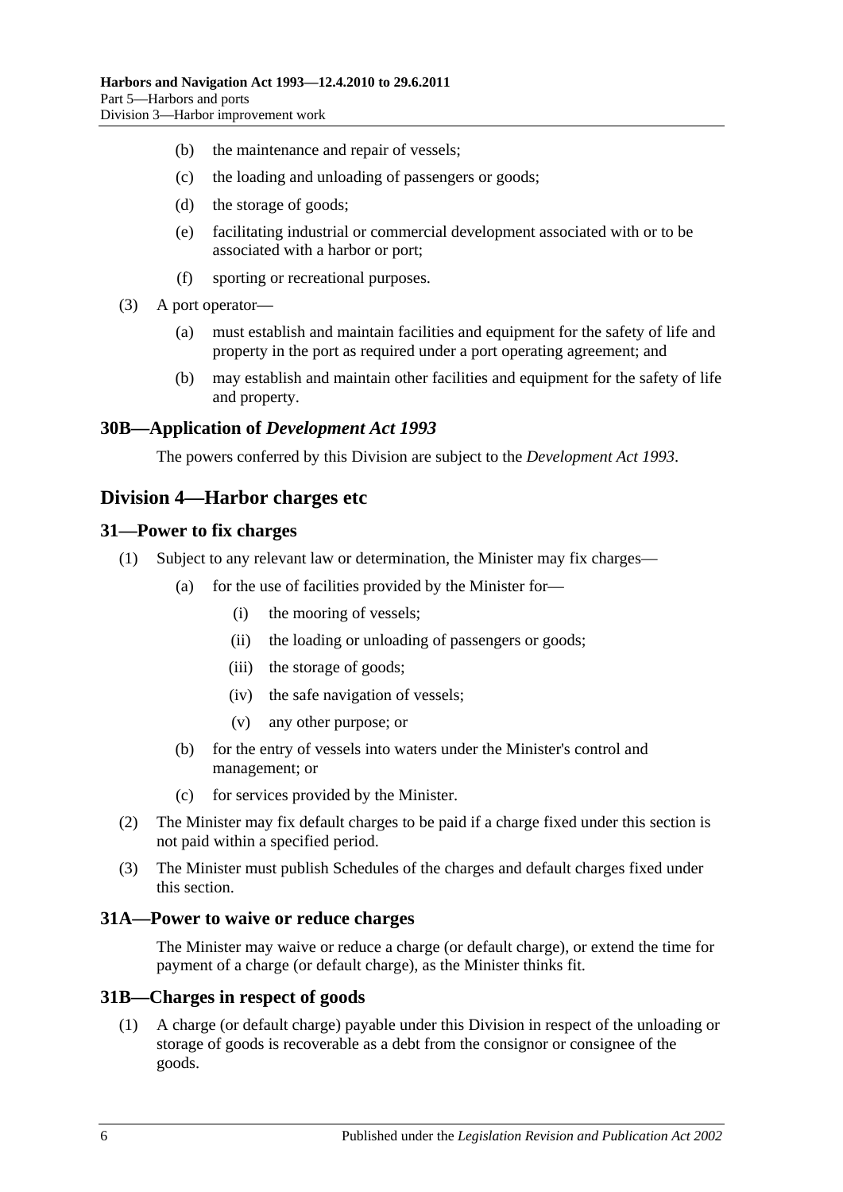- (b) the maintenance and repair of vessels;
- (c) the loading and unloading of passengers or goods;
- (d) the storage of goods;
- (e) facilitating industrial or commercial development associated with or to be associated with a harbor or port;
- (f) sporting or recreational purposes.

(3) A port operator—

- (a) must establish and maintain facilities and equipment for the safety of life and property in the port as required under a port operating agreement; and
- (b) may establish and maintain other facilities and equipment for the safety of life and property.

### 30B—Application of *Development Act 1993*

The powers conferred by this Division are subject to the *Development Act 1993*.

## Division 4—Harbor charges etc

### 31—Power to fix charges

(1) Subject to any relevant law or determination, the Minister may fix charges—

- (a) for the use of facilities provided by the Minister for—
  - (i) the mooring of vessels;
  - (ii) the loading or unloading of passengers or goods;
  - (iii) the storage of goods;
  - (iv) the safe navigation of vessels;
  - (v) any other purpose; or
- (b) for the entry of vessels into waters under the Minister's control and management; or
- (c) for services provided by the Minister.

(2) The Minister may fix default charges to be paid if a charge fixed under this section is not paid within a specified period.

(3) The Minister must publish Schedules of the charges and default charges fixed under this section.

### 31A—Power to waive or reduce charges

The Minister may waive or reduce a charge (or default charge), or extend the time for payment of a charge (or default charge), as the Minister thinks fit.

### 31B—Charges in respect of goods

(1) A charge (or default charge) payable under this Division in respect of the unloading or storage of goods is recoverable as a debt from the consignor or consignee of the goods.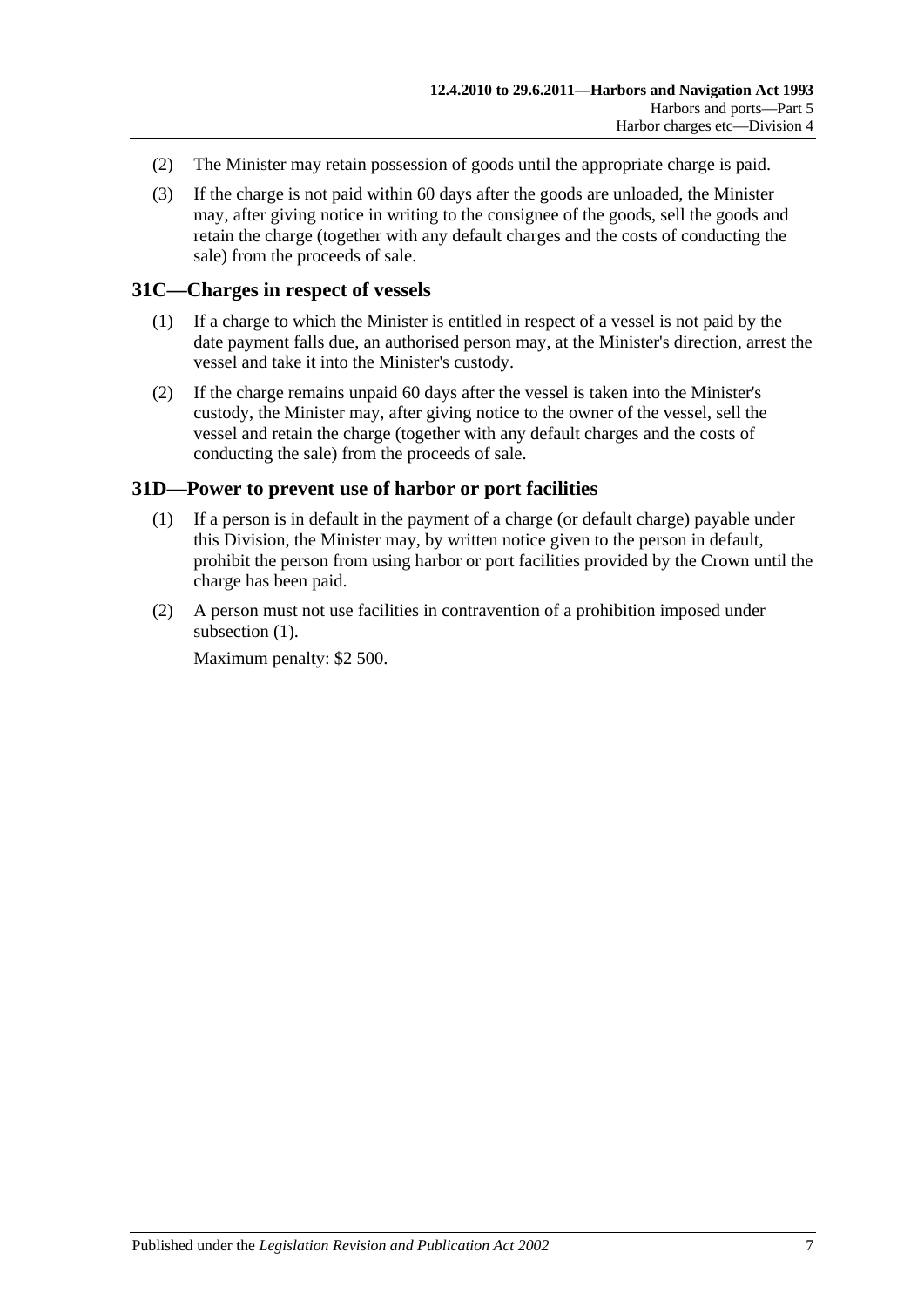(2) The Minister may retain possession of goods until the appropriate charge is paid.

(3) If the charge is not paid within 60 days after the goods are unloaded, the Minister may, after giving notice in writing to the consignee of the goods, sell the goods and retain the charge (together with any default charges and the costs of conducting the sale) from the proceeds of sale.

## 31C—Charges in respect of vessels

(1) If a charge to which the Minister is entitled in respect of a vessel is not paid by the date payment falls due, an authorised person may, at the Minister's direction, arrest the vessel and take it into the Minister's custody.

(2) If the charge remains unpaid 60 days after the vessel is taken into the Minister's custody, the Minister may, after giving notice to the owner of the vessel, sell the vessel and retain the charge (together with any default charges and the costs of conducting the sale) from the proceeds of sale.

## 31D—Power to prevent use of harbor or port facilities

(1) If a person is in default in the payment of a charge (or default charge) payable under this Division, the Minister may, by written notice given to the person in default, prohibit the person from using harbor or port facilities provided by the Crown until the charge has been paid.

(2) A person must not use facilities in contravention of a prohibition imposed under subsection (1).

Maximum penalty: $2 500.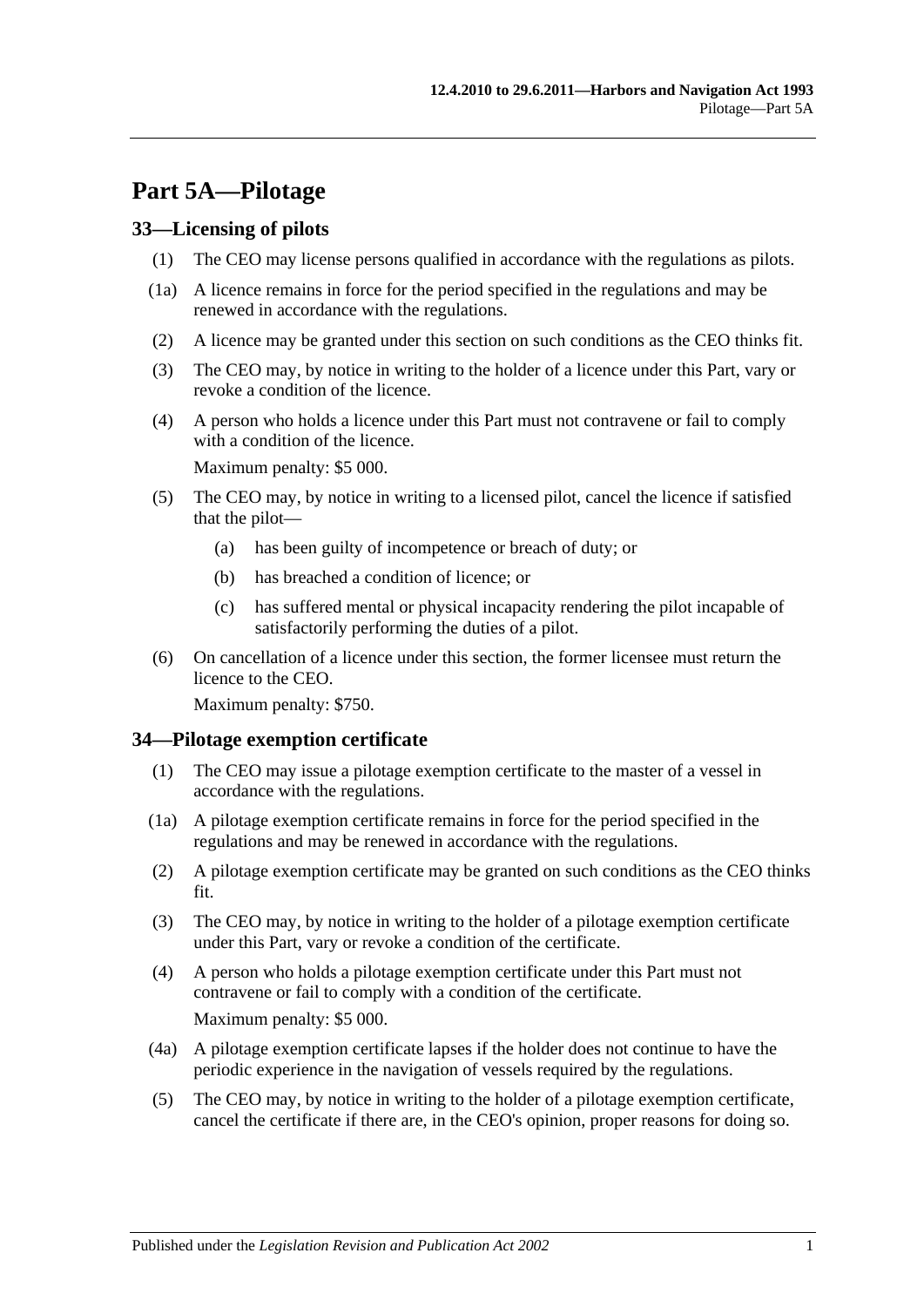# Part 5A—Pilotage

## 33—Licensing of pilots

(1) The CEO may license persons qualified in accordance with the regulations as pilots.

(1a) A licence remains in force for the period specified in the regulations and may be renewed in accordance with the regulations.

(2) A licence may be granted under this section on such conditions as the CEO thinks fit.

(3) The CEO may, by notice in writing to the holder of a licence under this Part, vary or revoke a condition of the licence.

(4) A person who holds a licence under this Part must not contravene or fail to comply with a condition of the licence.

Maximum penalty: $5 000.

(5) The CEO may, by notice in writing to a licensed pilot, cancel the licence if satisfied that the pilot—

- (a) has been guilty of incompetence or breach of duty; or
- (b) has breached a condition of licence; or
- (c) has suffered mental or physical incapacity rendering the pilot incapable of satisfactorily performing the duties of a pilot.

(6) On cancellation of a licence under this section, the former licensee must return the licence to the CEO.

Maximum penalty: $750.

## 34—Pilotage exemption certificate

(1) The CEO may issue a pilotage exemption certificate to the master of a vessel in accordance with the regulations.

(1a) A pilotage exemption certificate remains in force for the period specified in the regulations and may be renewed in accordance with the regulations.

(2) A pilotage exemption certificate may be granted on such conditions as the CEO thinks fit.

(3) The CEO may, by notice in writing to the holder of a pilotage exemption certificate under this Part, vary or revoke a condition of the certificate.

(4) A person who holds a pilotage exemption certificate under this Part must not contravene or fail to comply with a condition of the certificate.

Maximum penalty: $5 000.

(4a) A pilotage exemption certificate lapses if the holder does not continue to have the periodic experience in the navigation of vessels required by the regulations.

(5) The CEO may, by notice in writing to the holder of a pilotage exemption certificate, cancel the certificate if there are, in the CEO's opinion, proper reasons for doing so.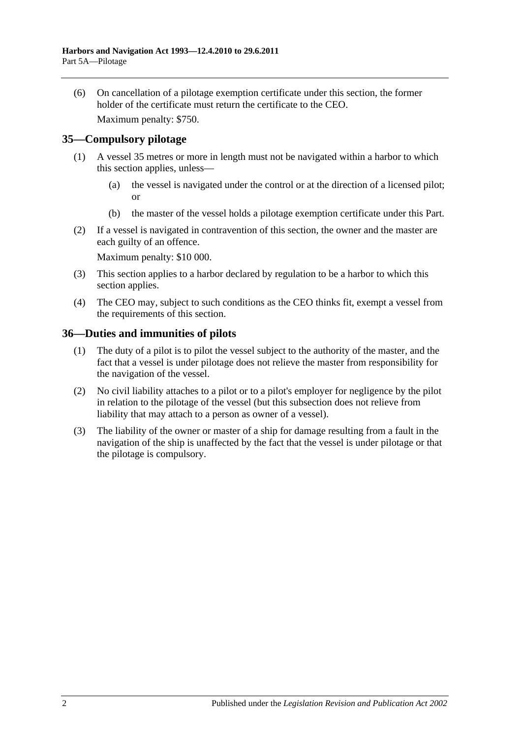(6) On cancellation of a pilotage exemption certificate under this section, the former holder of the certificate must return the certificate to the CEO.

Maximum penalty: $750.

## 35—Compulsory pilotage

(1) A vessel 35 metres or more in length must not be navigated within a harbor to which this section applies, unless—

(a) the vessel is navigated under the control or at the direction of a licensed pilot; or

(b) the master of the vessel holds a pilotage exemption certificate under this Part.

(2) If a vessel is navigated in contravention of this section, the owner and the master are each guilty of an offence.

Maximum penalty: $10 000.

(3) This section applies to a harbor declared by regulation to be a harbor to which this section applies.

(4) The CEO may, subject to such conditions as the CEO thinks fit, exempt a vessel from the requirements of this section.

## 36—Duties and immunities of pilots

(1) The duty of a pilot is to pilot the vessel subject to the authority of the master, and the fact that a vessel is under pilotage does not relieve the master from responsibility for the navigation of the vessel.

(2) No civil liability attaches to a pilot or to a pilot's employer for negligence by the pilot in relation to the pilotage of the vessel (but this subsection does not relieve from liability that may attach to a person as owner of a vessel).

(3) The liability of the owner or master of a ship for damage resulting from a fault in the navigation of the ship is unaffected by the fact that the vessel is under pilotage or that the pilotage is compulsory.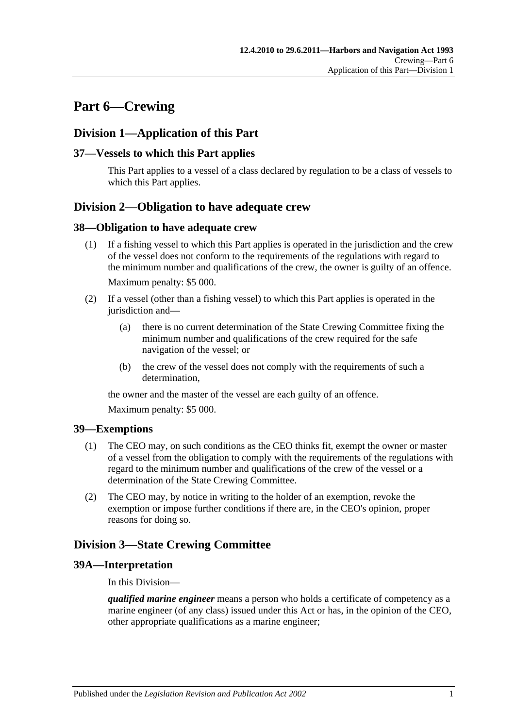# Part 6—Crewing

## Division 1—Application of this Part

### 37—Vessels to which this Part applies

This Part applies to a vessel of a class declared by regulation to be a class of vessels to which this Part applies.

## Division 2—Obligation to have adequate crew

### 38—Obligation to have adequate crew

(1) If a fishing vessel to which this Part applies is operated in the jurisdiction and the crew of the vessel does not conform to the requirements of the regulations with regard to the minimum number and qualifications of the crew, the owner is guilty of an offence.

Maximum penalty: $5 000.

(2) If a vessel (other than a fishing vessel) to which this Part applies is operated in the jurisdiction and—

(a) there is no current determination of the State Crewing Committee fixing the minimum number and qualifications of the crew required for the safe navigation of the vessel; or

(b) the crew of the vessel does not comply with the requirements of such a determination,

the owner and the master of the vessel are each guilty of an offence.

Maximum penalty: $5 000.

### 39—Exemptions

(1) The CEO may, on such conditions as the CEO thinks fit, exempt the owner or master of a vessel from the obligation to comply with the requirements of the regulations with regard to the minimum number and qualifications of the crew of the vessel or a determination of the State Crewing Committee.

(2) The CEO may, by notice in writing to the holder of an exemption, revoke the exemption or impose further conditions if there are, in the CEO's opinion, proper reasons for doing so.

## Division 3—State Crewing Committee

### 39A—Interpretation

In this Division—

***qualified marine engineer*** means a person who holds a certificate of competency as a marine engineer (of any class) issued under this Act or has, in the opinion of the CEO, other appropriate qualifications as a marine engineer;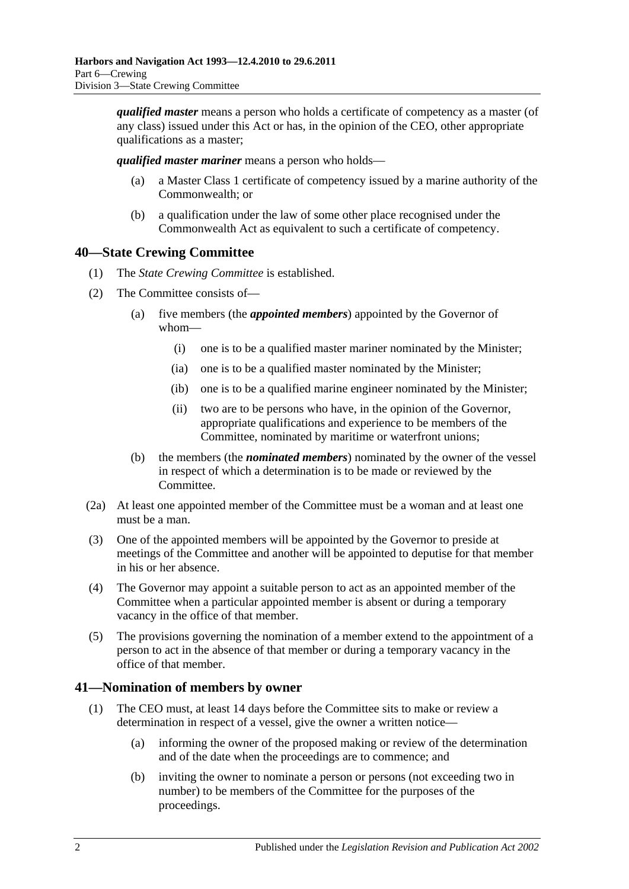***qualified master*** means a person who holds a certificate of competency as a master (of any class) issued under this Act or has, in the opinion of the CEO, other appropriate qualifications as a master;

***qualified master mariner*** means a person who holds—

- (a) a Master Class 1 certificate of competency issued by a marine authority of the Commonwealth; or
- (b) a qualification under the law of some other place recognised under the Commonwealth Act as equivalent to such a certificate of competency.

## 40—State Crewing Committee

(1) The *State Crewing Committee* is established.

(2) The Committee consists of—

- (a) five members (the ***appointed members***) appointed by the Governor of whom—
  - (i) one is to be a qualified master mariner nominated by the Minister;
  - (ia) one is to be a qualified master nominated by the Minister;
  - (ib) one is to be a qualified marine engineer nominated by the Minister;
  - (ii) two are to be persons who have, in the opinion of the Governor, appropriate qualifications and experience to be members of the Committee, nominated by maritime or waterfront unions;
- (b) the members (the ***nominated members***) nominated by the owner of the vessel in respect of which a determination is to be made or reviewed by the Committee.

(2a) At least one appointed member of the Committee must be a woman and at least one must be a man.

(3) One of the appointed members will be appointed by the Governor to preside at meetings of the Committee and another will be appointed to deputise for that member in his or her absence.

(4) The Governor may appoint a suitable person to act as an appointed member of the Committee when a particular appointed member is absent or during a temporary vacancy in the office of that member.

(5) The provisions governing the nomination of a member extend to the appointment of a person to act in the absence of that member or during a temporary vacancy in the office of that member.

## 41—Nomination of members by owner

(1) The CEO must, at least 14 days before the Committee sits to make or review a determination in respect of a vessel, give the owner a written notice—

- (a) informing the owner of the proposed making or review of the determination and of the date when the proceedings are to commence; and
- (b) inviting the owner to nominate a person or persons (not exceeding two in number) to be members of the Committee for the purposes of the proceedings.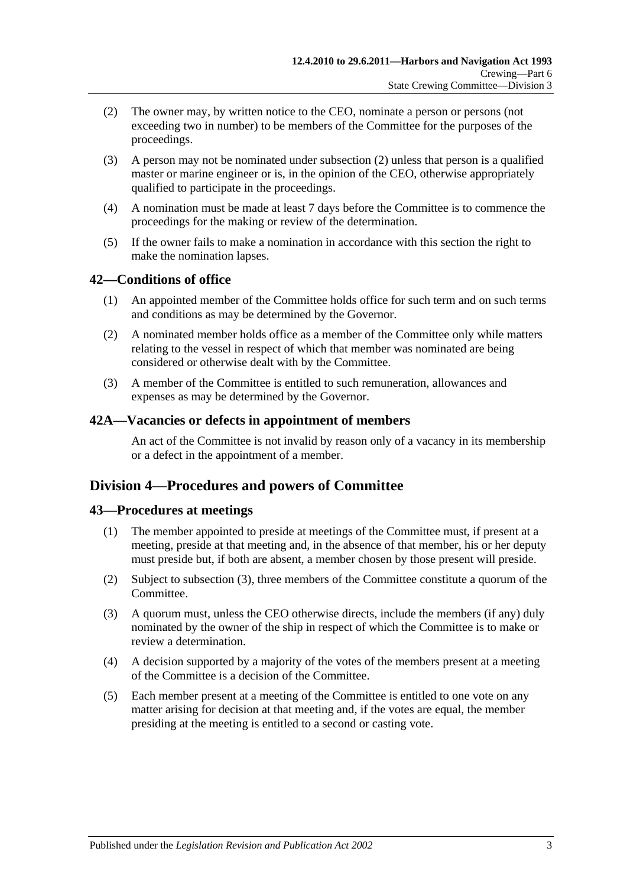(2) The owner may, by written notice to the CEO, nominate a person or persons (not exceeding two in number) to be members of the Committee for the purposes of the proceedings.

(3) A person may not be nominated under subsection (2) unless that person is a qualified master or marine engineer or is, in the opinion of the CEO, otherwise appropriately qualified to participate in the proceedings.

(4) A nomination must be made at least 7 days before the Committee is to commence the proceedings for the making or review of the determination.

(5) If the owner fails to make a nomination in accordance with this section the right to make the nomination lapses.

### 42—Conditions of office

(1) An appointed member of the Committee holds office for such term and on such terms and conditions as may be determined by the Governor.

(2) A nominated member holds office as a member of the Committee only while matters relating to the vessel in respect of which that member was nominated are being considered or otherwise dealt with by the Committee.

(3) A member of the Committee is entitled to such remuneration, allowances and expenses as may be determined by the Governor.

### 42A—Vacancies or defects in appointment of members

An act of the Committee is not invalid by reason only of a vacancy in its membership or a defect in the appointment of a member.

## Division 4—Procedures and powers of Committee

### 43—Procedures at meetings

(1) The member appointed to preside at meetings of the Committee must, if present at a meeting, preside at that meeting and, in the absence of that member, his or her deputy must preside but, if both are absent, a member chosen by those present will preside.

(2) Subject to subsection (3), three members of the Committee constitute a quorum of the Committee.

(3) A quorum must, unless the CEO otherwise directs, include the members (if any) duly nominated by the owner of the ship in respect of which the Committee is to make or review a determination.

(4) A decision supported by a majority of the votes of the members present at a meeting of the Committee is a decision of the Committee.

(5) Each member present at a meeting of the Committee is entitled to one vote on any matter arising for decision at that meeting and, if the votes are equal, the member presiding at the meeting is entitled to a second or casting vote.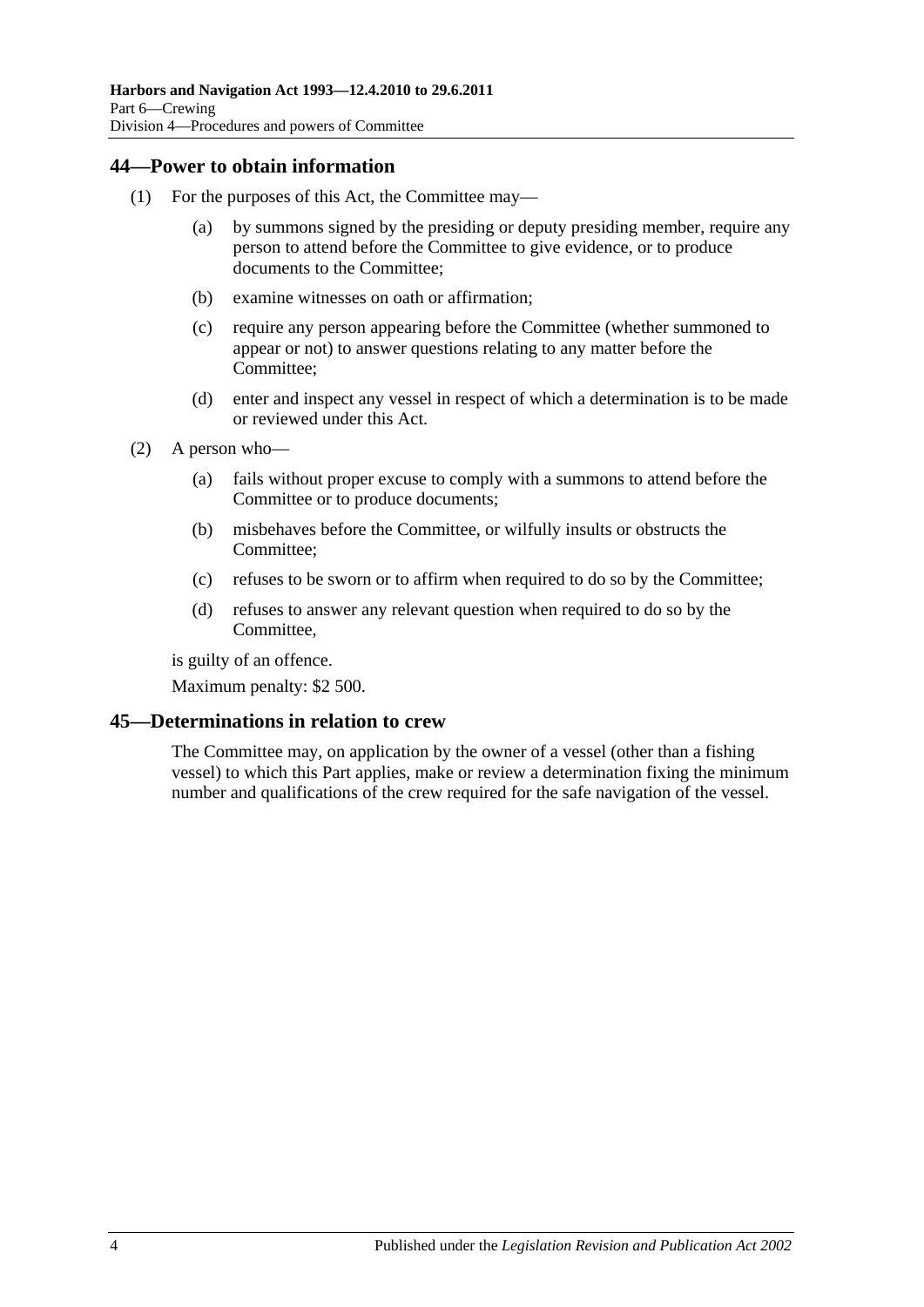## 44—Power to obtain information

(1) For the purposes of this Act, the Committee may—

(a) by summons signed by the presiding or deputy presiding member, require any person to attend before the Committee to give evidence, or to produce documents to the Committee;

(b) examine witnesses on oath or affirmation;

(c) require any person appearing before the Committee (whether summoned to appear or not) to answer questions relating to any matter before the Committee;

(d) enter and inspect any vessel in respect of which a determination is to be made or reviewed under this Act.

(2) A person who—

(a) fails without proper excuse to comply with a summons to attend before the Committee or to produce documents;

(b) misbehaves before the Committee, or wilfully insults or obstructs the Committee;

(c) refuses to be sworn or to affirm when required to do so by the Committee;

(d) refuses to answer any relevant question when required to do so by the Committee,

is guilty of an offence.

Maximum penalty: $2 500.

## 45—Determinations in relation to crew

The Committee may, on application by the owner of a vessel (other than a fishing vessel) to which this Part applies, make or review a determination fixing the minimum number and qualifications of the crew required for the safe navigation of the vessel.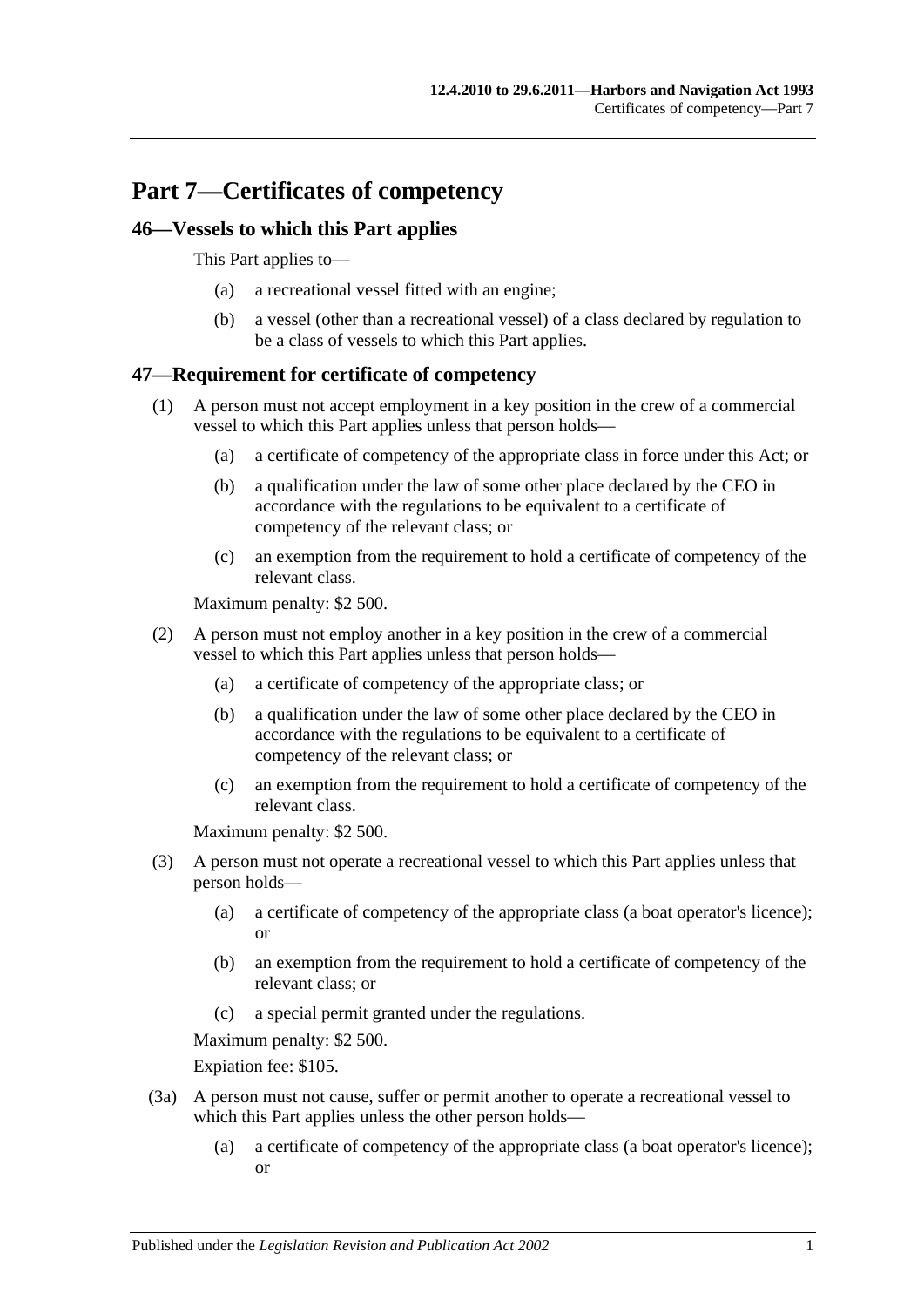# Part 7—Certificates of competency

## 46—Vessels to which this Part applies

This Part applies to—

(a) a recreational vessel fitted with an engine;

(b) a vessel (other than a recreational vessel) of a class declared by regulation to be a class of vessels to which this Part applies.

## 47—Requirement for certificate of competency

(1) A person must not accept employment in a key position in the crew of a commercial vessel to which this Part applies unless that person holds—

(a) a certificate of competency of the appropriate class in force under this Act; or

(b) a qualification under the law of some other place declared by the CEO in accordance with the regulations to be equivalent to a certificate of competency of the relevant class; or

(c) an exemption from the requirement to hold a certificate of competency of the relevant class.

Maximum penalty: $2 500.

(2) A person must not employ another in a key position in the crew of a commercial vessel to which this Part applies unless that person holds—

(a) a certificate of competency of the appropriate class; or

(b) a qualification under the law of some other place declared by the CEO in accordance with the regulations to be equivalent to a certificate of competency of the relevant class; or

(c) an exemption from the requirement to hold a certificate of competency of the relevant class.

Maximum penalty: $2 500.

(3) A person must not operate a recreational vessel to which this Part applies unless that person holds—

(a) a certificate of competency of the appropriate class (a boat operator's licence); or

(b) an exemption from the requirement to hold a certificate of competency of the relevant class; or

(c) a special permit granted under the regulations.

Maximum penalty: $2 500.

Expiation fee: $105.

(3a) A person must not cause, suffer or permit another to operate a recreational vessel to which this Part applies unless the other person holds—

(a) a certificate of competency of the appropriate class (a boat operator's licence); or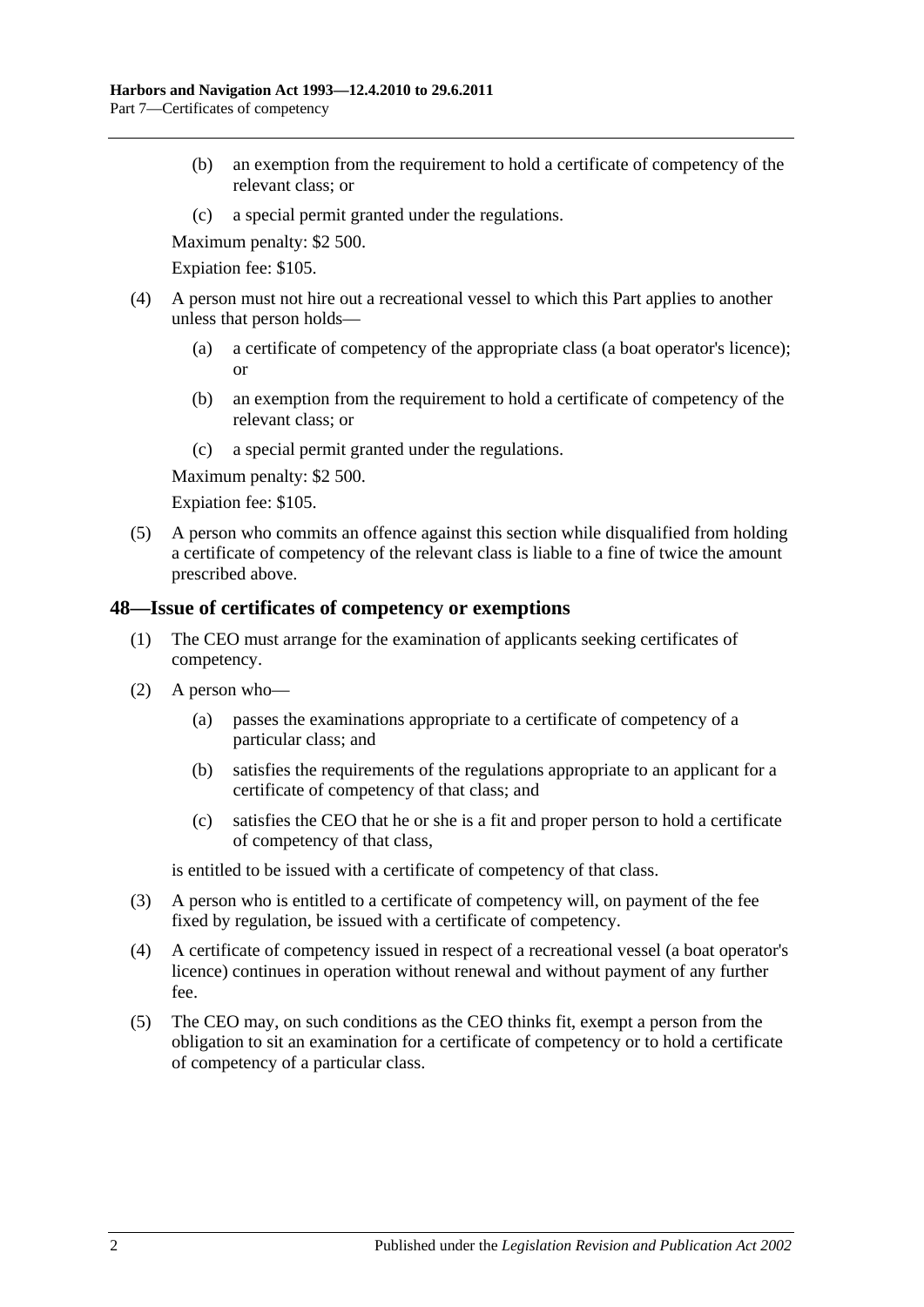(b) an exemption from the requirement to hold a certificate of competency of the relevant class; or

(c) a special permit granted under the regulations.

Maximum penalty: $2 500.

Expiation fee: $105.

(4) A person must not hire out a recreational vessel to which this Part applies to another unless that person holds—

(a) a certificate of competency of the appropriate class (a boat operator's licence); or

(b) an exemption from the requirement to hold a certificate of competency of the relevant class; or

(c) a special permit granted under the regulations.

Maximum penalty: $2 500.

Expiation fee: $105.

(5) A person who commits an offence against this section while disqualified from holding a certificate of competency of the relevant class is liable to a fine of twice the amount prescribed above.

## 48—Issue of certificates of competency or exemptions

(1) The CEO must arrange for the examination of applicants seeking certificates of competency.

(2) A person who—

(a) passes the examinations appropriate to a certificate of competency of a particular class; and

(b) satisfies the requirements of the regulations appropriate to an applicant for a certificate of competency of that class; and

(c) satisfies the CEO that he or she is a fit and proper person to hold a certificate of competency of that class,

is entitled to be issued with a certificate of competency of that class.

(3) A person who is entitled to a certificate of competency will, on payment of the fee fixed by regulation, be issued with a certificate of competency.

(4) A certificate of competency issued in respect of a recreational vessel (a boat operator's licence) continues in operation without renewal and without payment of any further fee.

(5) The CEO may, on such conditions as the CEO thinks fit, exempt a person from the obligation to sit an examination for a certificate of competency or to hold a certificate of competency of a particular class.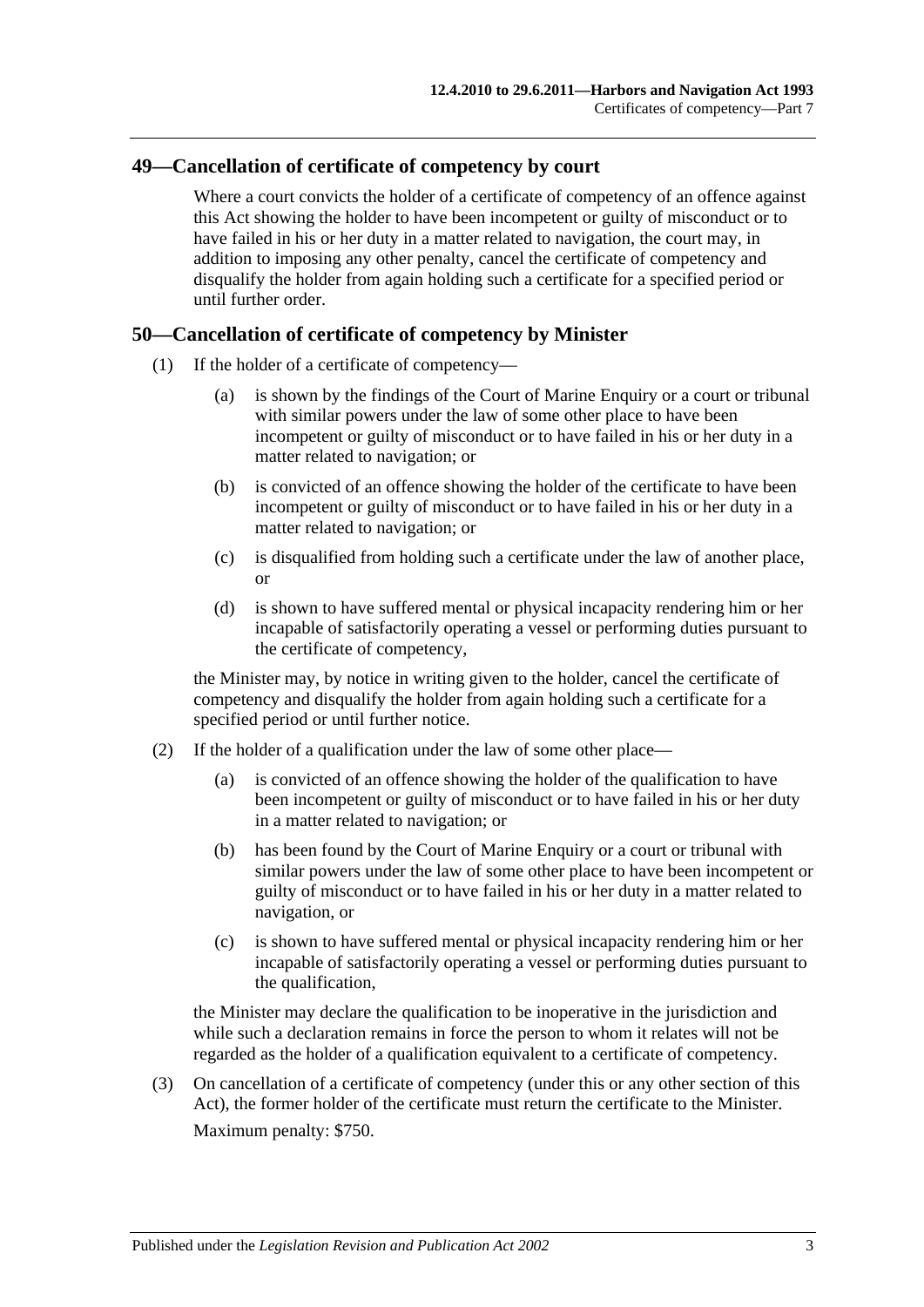## 49—Cancellation of certificate of competency by court

Where a court convicts the holder of a certificate of competency of an offence against this Act showing the holder to have been incompetent or guilty of misconduct or to have failed in his or her duty in a matter related to navigation, the court may, in addition to imposing any other penalty, cancel the certificate of competency and disqualify the holder from again holding such a certificate for a specified period or until further order.

## 50—Cancellation of certificate of competency by Minister

(1) If the holder of a certificate of competency—

(a) is shown by the findings of the Court of Marine Enquiry or a court or tribunal with similar powers under the law of some other place to have been incompetent or guilty of misconduct or to have failed in his or her duty in a matter related to navigation; or

(b) is convicted of an offence showing the holder of the certificate to have been incompetent or guilty of misconduct or to have failed in his or her duty in a matter related to navigation; or

(c) is disqualified from holding such a certificate under the law of another place, or

(d) is shown to have suffered mental or physical incapacity rendering him or her incapable of satisfactorily operating a vessel or performing duties pursuant to the certificate of competency,

the Minister may, by notice in writing given to the holder, cancel the certificate of competency and disqualify the holder from again holding such a certificate for a specified period or until further notice.

(2) If the holder of a qualification under the law of some other place—

(a) is convicted of an offence showing the holder of the qualification to have been incompetent or guilty of misconduct or to have failed in his or her duty in a matter related to navigation; or

(b) has been found by the Court of Marine Enquiry or a court or tribunal with similar powers under the law of some other place to have been incompetent or guilty of misconduct or to have failed in his or her duty in a matter related to navigation, or

(c) is shown to have suffered mental or physical incapacity rendering him or her incapable of satisfactorily operating a vessel or performing duties pursuant to the qualification,

the Minister may declare the qualification to be inoperative in the jurisdiction and while such a declaration remains in force the person to whom it relates will not be regarded as the holder of a qualification equivalent to a certificate of competency.

(3) On cancellation of a certificate of competency (under this or any other section of this Act), the former holder of the certificate must return the certificate to the Minister.

Maximum penalty: $750.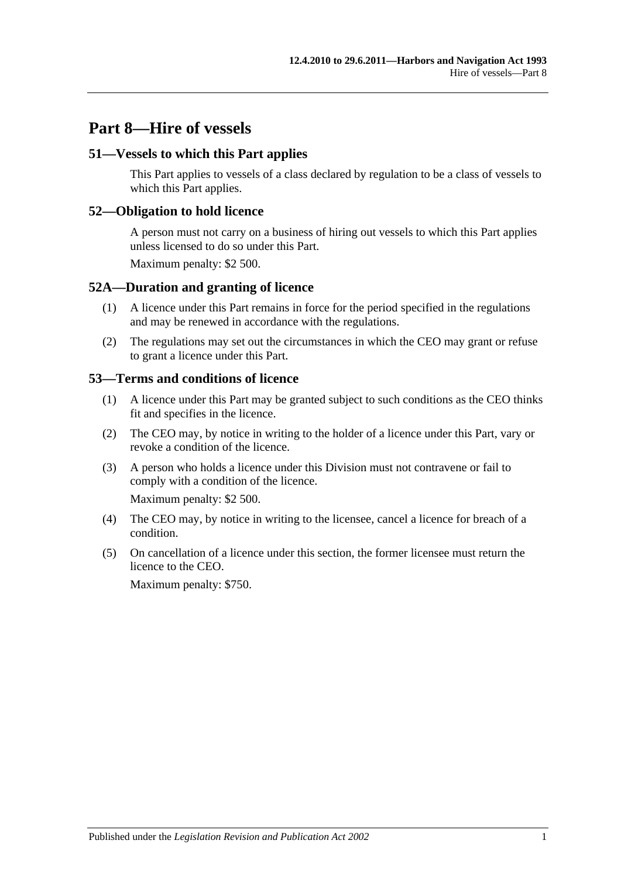# Part 8—Hire of vessels

## 51—Vessels to which this Part applies

This Part applies to vessels of a class declared by regulation to be a class of vessels to which this Part applies.

## 52—Obligation to hold licence

A person must not carry on a business of hiring out vessels to which this Part applies unless licensed to do so under this Part.

Maximum penalty: $2 500.

## 52A—Duration and granting of licence

(1) A licence under this Part remains in force for the period specified in the regulations and may be renewed in accordance with the regulations.

(2) The regulations may set out the circumstances in which the CEO may grant or refuse to grant a licence under this Part.

## 53—Terms and conditions of licence

(1) A licence under this Part may be granted subject to such conditions as the CEO thinks fit and specifies in the licence.

(2) The CEO may, by notice in writing to the holder of a licence under this Part, vary or revoke a condition of the licence.

(3) A person who holds a licence under this Division must not contravene or fail to comply with a condition of the licence.

Maximum penalty: $2 500.

(4) The CEO may, by notice in writing to the licensee, cancel a licence for breach of a condition.

(5) On cancellation of a licence under this section, the former licensee must return the licence to the CEO.

Maximum penalty: $750.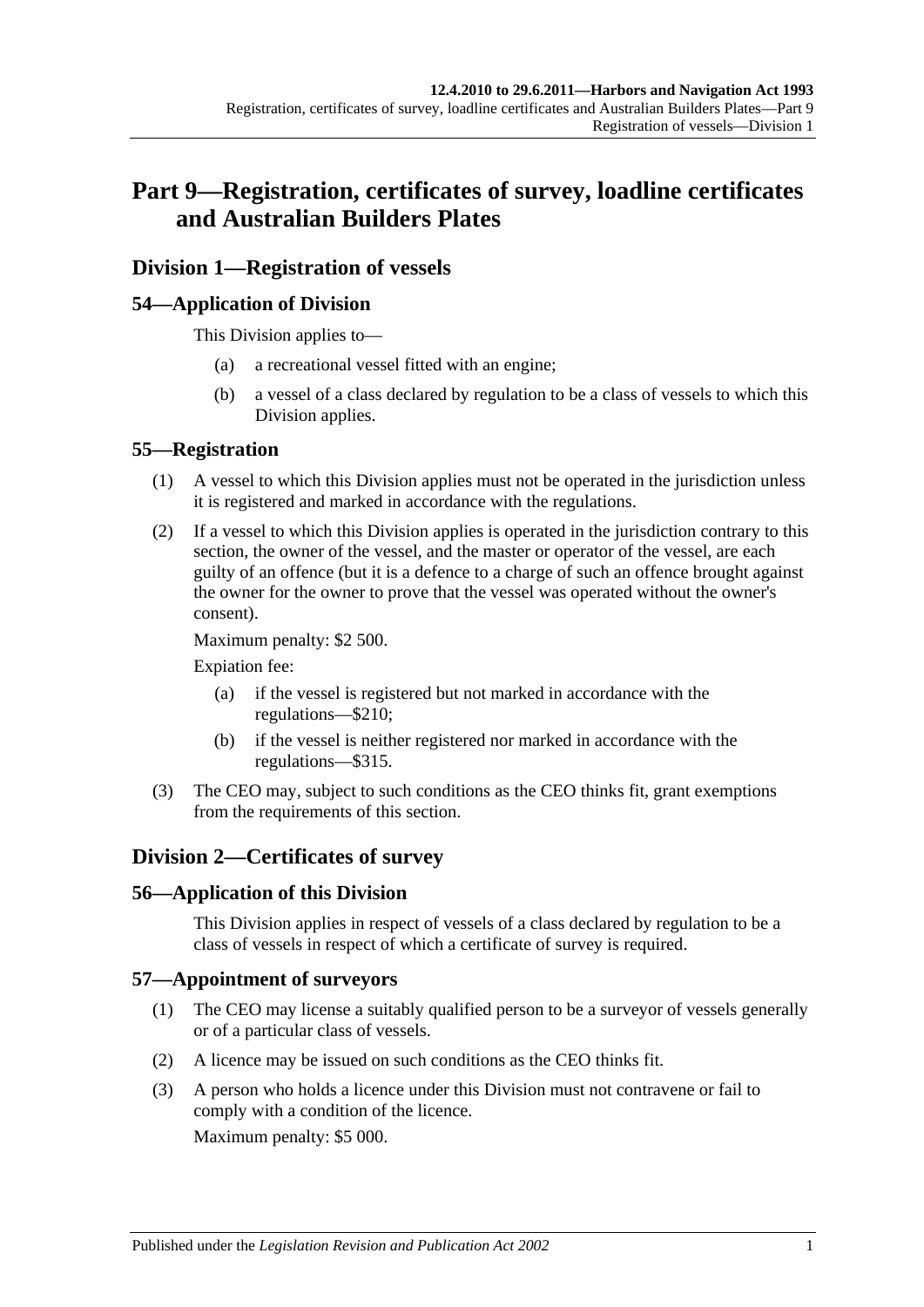# Part 9—Registration, certificates of survey, loadline certificates and Australian Builders Plates

## Division 1—Registration of vessels

### 54—Application of Division

This Division applies to—

(a) a recreational vessel fitted with an engine;

(b) a vessel of a class declared by regulation to be a class of vessels to which this Division applies.

### 55—Registration

(1) A vessel to which this Division applies must not be operated in the jurisdiction unless it is registered and marked in accordance with the regulations.

(2) If a vessel to which this Division applies is operated in the jurisdiction contrary to this section, the owner of the vessel, and the master or operator of the vessel, are each guilty of an offence (but it is a defence to a charge of such an offence brought against the owner for the owner to prove that the vessel was operated without the owner's consent).

Maximum penalty: $2 500.

Expiation fee:

(a) if the vessel is registered but not marked in accordance with the regulations—$210;

(b) if the vessel is neither registered nor marked in accordance with the regulations—$315.

(3) The CEO may, subject to such conditions as the CEO thinks fit, grant exemptions from the requirements of this section.

## Division 2—Certificates of survey

### 56—Application of this Division

This Division applies in respect of vessels of a class declared by regulation to be a class of vessels in respect of which a certificate of survey is required.

### 57—Appointment of surveyors

(1) The CEO may license a suitably qualified person to be a surveyor of vessels generally or of a particular class of vessels.

(2) A licence may be issued on such conditions as the CEO thinks fit.

(3) A person who holds a licence under this Division must not contravene or fail to comply with a condition of the licence.

Maximum penalty: $5 000.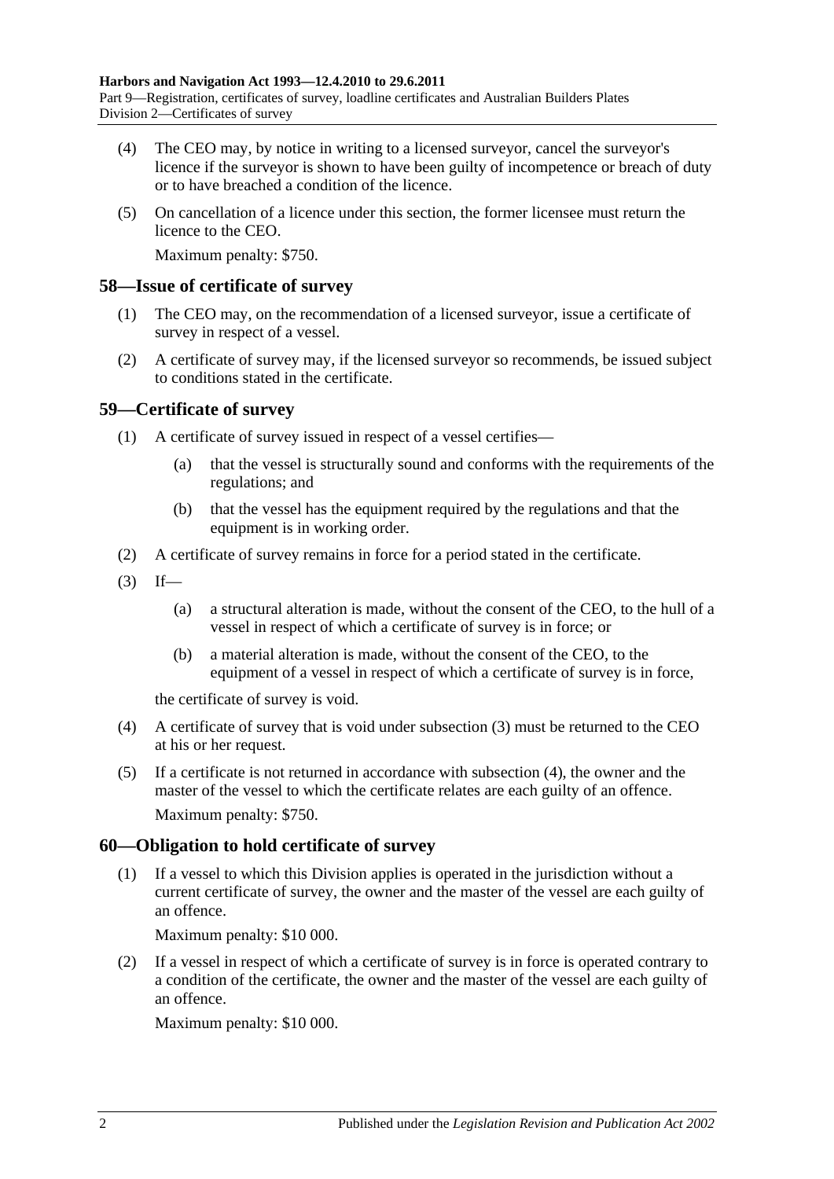(4) The CEO may, by notice in writing to a licensed surveyor, cancel the surveyor's licence if the surveyor is shown to have been guilty of incompetence or breach of duty or to have breached a condition of the licence.

(5) On cancellation of a licence under this section, the former licensee must return the licence to the CEO.

Maximum penalty: $750.

## 58—Issue of certificate of survey

(1) The CEO may, on the recommendation of a licensed surveyor, issue a certificate of survey in respect of a vessel.

(2) A certificate of survey may, if the licensed surveyor so recommends, be issued subject to conditions stated in the certificate.

## 59—Certificate of survey

(1) A certificate of survey issued in respect of a vessel certifies—

(a) that the vessel is structurally sound and conforms with the requirements of the regulations; and

(b) that the vessel has the equipment required by the regulations and that the equipment is in working order.

(2) A certificate of survey remains in force for a period stated in the certificate.

(3) If—

(a) a structural alteration is made, without the consent of the CEO, to the hull of a vessel in respect of which a certificate of survey is in force; or

(b) a material alteration is made, without the consent of the CEO, to the equipment of a vessel in respect of which a certificate of survey is in force,

the certificate of survey is void.

(4) A certificate of survey that is void under subsection (3) must be returned to the CEO at his or her request.

(5) If a certificate is not returned in accordance with subsection (4), the owner and the master of the vessel to which the certificate relates are each guilty of an offence.

Maximum penalty: $750.

## 60—Obligation to hold certificate of survey

(1) If a vessel to which this Division applies is operated in the jurisdiction without a current certificate of survey, the owner and the master of the vessel are each guilty of an offence.

Maximum penalty: $10 000.

(2) If a vessel in respect of which a certificate of survey is in force is operated contrary to a condition of the certificate, the owner and the master of the vessel are each guilty of an offence.

Maximum penalty: $10 000.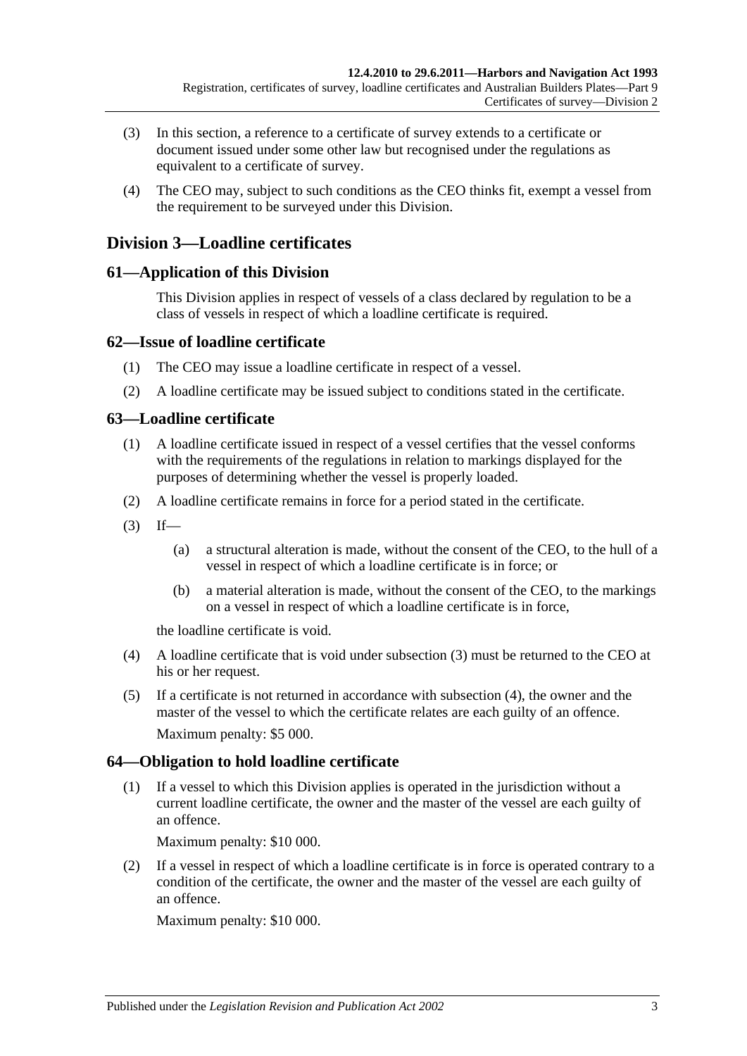(3) In this section, a reference to a certificate of survey extends to a certificate or document issued under some other law but recognised under the regulations as equivalent to a certificate of survey.

(4) The CEO may, subject to such conditions as the CEO thinks fit, exempt a vessel from the requirement to be surveyed under this Division.

## Division 3—Loadline certificates

### 61—Application of this Division

This Division applies in respect of vessels of a class declared by regulation to be a class of vessels in respect of which a loadline certificate is required.

### 62—Issue of loadline certificate

(1) The CEO may issue a loadline certificate in respect of a vessel.

(2) A loadline certificate may be issued subject to conditions stated in the certificate.

### 63—Loadline certificate

(1) A loadline certificate issued in respect of a vessel certifies that the vessel conforms with the requirements of the regulations in relation to markings displayed for the purposes of determining whether the vessel is properly loaded.

(2) A loadline certificate remains in force for a period stated in the certificate.

(3) If—

- (a) a structural alteration is made, without the consent of the CEO, to the hull of a vessel in respect of which a loadline certificate is in force; or
- (b) a material alteration is made, without the consent of the CEO, to the markings on a vessel in respect of which a loadline certificate is in force,

the loadline certificate is void.

(4) A loadline certificate that is void under subsection (3) must be returned to the CEO at his or her request.

(5) If a certificate is not returned in accordance with subsection (4), the owner and the master of the vessel to which the certificate relates are each guilty of an offence.

Maximum penalty: $5 000.

### 64—Obligation to hold loadline certificate

(1) If a vessel to which this Division applies is operated in the jurisdiction without a current loadline certificate, the owner and the master of the vessel are each guilty of an offence.

Maximum penalty: $10 000.

(2) If a vessel in respect of which a loadline certificate is in force is operated contrary to a condition of the certificate, the owner and the master of the vessel are each guilty of an offence.

Maximum penalty: $10 000.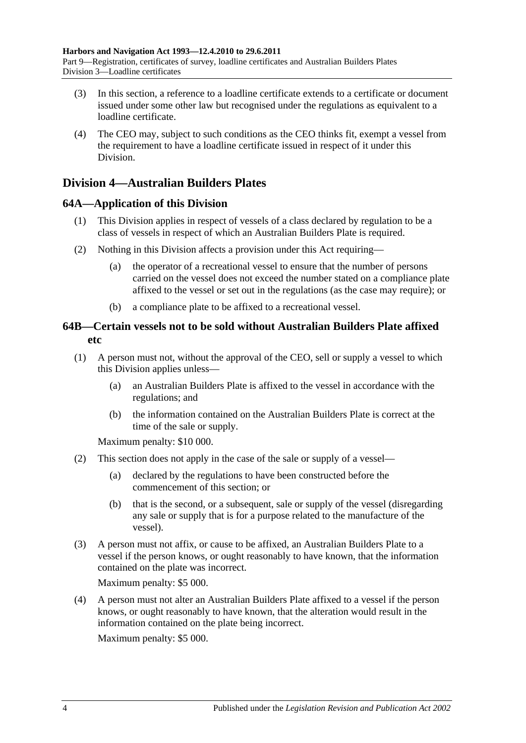(3) In this section, a reference to a loadline certificate extends to a certificate or document issued under some other law but recognised under the regulations as equivalent to a loadline certificate.

(4) The CEO may, subject to such conditions as the CEO thinks fit, exempt a vessel from the requirement to have a loadline certificate issued in respect of it under this Division.

## Division 4—Australian Builders Plates

### 64A—Application of this Division

(1) This Division applies in respect of vessels of a class declared by regulation to be a class of vessels in respect of which an Australian Builders Plate is required.

(2) Nothing in this Division affects a provision under this Act requiring—

(a) the operator of a recreational vessel to ensure that the number of persons carried on the vessel does not exceed the number stated on a compliance plate affixed to the vessel or set out in the regulations (as the case may require); or

(b) a compliance plate to be affixed to a recreational vessel.

### 64B—Certain vessels not to be sold without Australian Builders Plate affixed etc

(1) A person must not, without the approval of the CEO, sell or supply a vessel to which this Division applies unless—

(a) an Australian Builders Plate is affixed to the vessel in accordance with the regulations; and

(b) the information contained on the Australian Builders Plate is correct at the time of the sale or supply.

Maximum penalty: $10 000.

(2) This section does not apply in the case of the sale or supply of a vessel—

(a) declared by the regulations to have been constructed before the commencement of this section; or

(b) that is the second, or a subsequent, sale or supply of the vessel (disregarding any sale or supply that is for a purpose related to the manufacture of the vessel).

(3) A person must not affix, or cause to be affixed, an Australian Builders Plate to a vessel if the person knows, or ought reasonably to have known, that the information contained on the plate was incorrect.

Maximum penalty: $5 000.

(4) A person must not alter an Australian Builders Plate affixed to a vessel if the person knows, or ought reasonably to have known, that the alteration would result in the information contained on the plate being incorrect.

Maximum penalty: $5 000.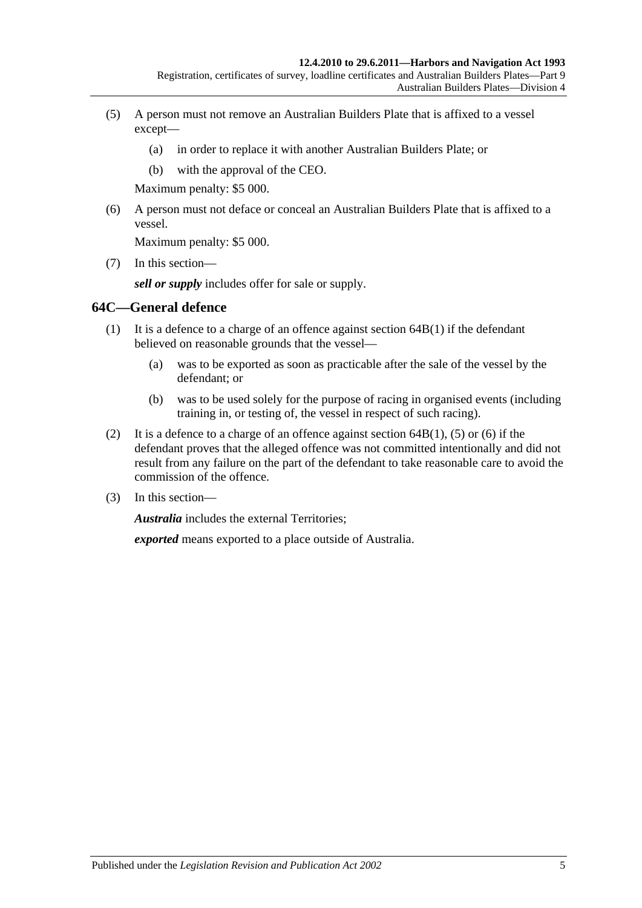(5) A person must not remove an Australian Builders Plate that is affixed to a vessel except—

   (a) in order to replace it with another Australian Builders Plate; or

   (b) with the approval of the CEO.

   Maximum penalty: $5 000.

(6) A person must not deface or conceal an Australian Builders Plate that is affixed to a vessel.

   Maximum penalty: $5 000.

(7) In this section—

   ***sell or supply*** includes offer for sale or supply.

## 64C—General defence

(1) It is a defence to a charge of an offence against section 64B(1) if the defendant believed on reasonable grounds that the vessel—

   (a) was to be exported as soon as practicable after the sale of the vessel by the defendant; or

   (b) was to be used solely for the purpose of racing in organised events (including training in, or testing of, the vessel in respect of such racing).

(2) It is a defence to a charge of an offence against section 64B(1), (5) or (6) if the defendant proves that the alleged offence was not committed intentionally and did not result from any failure on the part of the defendant to take reasonable care to avoid the commission of the offence.

(3) In this section—

   ***Australia*** includes the external Territories;

   ***exported*** means exported to a place outside of Australia.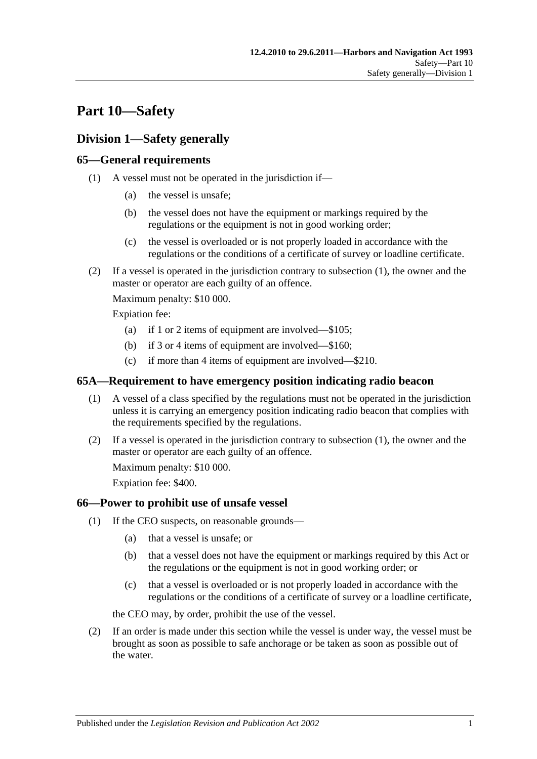# Part 10—Safety

## Division 1—Safety generally

### 65—General requirements

(1) A vessel must not be operated in the jurisdiction if—

(a) the vessel is unsafe;

(b) the vessel does not have the equipment or markings required by the regulations or the equipment is not in good working order;

(c) the vessel is overloaded or is not properly loaded in accordance with the regulations or the conditions of a certificate of survey or loadline certificate.

(2) If a vessel is operated in the jurisdiction contrary to subsection (1), the owner and the master or operator are each guilty of an offence.

Maximum penalty: $10 000.

Expiation fee:

(a) if 1 or 2 items of equipment are involved—$105;

(b) if 3 or 4 items of equipment are involved—$160;

(c) if more than 4 items of equipment are involved—$210.

### 65A—Requirement to have emergency position indicating radio beacon

(1) A vessel of a class specified by the regulations must not be operated in the jurisdiction unless it is carrying an emergency position indicating radio beacon that complies with the requirements specified by the regulations.

(2) If a vessel is operated in the jurisdiction contrary to subsection (1), the owner and the master or operator are each guilty of an offence.

Maximum penalty: $10 000.

Expiation fee: $400.

### 66—Power to prohibit use of unsafe vessel

(1) If the CEO suspects, on reasonable grounds—

(a) that a vessel is unsafe; or

(b) that a vessel does not have the equipment or markings required by this Act or the regulations or the equipment is not in good working order; or

(c) that a vessel is overloaded or is not properly loaded in accordance with the regulations or the conditions of a certificate of survey or a loadline certificate,

the CEO may, by order, prohibit the use of the vessel.

(2) If an order is made under this section while the vessel is under way, the vessel must be brought as soon as possible to safe anchorage or be taken as soon as possible out of the water.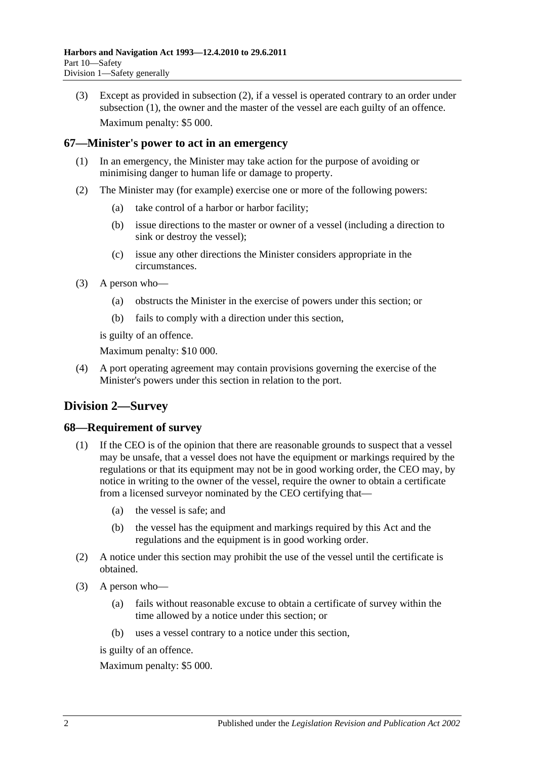(3) Except as provided in subsection (2), if a vessel is operated contrary to an order under subsection (1), the owner and the master of the vessel are each guilty of an offence.

Maximum penalty: $5 000.

### 67—Minister's power to act in an emergency

(1) In an emergency, the Minister may take action for the purpose of avoiding or minimising danger to human life or damage to property.

(2) The Minister may (for example) exercise one or more of the following powers:

(a) take control of a harbor or harbor facility;

(b) issue directions to the master or owner of a vessel (including a direction to sink or destroy the vessel);

(c) issue any other directions the Minister considers appropriate in the circumstances.

(3) A person who—

(a) obstructs the Minister in the exercise of powers under this section; or

(b) fails to comply with a direction under this section,

is guilty of an offence.

Maximum penalty: $10 000.

(4) A port operating agreement may contain provisions governing the exercise of the Minister's powers under this section in relation to the port.

## Division 2—Survey

### 68—Requirement of survey

(1) If the CEO is of the opinion that there are reasonable grounds to suspect that a vessel may be unsafe, that a vessel does not have the equipment or markings required by the regulations or that its equipment may not be in good working order, the CEO may, by notice in writing to the owner of the vessel, require the owner to obtain a certificate from a licensed surveyor nominated by the CEO certifying that—

(a) the vessel is safe; and

(b) the vessel has the equipment and markings required by this Act and the regulations and the equipment is in good working order.

(2) A notice under this section may prohibit the use of the vessel until the certificate is obtained.

(3) A person who—

(a) fails without reasonable excuse to obtain a certificate of survey within the time allowed by a notice under this section; or

(b) uses a vessel contrary to a notice under this section,

is guilty of an offence.

Maximum penalty: $5 000.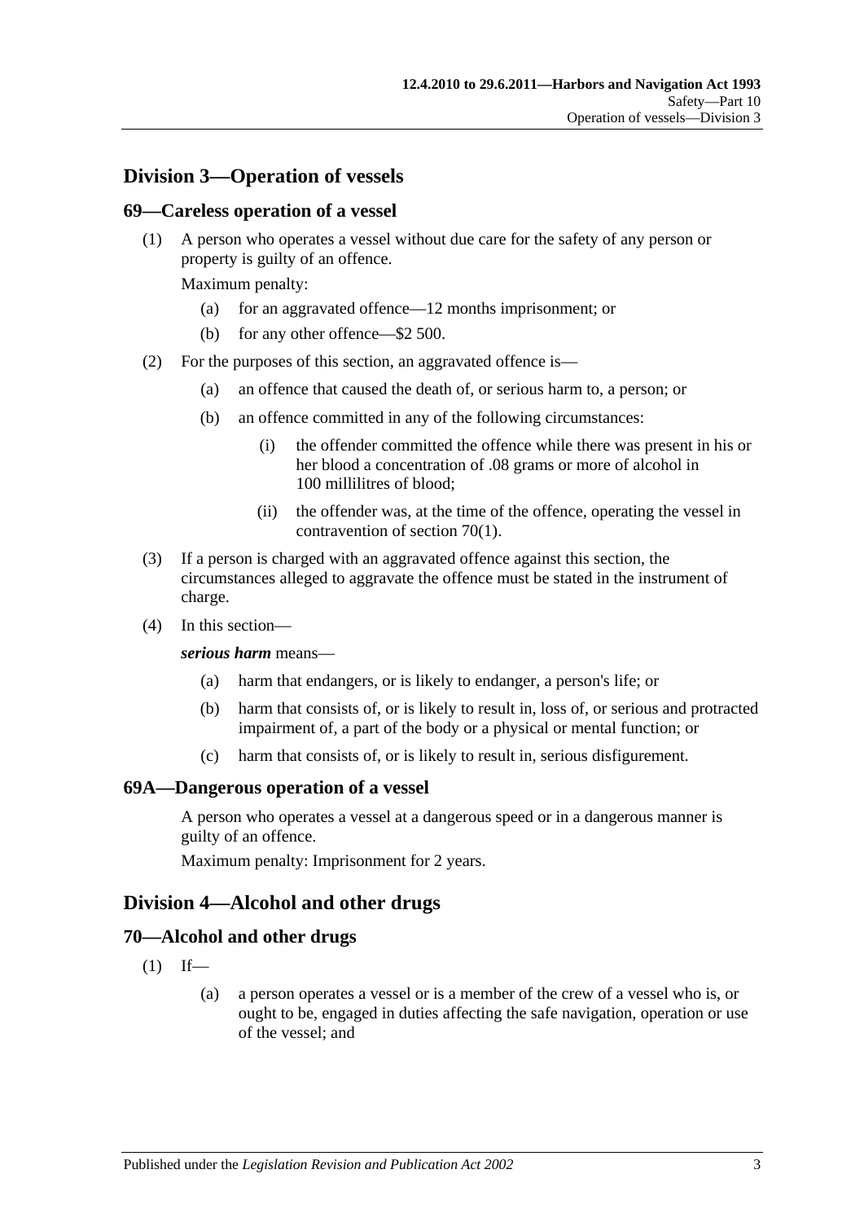## Division 3—Operation of vessels

### 69—Careless operation of a vessel

(1) A person who operates a vessel without due care for the safety of any person or property is guilty of an offence.

Maximum penalty:

- (a) for an aggravated offence—12 months imprisonment; or
- (b) for any other offence—$2 500.

(2) For the purposes of this section, an aggravated offence is—

- (a) an offence that caused the death of, or serious harm to, a person; or
- (b) an offence committed in any of the following circumstances:
  - (i) the offender committed the offence while there was present in his or her blood a concentration of .08 grams or more of alcohol in 100 millilitres of blood;
  - (ii) the offender was, at the time of the offence, operating the vessel in contravention of section 70(1).

(3) If a person is charged with an aggravated offence against this section, the circumstances alleged to aggravate the offence must be stated in the instrument of charge.

(4) In this section—

***serious harm*** means—

- (a) harm that endangers, or is likely to endanger, a person's life; or
- (b) harm that consists of, or is likely to result in, loss of, or serious and protracted impairment of, a part of the body or a physical or mental function; or
- (c) harm that consists of, or is likely to result in, serious disfigurement.

### 69A—Dangerous operation of a vessel

A person who operates a vessel at a dangerous speed or in a dangerous manner is guilty of an offence.

Maximum penalty: Imprisonment for 2 years.

## Division 4—Alcohol and other drugs

### 70—Alcohol and other drugs

(1) If—

- (a) a person operates a vessel or is a member of the crew of a vessel who is, or ought to be, engaged in duties affecting the safe navigation, operation or use of the vessel; and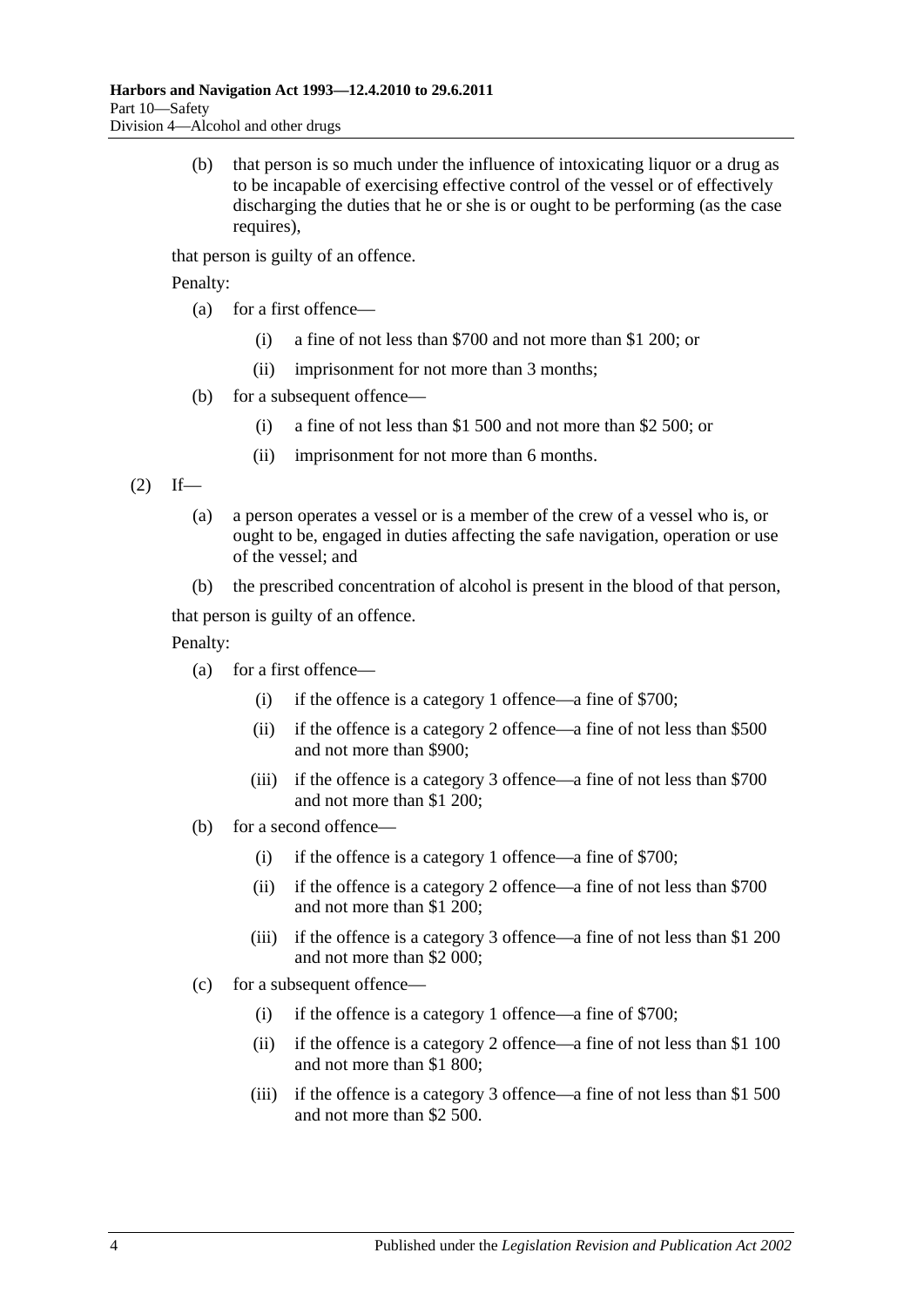(b) that person is so much under the influence of intoxicating liquor or a drug as to be incapable of exercising effective control of the vessel or of effectively discharging the duties that he or she is or ought to be performing (as the case requires),

that person is guilty of an offence.

Penalty:

- (a) for a first offence—
  - (i) a fine of not less than $700 and not more than $1 200; or
  - (ii) imprisonment for not more than 3 months;
- (b) for a subsequent offence—
  - (i) a fine of not less than $1 500 and not more than $2 500; or
  - (ii) imprisonment for not more than 6 months.

(2) If—

- (a) a person operates a vessel or is a member of the crew of a vessel who is, or ought to be, engaged in duties affecting the safe navigation, operation or use of the vessel; and
- (b) the prescribed concentration of alcohol is present in the blood of that person,

that person is guilty of an offence.

Penalty:

- (a) for a first offence—
  - (i) if the offence is a category 1 offence—a fine of $700;
  - (ii) if the offence is a category 2 offence—a fine of not less than $500 and not more than $900;
  - (iii) if the offence is a category 3 offence—a fine of not less than $700 and not more than $1 200;
- (b) for a second offence—
  - (i) if the offence is a category 1 offence—a fine of $700;
  - (ii) if the offence is a category 2 offence—a fine of not less than $700 and not more than $1 200;
  - (iii) if the offence is a category 3 offence—a fine of not less than $1 200 and not more than $2 000;
- (c) for a subsequent offence—
  - (i) if the offence is a category 1 offence—a fine of $700;
  - (ii) if the offence is a category 2 offence—a fine of not less than $1 100 and not more than $1 800;
  - (iii) if the offence is a category 3 offence—a fine of not less than $1 500 and not more than $2 500.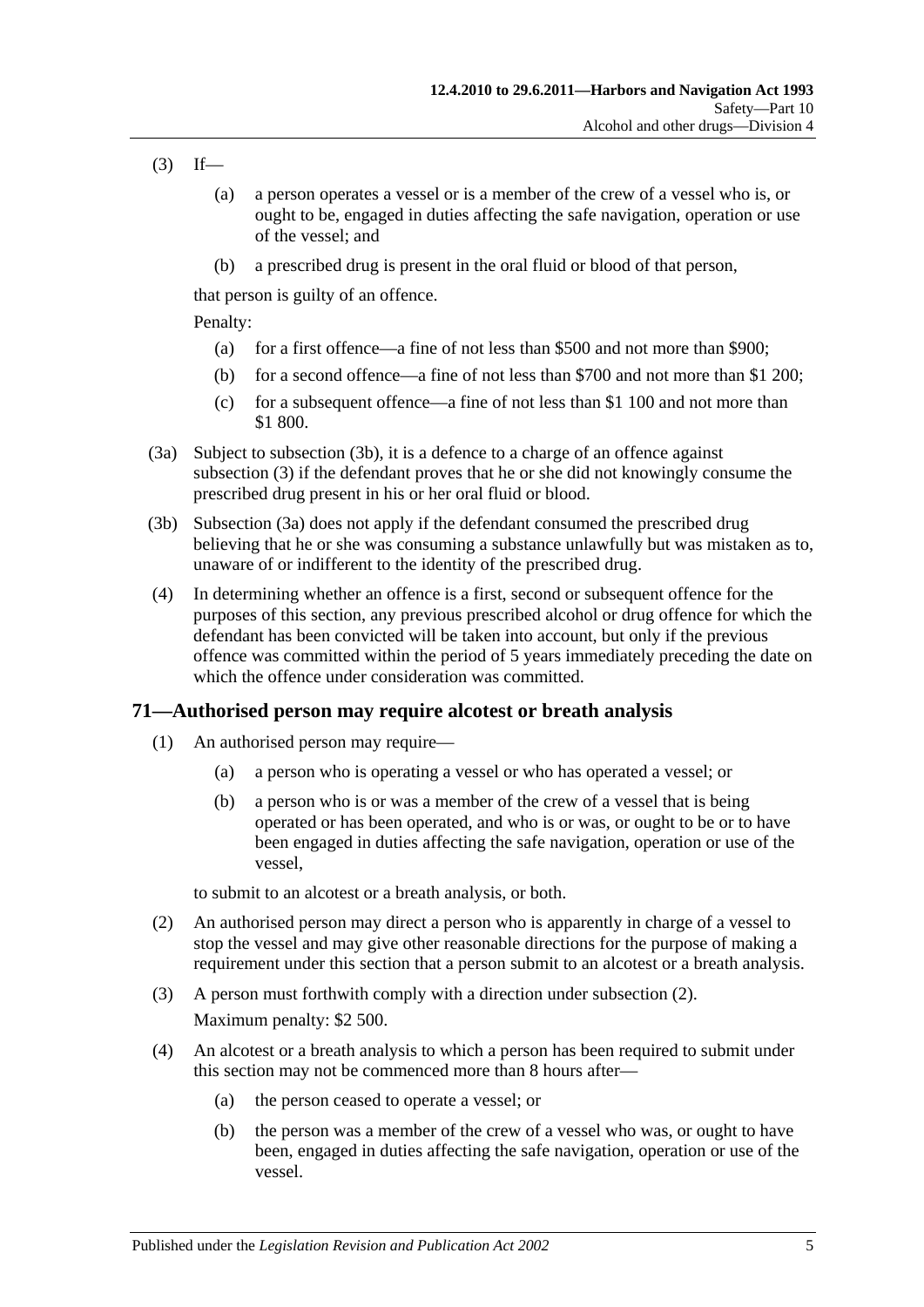(3) If—

   (a) a person operates a vessel or is a member of the crew of a vessel who is, or ought to be, engaged in duties affecting the safe navigation, operation or use of the vessel; and

   (b) a prescribed drug is present in the oral fluid or blood of that person,

that person is guilty of an offence.

Penalty:

   (a) for a first offence—a fine of not less than $500 and not more than $900;

   (b) for a second offence—a fine of not less than $700 and not more than $1 200;

   (c) for a subsequent offence—a fine of not less than $1 100 and not more than $1 800.

(3a) Subject to subsection (3b), it is a defence to a charge of an offence against subsection (3) if the defendant proves that he or she did not knowingly consume the prescribed drug present in his or her oral fluid or blood.

(3b) Subsection (3a) does not apply if the defendant consumed the prescribed drug believing that he or she was consuming a substance unlawfully but was mistaken as to, unaware of or indifferent to the identity of the prescribed drug.

(4) In determining whether an offence is a first, second or subsequent offence for the purposes of this section, any previous prescribed alcohol or drug offence for which the defendant has been convicted will be taken into account, but only if the previous offence was committed within the period of 5 years immediately preceding the date on which the offence under consideration was committed.

## 71—Authorised person may require alcotest or breath analysis

(1) An authorised person may require—

   (a) a person who is operating a vessel or who has operated a vessel; or

   (b) a person who is or was a member of the crew of a vessel that is being operated or has been operated, and who is or was, or ought to be or to have been engaged in duties affecting the safe navigation, operation or use of the vessel,

to submit to an alcotest or a breath analysis, or both.

(2) An authorised person may direct a person who is apparently in charge of a vessel to stop the vessel and may give other reasonable directions for the purpose of making a requirement under this section that a person submit to an alcotest or a breath analysis.

(3) A person must forthwith comply with a direction under subsection (2).

Maximum penalty: $2 500.

(4) An alcotest or a breath analysis to which a person has been required to submit under this section may not be commenced more than 8 hours after—

   (a) the person ceased to operate a vessel; or

   (b) the person was a member of the crew of a vessel who was, or ought to have been, engaged in duties affecting the safe navigation, operation or use of the vessel.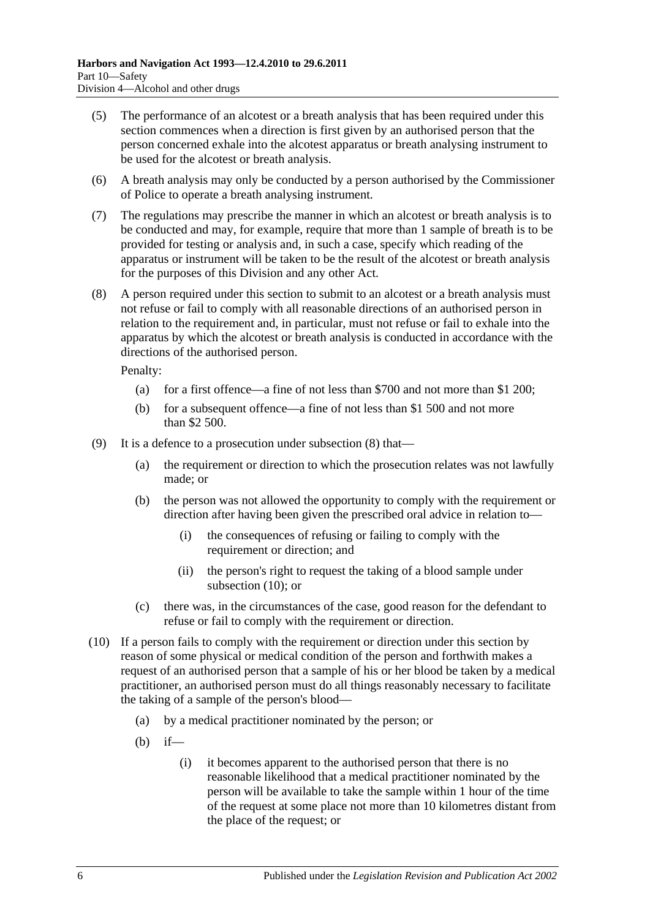(5) The performance of an alcotest or a breath analysis that has been required under this section commences when a direction is first given by an authorised person that the person concerned exhale into the alcotest apparatus or breath analysing instrument to be used for the alcotest or breath analysis.

(6) A breath analysis may only be conducted by a person authorised by the Commissioner of Police to operate a breath analysing instrument.

(7) The regulations may prescribe the manner in which an alcotest or breath analysis is to be conducted and may, for example, require that more than 1 sample of breath is to be provided for testing or analysis and, in such a case, specify which reading of the apparatus or instrument will be taken to be the result of the alcotest or breath analysis for the purposes of this Division and any other Act.

(8) A person required under this section to submit to an alcotest or a breath analysis must not refuse or fail to comply with all reasonable directions of an authorised person in relation to the requirement and, in particular, must not refuse or fail to exhale into the apparatus by which the alcotest or breath analysis is conducted in accordance with the directions of the authorised person.

Penalty:

(a) for a first offence—a fine of not less than $700 and not more than $1 200;

(b) for a subsequent offence—a fine of not less than $1 500 and not more than $2 500.

(9) It is a defence to a prosecution under subsection (8) that—

(a) the requirement or direction to which the prosecution relates was not lawfully made; or

(b) the person was not allowed the opportunity to comply with the requirement or direction after having been given the prescribed oral advice in relation to—

(i) the consequences of refusing or failing to comply with the requirement or direction; and

(ii) the person's right to request the taking of a blood sample under subsection (10); or

(c) there was, in the circumstances of the case, good reason for the defendant to refuse or fail to comply with the requirement or direction.

(10) If a person fails to comply with the requirement or direction under this section by reason of some physical or medical condition of the person and forthwith makes a request of an authorised person that a sample of his or her blood be taken by a medical practitioner, an authorised person must do all things reasonably necessary to facilitate the taking of a sample of the person's blood—

(a) by a medical practitioner nominated by the person; or

(b) if—

(i) it becomes apparent to the authorised person that there is no reasonable likelihood that a medical practitioner nominated by the person will be available to take the sample within 1 hour of the time of the request at some place not more than 10 kilometres distant from the place of the request; or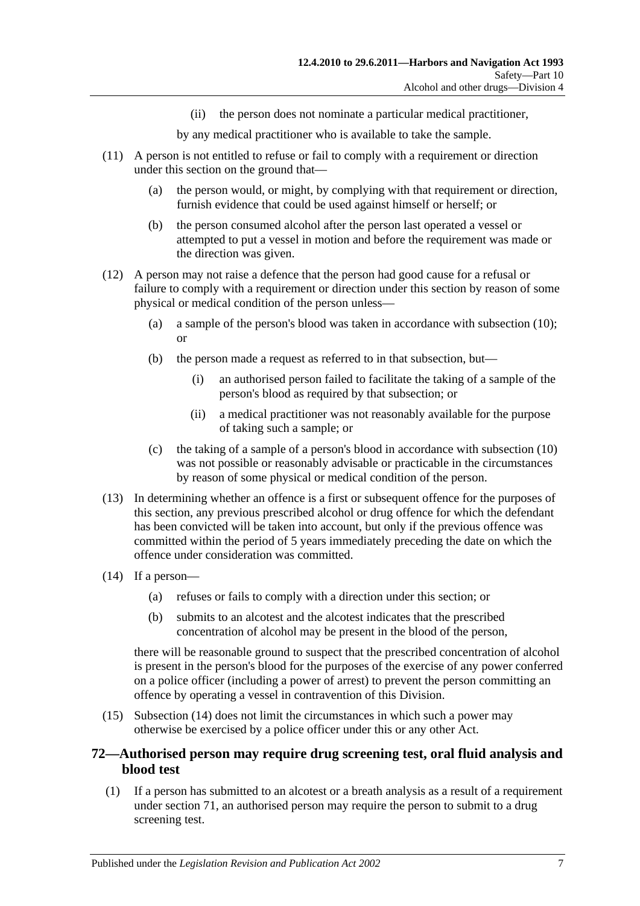(ii) the person does not nominate a particular medical practitioner,

by any medical practitioner who is available to take the sample.

(11) A person is not entitled to refuse or fail to comply with a requirement or direction under this section on the ground that—

(a) the person would, or might, by complying with that requirement or direction, furnish evidence that could be used against himself or herself; or

(b) the person consumed alcohol after the person last operated a vessel or attempted to put a vessel in motion and before the requirement was made or the direction was given.

(12) A person may not raise a defence that the person had good cause for a refusal or failure to comply with a requirement or direction under this section by reason of some physical or medical condition of the person unless—

(a) a sample of the person's blood was taken in accordance with subsection (10); or

(b) the person made a request as referred to in that subsection, but—

(i) an authorised person failed to facilitate the taking of a sample of the person's blood as required by that subsection; or

(ii) a medical practitioner was not reasonably available for the purpose of taking such a sample; or

(c) the taking of a sample of a person's blood in accordance with subsection (10) was not possible or reasonably advisable or practicable in the circumstances by reason of some physical or medical condition of the person.

(13) In determining whether an offence is a first or subsequent offence for the purposes of this section, any previous prescribed alcohol or drug offence for which the defendant has been convicted will be taken into account, but only if the previous offence was committed within the period of 5 years immediately preceding the date on which the offence under consideration was committed.

(14) If a person—

(a) refuses or fails to comply with a direction under this section; or

(b) submits to an alcotest and the alcotest indicates that the prescribed concentration of alcohol may be present in the blood of the person,

there will be reasonable ground to suspect that the prescribed concentration of alcohol is present in the person's blood for the purposes of the exercise of any power conferred on a police officer (including a power of arrest) to prevent the person committing an offence by operating a vessel in contravention of this Division.

(15) Subsection (14) does not limit the circumstances in which such a power may otherwise be exercised by a police officer under this or any other Act.

## 72—Authorised person may require drug screening test, oral fluid analysis and blood test

(1) If a person has submitted to an alcotest or a breath analysis as a result of a requirement under section 71, an authorised person may require the person to submit to a drug screening test.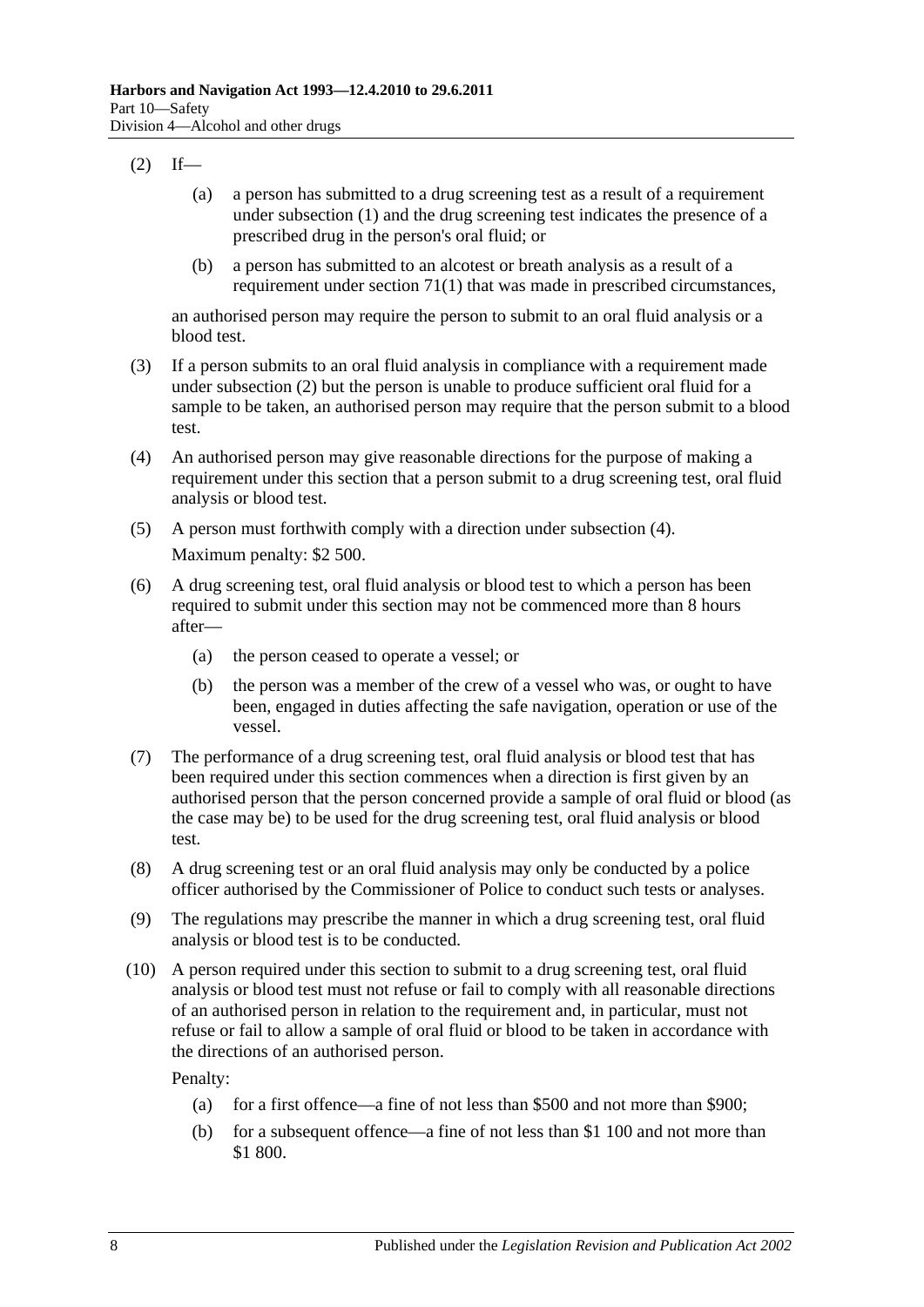(2) If—

(a) a person has submitted to a drug screening test as a result of a requirement under subsection (1) and the drug screening test indicates the presence of a prescribed drug in the person's oral fluid; or

(b) a person has submitted to an alcotest or breath analysis as a result of a requirement under section 71(1) that was made in prescribed circumstances,

an authorised person may require the person to submit to an oral fluid analysis or a blood test.

(3) If a person submits to an oral fluid analysis in compliance with a requirement made under subsection (2) but the person is unable to produce sufficient oral fluid for a sample to be taken, an authorised person may require that the person submit to a blood test.

(4) An authorised person may give reasonable directions for the purpose of making a requirement under this section that a person submit to a drug screening test, oral fluid analysis or blood test.

(5) A person must forthwith comply with a direction under subsection (4).

Maximum penalty: $2 500.

(6) A drug screening test, oral fluid analysis or blood test to which a person has been required to submit under this section may not be commenced more than 8 hours after—

(a) the person ceased to operate a vessel; or

(b) the person was a member of the crew of a vessel who was, or ought to have been, engaged in duties affecting the safe navigation, operation or use of the vessel.

(7) The performance of a drug screening test, oral fluid analysis or blood test that has been required under this section commences when a direction is first given by an authorised person that the person concerned provide a sample of oral fluid or blood (as the case may be) to be used for the drug screening test, oral fluid analysis or blood test.

(8) A drug screening test or an oral fluid analysis may only be conducted by a police officer authorised by the Commissioner of Police to conduct such tests or analyses.

(9) The regulations may prescribe the manner in which a drug screening test, oral fluid analysis or blood test is to be conducted.

(10) A person required under this section to submit to a drug screening test, oral fluid analysis or blood test must not refuse or fail to comply with all reasonable directions of an authorised person in relation to the requirement and, in particular, must not refuse or fail to allow a sample of oral fluid or blood to be taken in accordance with the directions of an authorised person.

Penalty:

(a) for a first offence—a fine of not less than $500 and not more than $900;

(b) for a subsequent offence—a fine of not less than $1 100 and not more than $1 800.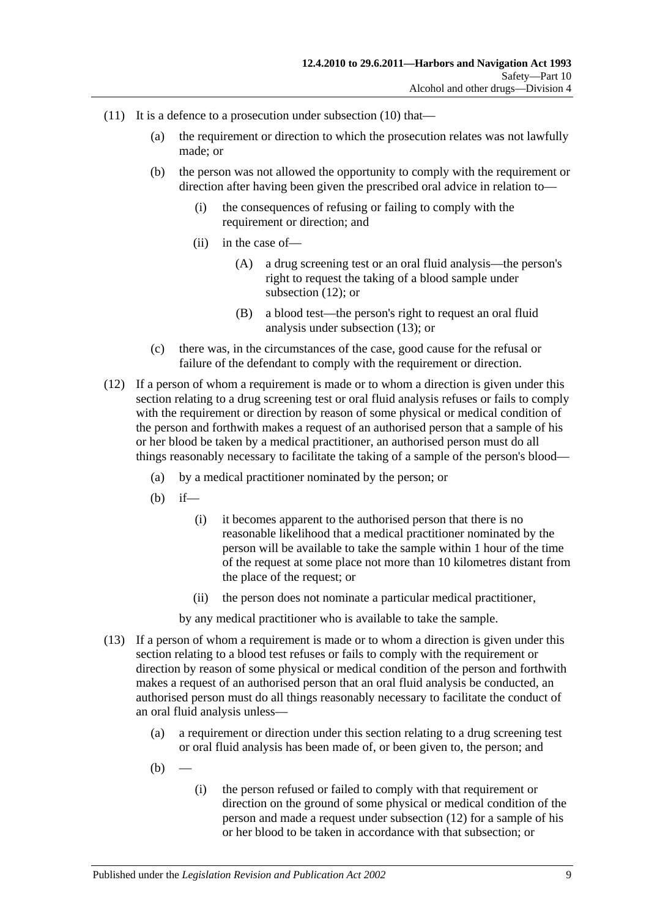(11) It is a defence to a prosecution under subsection (10) that—

(a) the requirement or direction to which the prosecution relates was not lawfully made; or

(b) the person was not allowed the opportunity to comply with the requirement or direction after having been given the prescribed oral advice in relation to—

(i) the consequences of refusing or failing to comply with the requirement or direction; and

(ii) in the case of—

(A) a drug screening test or an oral fluid analysis—the person's right to request the taking of a blood sample under subsection (12); or

(B) a blood test—the person's right to request an oral fluid analysis under subsection (13); or

(c) there was, in the circumstances of the case, good cause for the refusal or failure of the defendant to comply with the requirement or direction.

(12) If a person of whom a requirement is made or to whom a direction is given under this section relating to a drug screening test or oral fluid analysis refuses or fails to comply with the requirement or direction by reason of some physical or medical condition of the person and forthwith makes a request of an authorised person that a sample of his or her blood be taken by a medical practitioner, an authorised person must do all things reasonably necessary to facilitate the taking of a sample of the person's blood—

(a) by a medical practitioner nominated by the person; or

(b) if—

(i) it becomes apparent to the authorised person that there is no reasonable likelihood that a medical practitioner nominated by the person will be available to take the sample within 1 hour of the time of the request at some place not more than 10 kilometres distant from the place of the request; or

(ii) the person does not nominate a particular medical practitioner,

by any medical practitioner who is available to take the sample.

(13) If a person of whom a requirement is made or to whom a direction is given under this section relating to a blood test refuses or fails to comply with the requirement or direction by reason of some physical or medical condition of the person and forthwith makes a request of an authorised person that an oral fluid analysis be conducted, an authorised person must do all things reasonably necessary to facilitate the conduct of an oral fluid analysis unless—

(a) a requirement or direction under this section relating to a drug screening test or oral fluid analysis has been made of, or been given to, the person; and

(b) —

(i) the person refused or failed to comply with that requirement or direction on the ground of some physical or medical condition of the person and made a request under subsection (12) for a sample of his or her blood to be taken in accordance with that subsection; or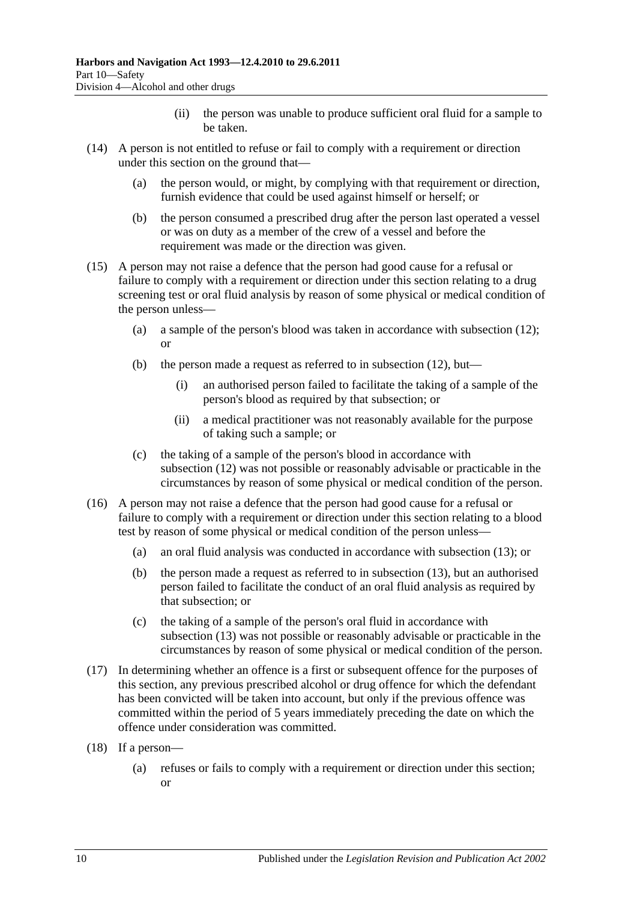(ii) the person was unable to produce sufficient oral fluid for a sample to be taken.

(14) A person is not entitled to refuse or fail to comply with a requirement or direction under this section on the ground that—

(a) the person would, or might, by complying with that requirement or direction, furnish evidence that could be used against himself or herself; or

(b) the person consumed a prescribed drug after the person last operated a vessel or was on duty as a member of the crew of a vessel and before the requirement was made or the direction was given.

(15) A person may not raise a defence that the person had good cause for a refusal or failure to comply with a requirement or direction under this section relating to a drug screening test or oral fluid analysis by reason of some physical or medical condition of the person unless—

(a) a sample of the person's blood was taken in accordance with subsection (12); or

(b) the person made a request as referred to in subsection (12), but—

(i) an authorised person failed to facilitate the taking of a sample of the person's blood as required by that subsection; or

(ii) a medical practitioner was not reasonably available for the purpose of taking such a sample; or

(c) the taking of a sample of the person's blood in accordance with subsection (12) was not possible or reasonably advisable or practicable in the circumstances by reason of some physical or medical condition of the person.

(16) A person may not raise a defence that the person had good cause for a refusal or failure to comply with a requirement or direction under this section relating to a blood test by reason of some physical or medical condition of the person unless—

(a) an oral fluid analysis was conducted in accordance with subsection (13); or

(b) the person made a request as referred to in subsection (13), but an authorised person failed to facilitate the conduct of an oral fluid analysis as required by that subsection; or

(c) the taking of a sample of the person's oral fluid in accordance with subsection (13) was not possible or reasonably advisable or practicable in the circumstances by reason of some physical or medical condition of the person.

(17) In determining whether an offence is a first or subsequent offence for the purposes of this section, any previous prescribed alcohol or drug offence for which the defendant has been convicted will be taken into account, but only if the previous offence was committed within the period of 5 years immediately preceding the date on which the offence under consideration was committed.

(18) If a person—

(a) refuses or fails to comply with a requirement or direction under this section; or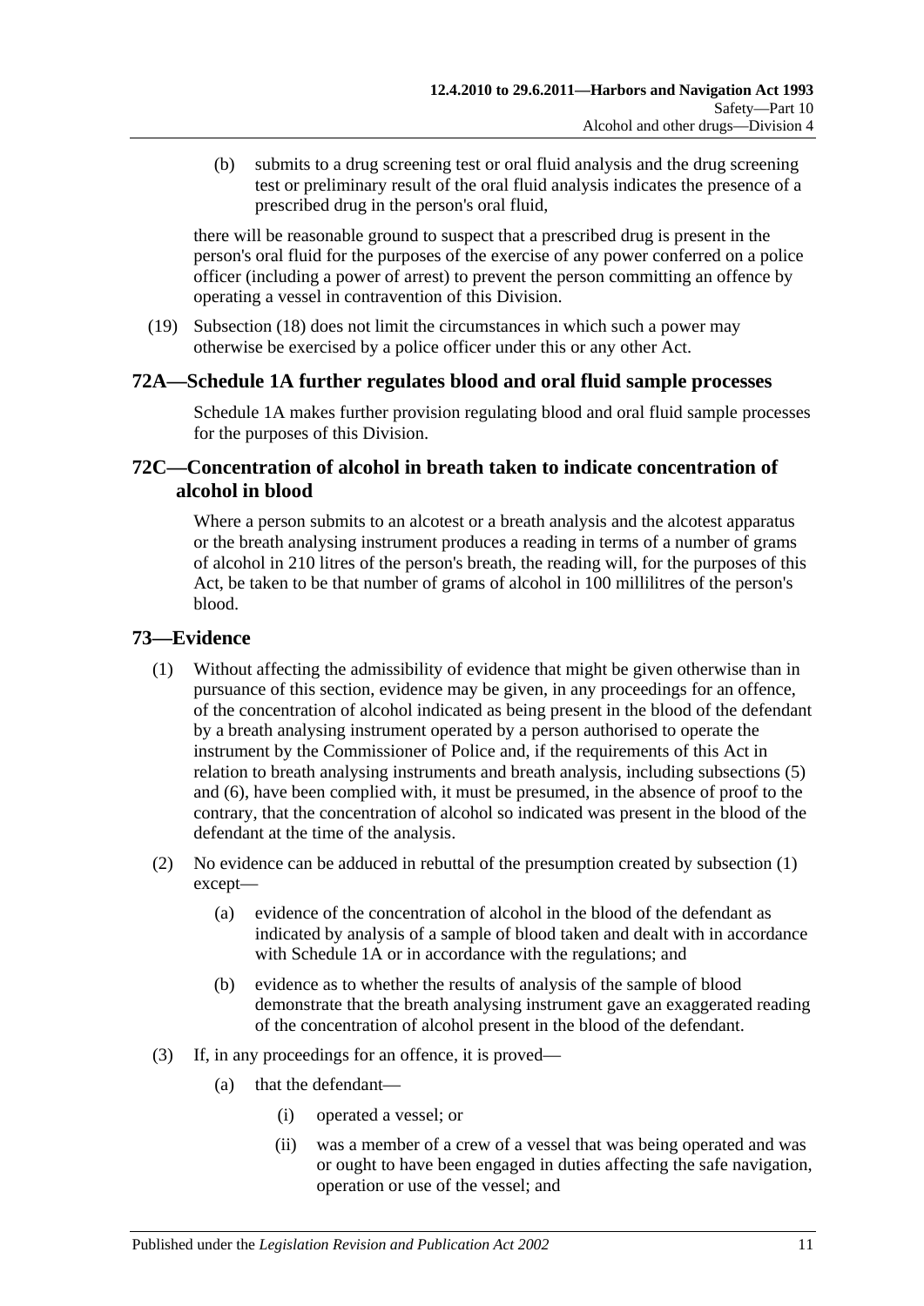(b) submits to a drug screening test or oral fluid analysis and the drug screening test or preliminary result of the oral fluid analysis indicates the presence of a prescribed drug in the person's oral fluid,

there will be reasonable ground to suspect that a prescribed drug is present in the person's oral fluid for the purposes of the exercise of any power conferred on a police officer (including a power of arrest) to prevent the person committing an offence by operating a vessel in contravention of this Division.

(19) Subsection (18) does not limit the circumstances in which such a power may otherwise be exercised by a police officer under this or any other Act.

## 72A—Schedule 1A further regulates blood and oral fluid sample processes

Schedule 1A makes further provision regulating blood and oral fluid sample processes for the purposes of this Division.

## 72C—Concentration of alcohol in breath taken to indicate concentration of alcohol in blood

Where a person submits to an alcotest or a breath analysis and the alcotest apparatus or the breath analysing instrument produces a reading in terms of a number of grams of alcohol in 210 litres of the person's breath, the reading will, for the purposes of this Act, be taken to be that number of grams of alcohol in 100 millilitres of the person's blood.

## 73—Evidence

(1) Without affecting the admissibility of evidence that might be given otherwise than in pursuance of this section, evidence may be given, in any proceedings for an offence, of the concentration of alcohol indicated as being present in the blood of the defendant by a breath analysing instrument operated by a person authorised to operate the instrument by the Commissioner of Police and, if the requirements of this Act in relation to breath analysing instruments and breath analysis, including subsections (5) and (6), have been complied with, it must be presumed, in the absence of proof to the contrary, that the concentration of alcohol so indicated was present in the blood of the defendant at the time of the analysis.

(2) No evidence can be adduced in rebuttal of the presumption created by subsection (1) except—

(a) evidence of the concentration of alcohol in the blood of the defendant as indicated by analysis of a sample of blood taken and dealt with in accordance with Schedule 1A or in accordance with the regulations; and

(b) evidence as to whether the results of analysis of the sample of blood demonstrate that the breath analysing instrument gave an exaggerated reading of the concentration of alcohol present in the blood of the defendant.

(3) If, in any proceedings for an offence, it is proved—

(a) that the defendant—

(i) operated a vessel; or

(ii) was a member of a crew of a vessel that was being operated and was or ought to have been engaged in duties affecting the safe navigation, operation or use of the vessel; and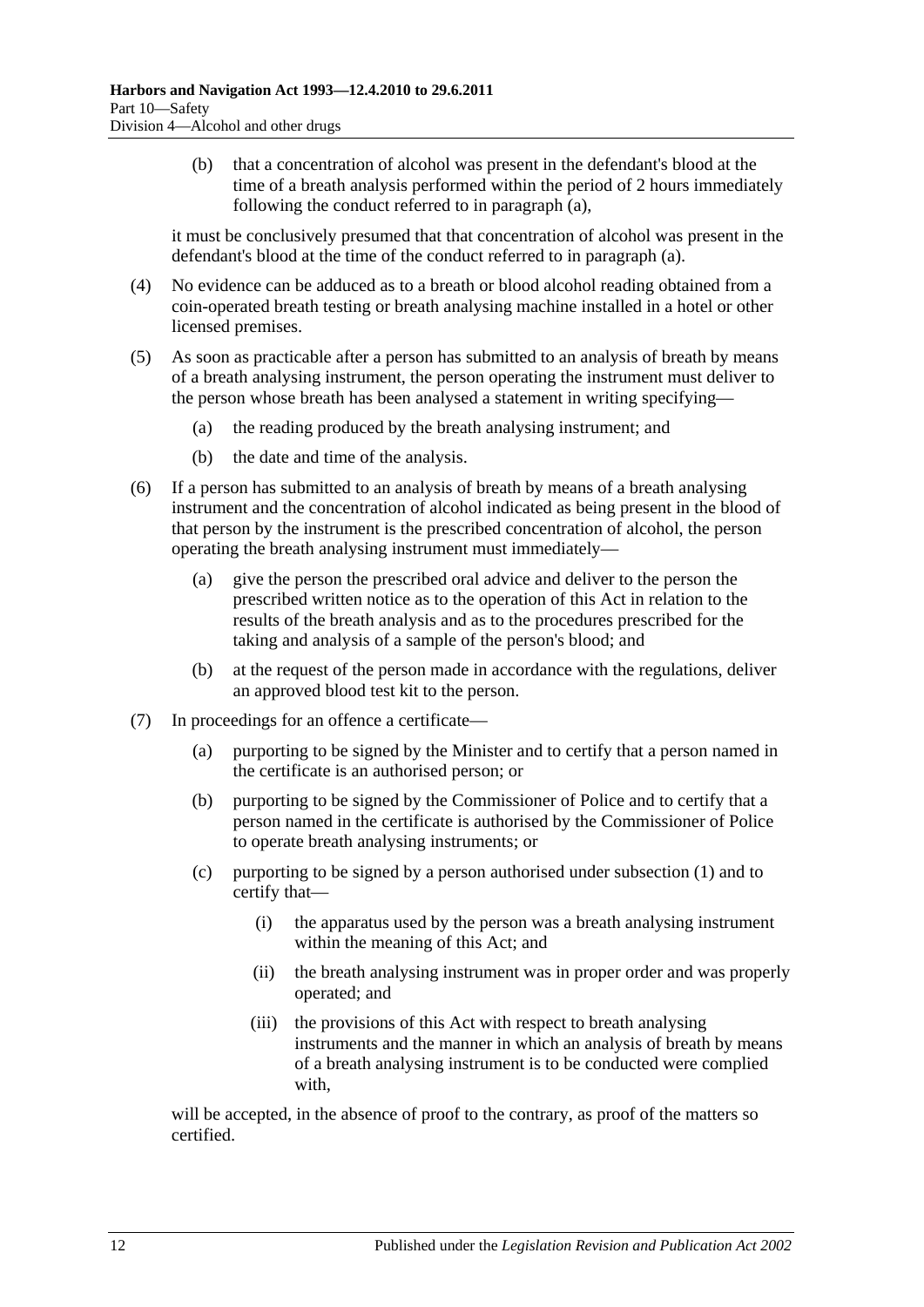(b) that a concentration of alcohol was present in the defendant's blood at the time of a breath analysis performed within the period of 2 hours immediately following the conduct referred to in paragraph (a),

it must be conclusively presumed that that concentration of alcohol was present in the defendant's blood at the time of the conduct referred to in paragraph (a).

(4) No evidence can be adduced as to a breath or blood alcohol reading obtained from a coin-operated breath testing or breath analysing machine installed in a hotel or other licensed premises.

(5) As soon as practicable after a person has submitted to an analysis of breath by means of a breath analysing instrument, the person operating the instrument must deliver to the person whose breath has been analysed a statement in writing specifying—

(a) the reading produced by the breath analysing instrument; and

(b) the date and time of the analysis.

(6) If a person has submitted to an analysis of breath by means of a breath analysing instrument and the concentration of alcohol indicated as being present in the blood of that person by the instrument is the prescribed concentration of alcohol, the person operating the breath analysing instrument must immediately—

(a) give the person the prescribed oral advice and deliver to the person the prescribed written notice as to the operation of this Act in relation to the results of the breath analysis and as to the procedures prescribed for the taking and analysis of a sample of the person's blood; and

(b) at the request of the person made in accordance with the regulations, deliver an approved blood test kit to the person.

(7) In proceedings for an offence a certificate—

(a) purporting to be signed by the Minister and to certify that a person named in the certificate is an authorised person; or

(b) purporting to be signed by the Commissioner of Police and to certify that a person named in the certificate is authorised by the Commissioner of Police to operate breath analysing instruments; or

(c) purporting to be signed by a person authorised under subsection (1) and to certify that—

(i) the apparatus used by the person was a breath analysing instrument within the meaning of this Act; and

(ii) the breath analysing instrument was in proper order and was properly operated; and

(iii) the provisions of this Act with respect to breath analysing instruments and the manner in which an analysis of breath by means of a breath analysing instrument is to be conducted were complied with,

will be accepted, in the absence of proof to the contrary, as proof of the matters so certified.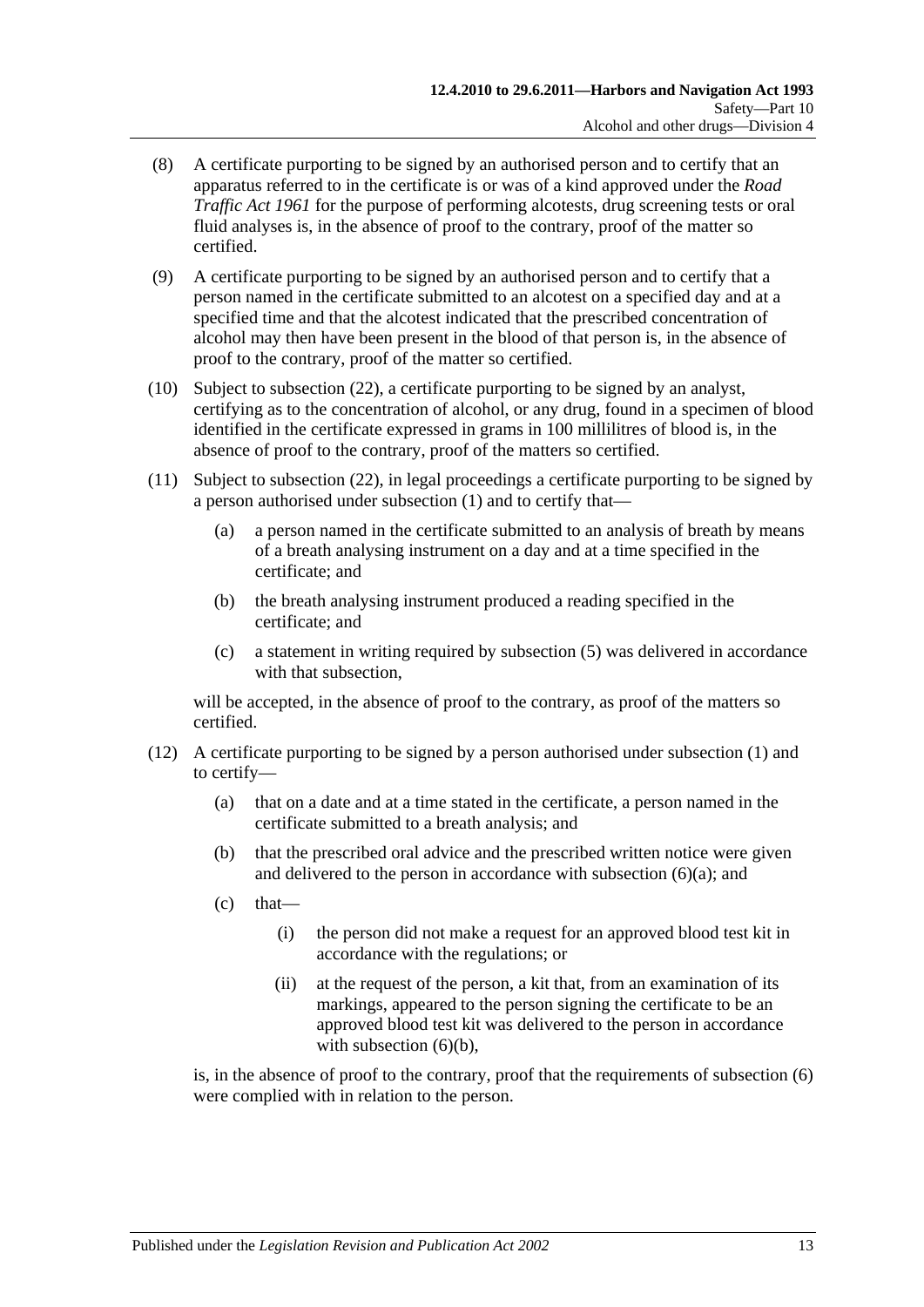(8) A certificate purporting to be signed by an authorised person and to certify that an apparatus referred to in the certificate is or was of a kind approved under the *Road Traffic Act 1961* for the purpose of performing alcotests, drug screening tests or oral fluid analyses is, in the absence of proof to the contrary, proof of the matter so certified.

(9) A certificate purporting to be signed by an authorised person and to certify that a person named in the certificate submitted to an alcotest on a specified day and at a specified time and that the alcotest indicated that the prescribed concentration of alcohol may then have been present in the blood of that person is, in the absence of proof to the contrary, proof of the matter so certified.

(10) Subject to subsection (22), a certificate purporting to be signed by an analyst, certifying as to the concentration of alcohol, or any drug, found in a specimen of blood identified in the certificate expressed in grams in 100 millilitres of blood is, in the absence of proof to the contrary, proof of the matters so certified.

(11) Subject to subsection (22), in legal proceedings a certificate purporting to be signed by a person authorised under subsection (1) and to certify that—

(a) a person named in the certificate submitted to an analysis of breath by means of a breath analysing instrument on a day and at a time specified in the certificate; and

(b) the breath analysing instrument produced a reading specified in the certificate; and

(c) a statement in writing required by subsection (5) was delivered in accordance with that subsection,

will be accepted, in the absence of proof to the contrary, as proof of the matters so certified.

(12) A certificate purporting to be signed by a person authorised under subsection (1) and to certify—

(a) that on a date and at a time stated in the certificate, a person named in the certificate submitted to a breath analysis; and

(b) that the prescribed oral advice and the prescribed written notice were given and delivered to the person in accordance with subsection (6)(a); and

(c) that—

(i) the person did not make a request for an approved blood test kit in accordance with the regulations; or

(ii) at the request of the person, a kit that, from an examination of its markings, appeared to the person signing the certificate to be an approved blood test kit was delivered to the person in accordance with subsection (6)(b),

is, in the absence of proof to the contrary, proof that the requirements of subsection (6) were complied with in relation to the person.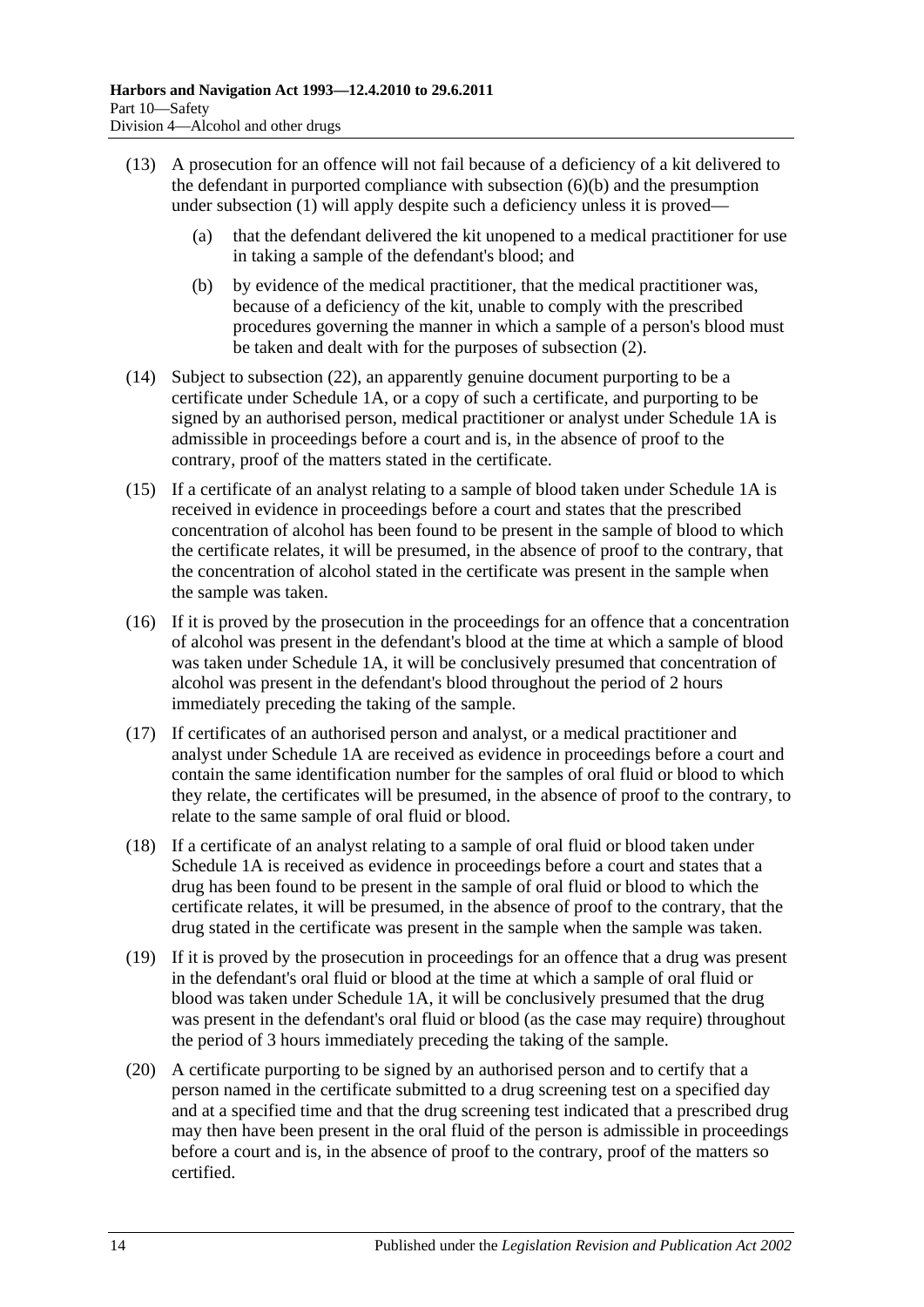(13) A prosecution for an offence will not fail because of a deficiency of a kit delivered to the defendant in purported compliance with subsection (6)(b) and the presumption under subsection (1) will apply despite such a deficiency unless it is proved—

(a) that the defendant delivered the kit unopened to a medical practitioner for use in taking a sample of the defendant's blood; and

(b) by evidence of the medical practitioner, that the medical practitioner was, because of a deficiency of the kit, unable to comply with the prescribed procedures governing the manner in which a sample of a person's blood must be taken and dealt with for the purposes of subsection (2).

(14) Subject to subsection (22), an apparently genuine document purporting to be a certificate under Schedule 1A, or a copy of such a certificate, and purporting to be signed by an authorised person, medical practitioner or analyst under Schedule 1A is admissible in proceedings before a court and is, in the absence of proof to the contrary, proof of the matters stated in the certificate.

(15) If a certificate of an analyst relating to a sample of blood taken under Schedule 1A is received in evidence in proceedings before a court and states that the prescribed concentration of alcohol has been found to be present in the sample of blood to which the certificate relates, it will be presumed, in the absence of proof to the contrary, that the concentration of alcohol stated in the certificate was present in the sample when the sample was taken.

(16) If it is proved by the prosecution in the proceedings for an offence that a concentration of alcohol was present in the defendant's blood at the time at which a sample of blood was taken under Schedule 1A, it will be conclusively presumed that concentration of alcohol was present in the defendant's blood throughout the period of 2 hours immediately preceding the taking of the sample.

(17) If certificates of an authorised person and analyst, or a medical practitioner and analyst under Schedule 1A are received as evidence in proceedings before a court and contain the same identification number for the samples of oral fluid or blood to which they relate, the certificates will be presumed, in the absence of proof to the contrary, to relate to the same sample of oral fluid or blood.

(18) If a certificate of an analyst relating to a sample of oral fluid or blood taken under Schedule 1A is received as evidence in proceedings before a court and states that a drug has been found to be present in the sample of oral fluid or blood to which the certificate relates, it will be presumed, in the absence of proof to the contrary, that the drug stated in the certificate was present in the sample when the sample was taken.

(19) If it is proved by the prosecution in proceedings for an offence that a drug was present in the defendant's oral fluid or blood at the time at which a sample of oral fluid or blood was taken under Schedule 1A, it will be conclusively presumed that the drug was present in the defendant's oral fluid or blood (as the case may require) throughout the period of 3 hours immediately preceding the taking of the sample.

(20) A certificate purporting to be signed by an authorised person and to certify that a person named in the certificate submitted to a drug screening test on a specified day and at a specified time and that the drug screening test indicated that a prescribed drug may then have been present in the oral fluid of the person is admissible in proceedings before a court and is, in the absence of proof to the contrary, proof of the matters so certified.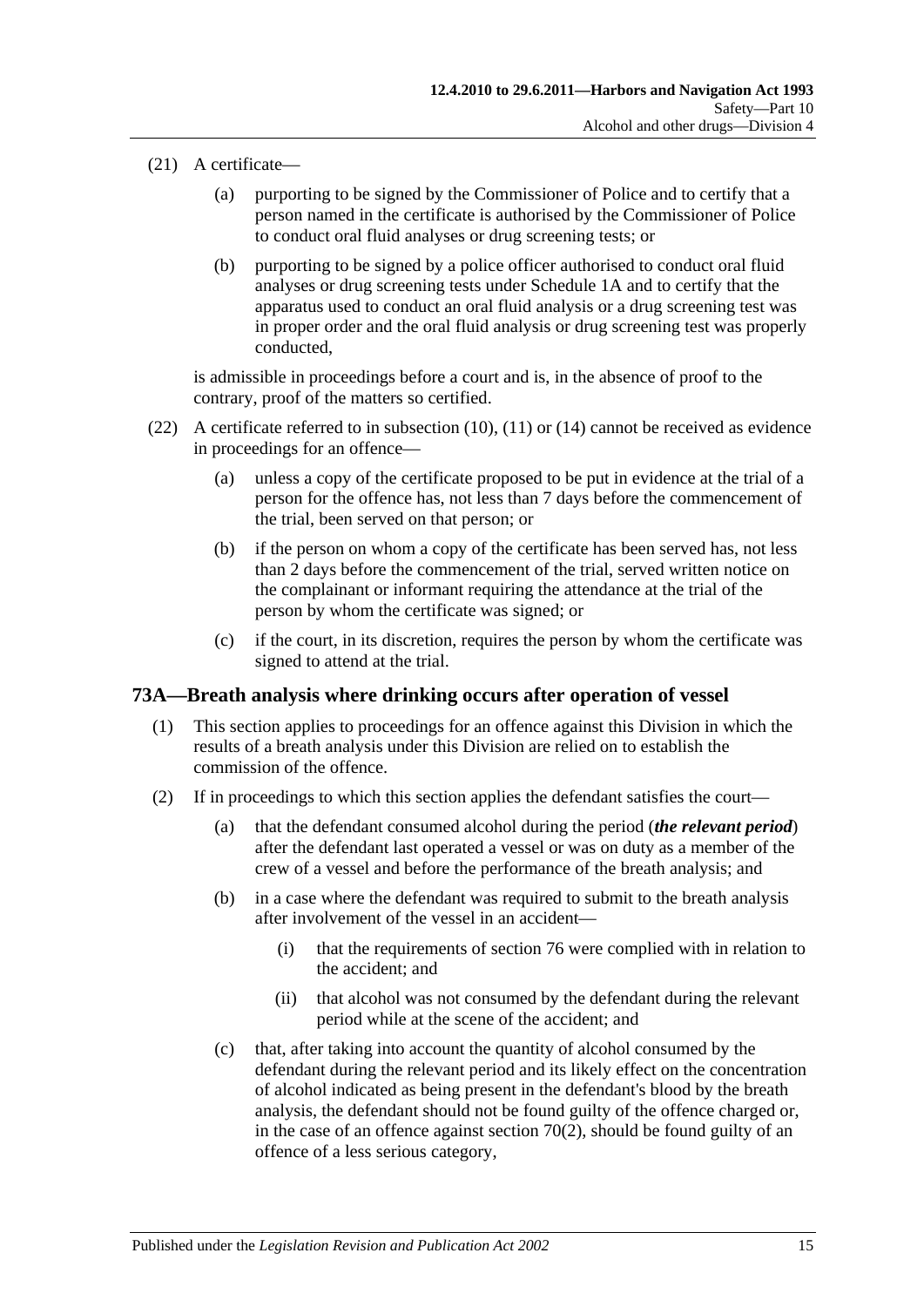(21) A certificate—

(a) purporting to be signed by the Commissioner of Police and to certify that a person named in the certificate is authorised by the Commissioner of Police to conduct oral fluid analyses or drug screening tests; or

(b) purporting to be signed by a police officer authorised to conduct oral fluid analyses or drug screening tests under Schedule 1A and to certify that the apparatus used to conduct an oral fluid analysis or a drug screening test was in proper order and the oral fluid analysis or drug screening test was properly conducted,

is admissible in proceedings before a court and is, in the absence of proof to the contrary, proof of the matters so certified.

(22) A certificate referred to in subsection (10), (11) or (14) cannot be received as evidence in proceedings for an offence—

(a) unless a copy of the certificate proposed to be put in evidence at the trial of a person for the offence has, not less than 7 days before the commencement of the trial, been served on that person; or

(b) if the person on whom a copy of the certificate has been served has, not less than 2 days before the commencement of the trial, served written notice on the complainant or informant requiring the attendance at the trial of the person by whom the certificate was signed; or

(c) if the court, in its discretion, requires the person by whom the certificate was signed to attend at the trial.

## 73A—Breath analysis where drinking occurs after operation of vessel

(1) This section applies to proceedings for an offence against this Division in which the results of a breath analysis under this Division are relied on to establish the commission of the offence.

(2) If in proceedings to which this section applies the defendant satisfies the court—

(a) that the defendant consumed alcohol during the period (***the relevant period***) after the defendant last operated a vessel or was on duty as a member of the crew of a vessel and before the performance of the breath analysis; and

(b) in a case where the defendant was required to submit to the breath analysis after involvement of the vessel in an accident—

(i) that the requirements of section 76 were complied with in relation to the accident; and

(ii) that alcohol was not consumed by the defendant during the relevant period while at the scene of the accident; and

(c) that, after taking into account the quantity of alcohol consumed by the defendant during the relevant period and its likely effect on the concentration of alcohol indicated as being present in the defendant's blood by the breath analysis, the defendant should not be found guilty of the offence charged or, in the case of an offence against section 70(2), should be found guilty of an offence of a less serious category,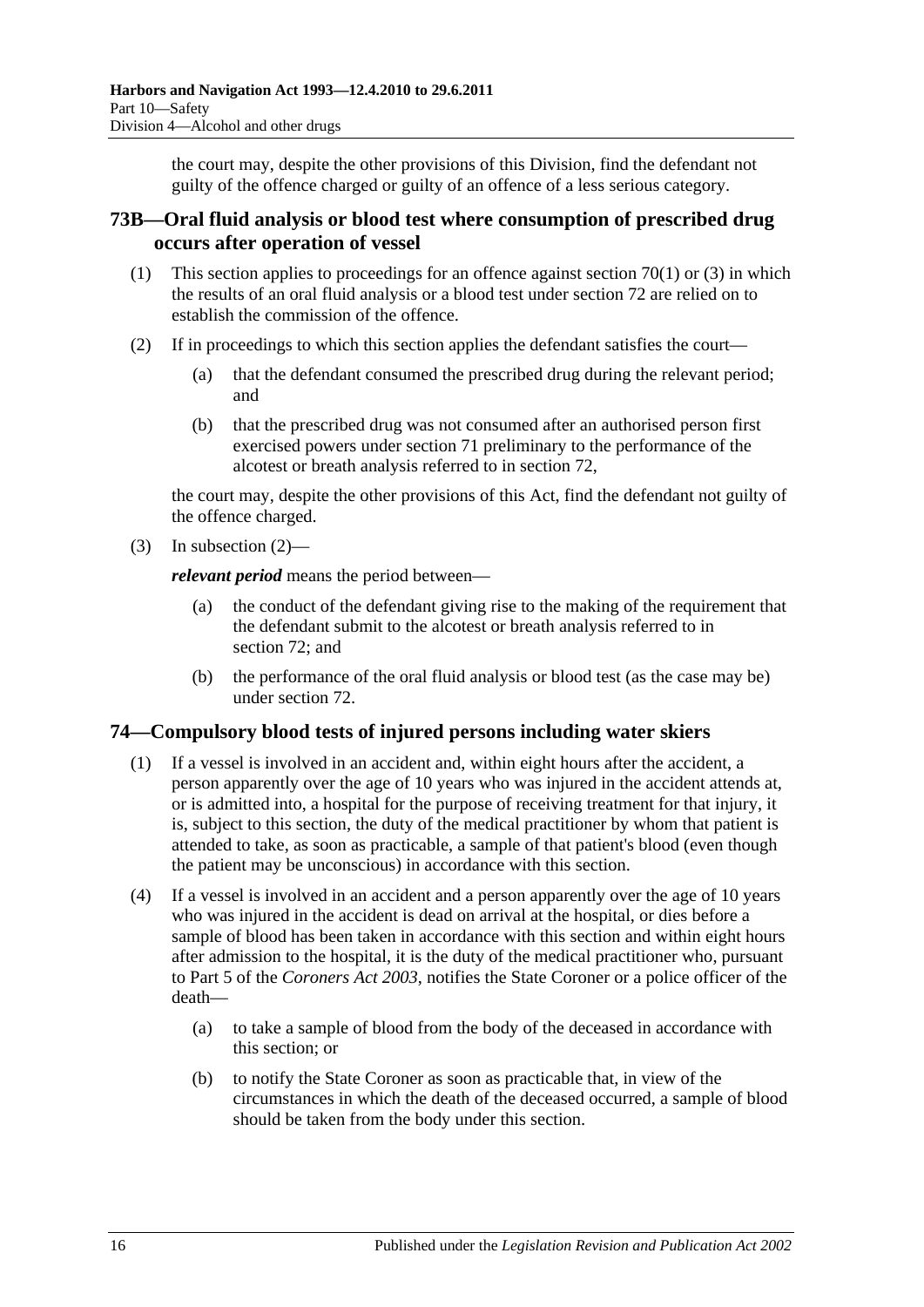the court may, despite the other provisions of this Division, find the defendant not guilty of the offence charged or guilty of an offence of a less serious category.

## 73B—Oral fluid analysis or blood test where consumption of prescribed drug occurs after operation of vessel

(1) This section applies to proceedings for an offence against section 70(1) or (3) in which the results of an oral fluid analysis or a blood test under section 72 are relied on to establish the commission of the offence.

(2) If in proceedings to which this section applies the defendant satisfies the court—

(a) that the defendant consumed the prescribed drug during the relevant period; and

(b) that the prescribed drug was not consumed after an authorised person first exercised powers under section 71 preliminary to the performance of the alcotest or breath analysis referred to in section 72,

the court may, despite the other provisions of this Act, find the defendant not guilty of the offence charged.

(3) In subsection (2)—

***relevant period*** means the period between—

(a) the conduct of the defendant giving rise to the making of the requirement that the defendant submit to the alcotest or breath analysis referred to in section 72; and

(b) the performance of the oral fluid analysis or blood test (as the case may be) under section 72.

## 74—Compulsory blood tests of injured persons including water skiers

(1) If a vessel is involved in an accident and, within eight hours after the accident, a person apparently over the age of 10 years who was injured in the accident attends at, or is admitted into, a hospital for the purpose of receiving treatment for that injury, it is, subject to this section, the duty of the medical practitioner by whom that patient is attended to take, as soon as practicable, a sample of that patient's blood (even though the patient may be unconscious) in accordance with this section.

(4) If a vessel is involved in an accident and a person apparently over the age of 10 years who was injured in the accident is dead on arrival at the hospital, or dies before a sample of blood has been taken in accordance with this section and within eight hours after admission to the hospital, it is the duty of the medical practitioner who, pursuant to Part 5 of the *Coroners Act 2003*, notifies the State Coroner or a police officer of the death—

(a) to take a sample of blood from the body of the deceased in accordance with this section; or

(b) to notify the State Coroner as soon as practicable that, in view of the circumstances in which the death of the deceased occurred, a sample of blood should be taken from the body under this section.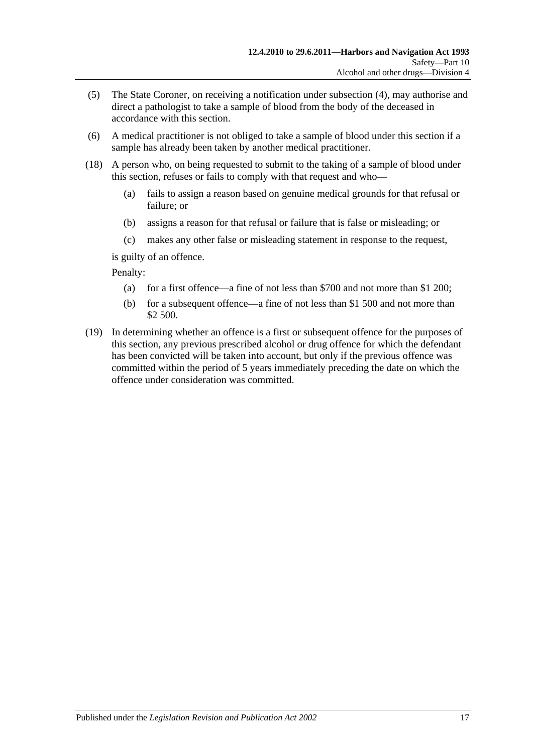(5) The State Coroner, on receiving a notification under subsection (4), may authorise and direct a pathologist to take a sample of blood from the body of the deceased in accordance with this section.

(6) A medical practitioner is not obliged to take a sample of blood under this section if a sample has already been taken by another medical practitioner.

(18) A person who, on being requested to submit to the taking of a sample of blood under this section, refuses or fails to comply with that request and who—

(a) fails to assign a reason based on genuine medical grounds for that refusal or failure; or

(b) assigns a reason for that refusal or failure that is false or misleading; or

(c) makes any other false or misleading statement in response to the request,

is guilty of an offence.

Penalty:

(a) for a first offence—a fine of not less than $700 and not more than $1 200;

(b) for a subsequent offence—a fine of not less than $1 500 and not more than $2 500.

(19) In determining whether an offence is a first or subsequent offence for the purposes of this section, any previous prescribed alcohol or drug offence for which the defendant has been convicted will be taken into account, but only if the previous offence was committed within the period of 5 years immediately preceding the date on which the offence under consideration was committed.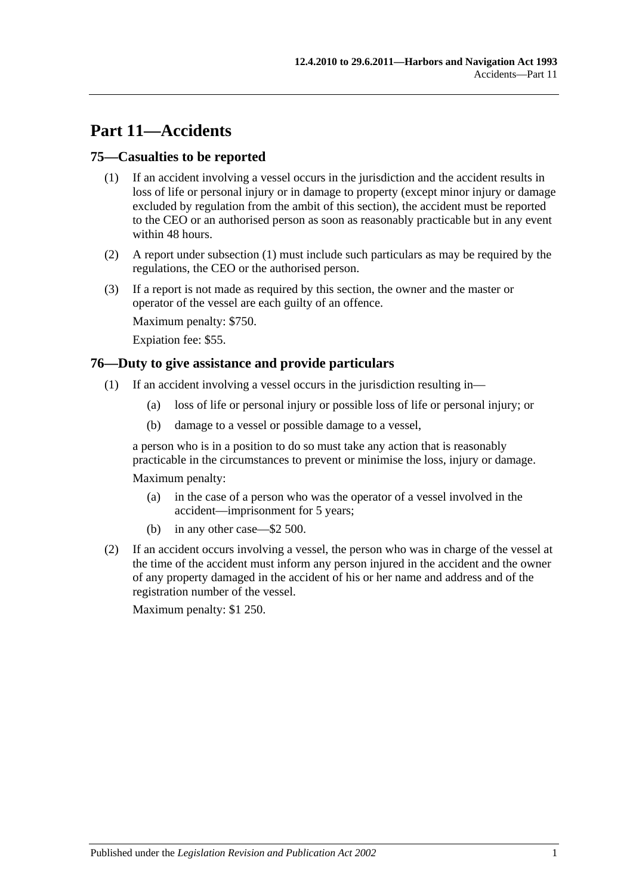# Part 11—Accidents

## 75—Casualties to be reported

(1) If an accident involving a vessel occurs in the jurisdiction and the accident results in loss of life or personal injury or in damage to property (except minor injury or damage excluded by regulation from the ambit of this section), the accident must be reported to the CEO or an authorised person as soon as reasonably practicable but in any event within 48 hours.

(2) A report under subsection (1) must include such particulars as may be required by the regulations, the CEO or the authorised person.

(3) If a report is not made as required by this section, the owner and the master or operator of the vessel are each guilty of an offence.

Maximum penalty: $750.

Expiation fee: $55.

## 76—Duty to give assistance and provide particulars

(1) If an accident involving a vessel occurs in the jurisdiction resulting in—

  (a) loss of life or personal injury or possible loss of life or personal injury; or

  (b) damage to a vessel or possible damage to a vessel,

a person who is in a position to do so must take any action that is reasonably practicable in the circumstances to prevent or minimise the loss, injury or damage.

Maximum penalty:

  (a) in the case of a person who was the operator of a vessel involved in the accident—imprisonment for 5 years;

  (b) in any other case—$2 500.

(2) If an accident occurs involving a vessel, the person who was in charge of the vessel at the time of the accident must inform any person injured in the accident and the owner of any property damaged in the accident of his or her name and address and of the registration number of the vessel.

Maximum penalty: $1 250.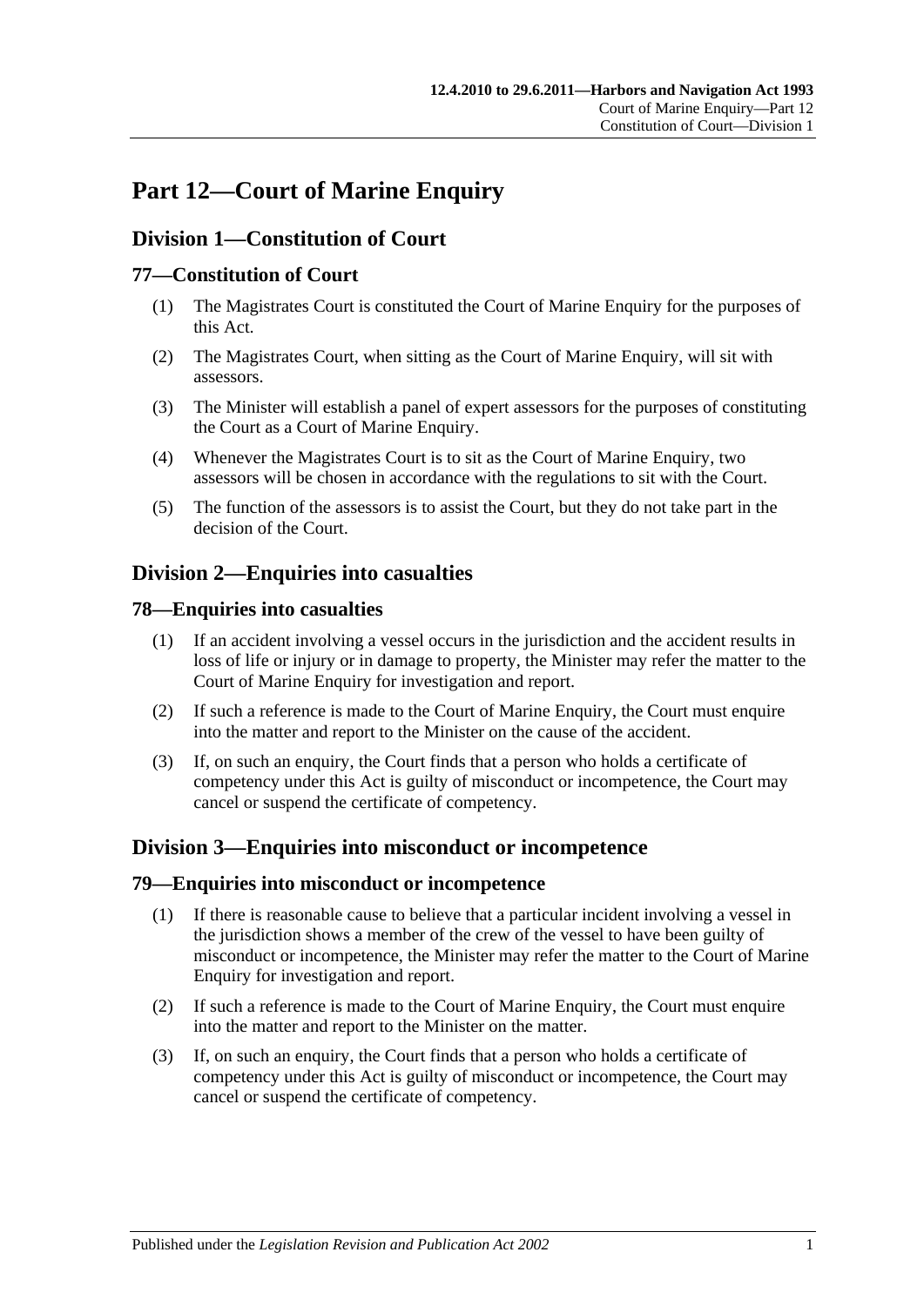# Part 12—Court of Marine Enquiry

## Division 1—Constitution of Court

### 77—Constitution of Court

(1) The Magistrates Court is constituted the Court of Marine Enquiry for the purposes of this Act.

(2) The Magistrates Court, when sitting as the Court of Marine Enquiry, will sit with assessors.

(3) The Minister will establish a panel of expert assessors for the purposes of constituting the Court as a Court of Marine Enquiry.

(4) Whenever the Magistrates Court is to sit as the Court of Marine Enquiry, two assessors will be chosen in accordance with the regulations to sit with the Court.

(5) The function of the assessors is to assist the Court, but they do not take part in the decision of the Court.

## Division 2—Enquiries into casualties

### 78—Enquiries into casualties

(1) If an accident involving a vessel occurs in the jurisdiction and the accident results in loss of life or injury or in damage to property, the Minister may refer the matter to the Court of Marine Enquiry for investigation and report.

(2) If such a reference is made to the Court of Marine Enquiry, the Court must enquire into the matter and report to the Minister on the cause of the accident.

(3) If, on such an enquiry, the Court finds that a person who holds a certificate of competency under this Act is guilty of misconduct or incompetence, the Court may cancel or suspend the certificate of competency.

## Division 3—Enquiries into misconduct or incompetence

### 79—Enquiries into misconduct or incompetence

(1) If there is reasonable cause to believe that a particular incident involving a vessel in the jurisdiction shows a member of the crew of the vessel to have been guilty of misconduct or incompetence, the Minister may refer the matter to the Court of Marine Enquiry for investigation and report.

(2) If such a reference is made to the Court of Marine Enquiry, the Court must enquire into the matter and report to the Minister on the matter.

(3) If, on such an enquiry, the Court finds that a person who holds a certificate of competency under this Act is guilty of misconduct or incompetence, the Court may cancel or suspend the certificate of competency.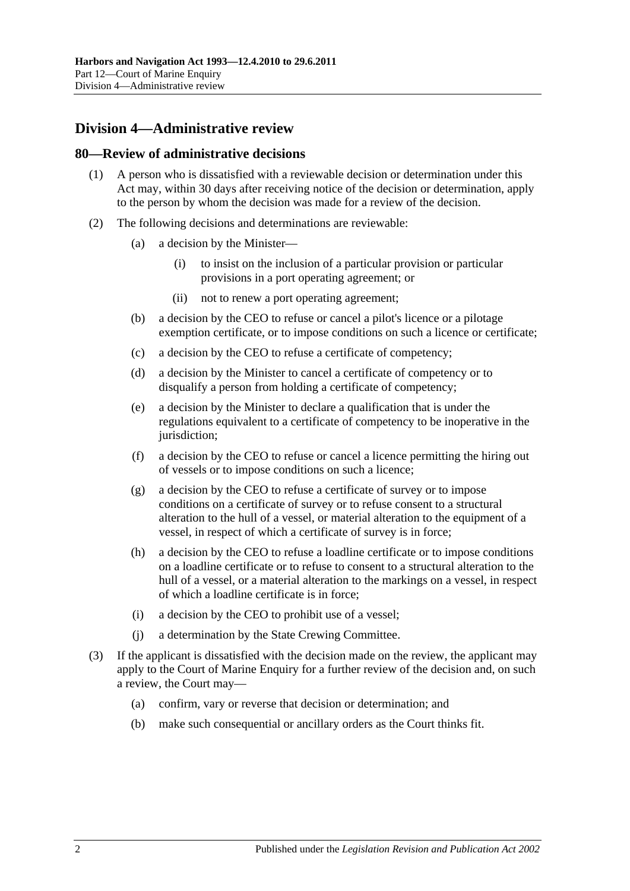## Division 4—Administrative review

### 80—Review of administrative decisions

(1) A person who is dissatisfied with a reviewable decision or determination under this Act may, within 30 days after receiving notice of the decision or determination, apply to the person by whom the decision was made for a review of the decision.

(2) The following decisions and determinations are reviewable:

- (a) a decision by the Minister—
  - (i) to insist on the inclusion of a particular provision or particular provisions in a port operating agreement; or
  - (ii) not to renew a port operating agreement;
- (b) a decision by the CEO to refuse or cancel a pilot's licence or a pilotage exemption certificate, or to impose conditions on such a licence or certificate;
- (c) a decision by the CEO to refuse a certificate of competency;
- (d) a decision by the Minister to cancel a certificate of competency or to disqualify a person from holding a certificate of competency;
- (e) a decision by the Minister to declare a qualification that is under the regulations equivalent to a certificate of competency to be inoperative in the jurisdiction;
- (f) a decision by the CEO to refuse or cancel a licence permitting the hiring out of vessels or to impose conditions on such a licence;
- (g) a decision by the CEO to refuse a certificate of survey or to impose conditions on a certificate of survey or to refuse consent to a structural alteration to the hull of a vessel, or material alteration to the equipment of a vessel, in respect of which a certificate of survey is in force;
- (h) a decision by the CEO to refuse a loadline certificate or to impose conditions on a loadline certificate or to refuse to consent to a structural alteration to the hull of a vessel, or a material alteration to the markings on a vessel, in respect of which a loadline certificate is in force;
- (i) a decision by the CEO to prohibit use of a vessel;
- (j) a determination by the State Crewing Committee.

(3) If the applicant is dissatisfied with the decision made on the review, the applicant may apply to the Court of Marine Enquiry for a further review of the decision and, on such a review, the Court may—

- (a) confirm, vary or reverse that decision or determination; and
- (b) make such consequential or ancillary orders as the Court thinks fit.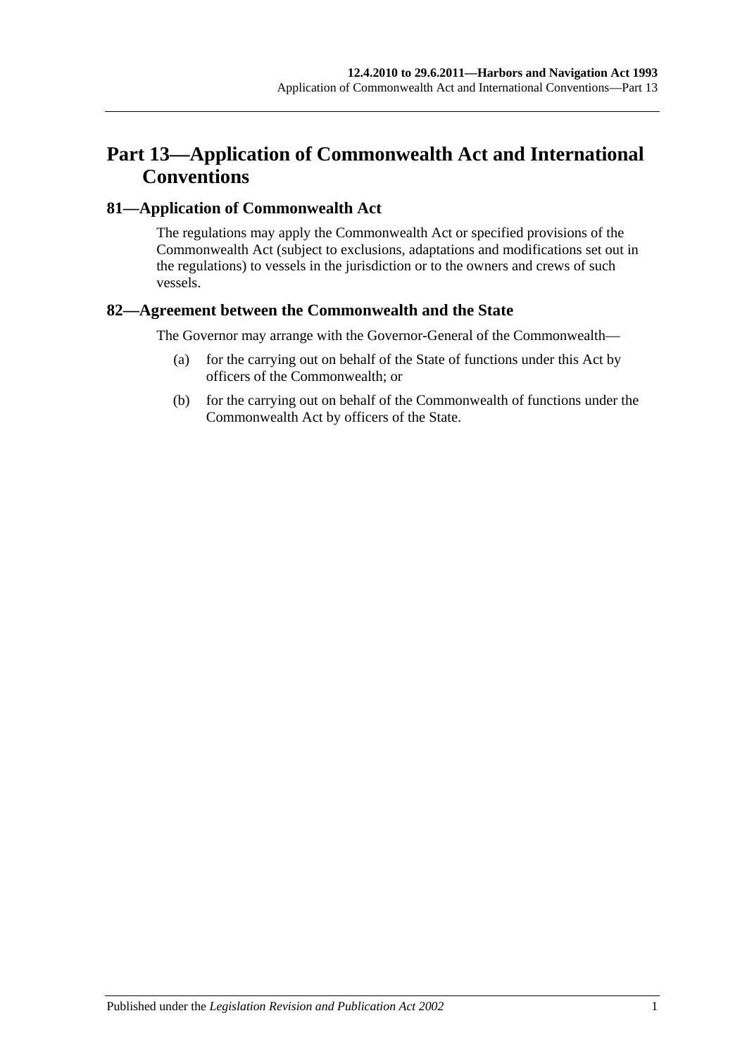## Part 13—Application of Commonwealth Act and International Conventions

### 81—Application of Commonwealth Act

The regulations may apply the Commonwealth Act or specified provisions of the Commonwealth Act (subject to exclusions, adaptations and modifications set out in the regulations) to vessels in the jurisdiction or to the owners and crews of such vessels.

### 82—Agreement between the Commonwealth and the State

The Governor may arrange with the Governor-General of the Commonwealth—

(a) for the carrying out on behalf of the State of functions under this Act by officers of the Commonwealth; or

(b) for the carrying out on behalf of the Commonwealth of functions under the Commonwealth Act by officers of the State.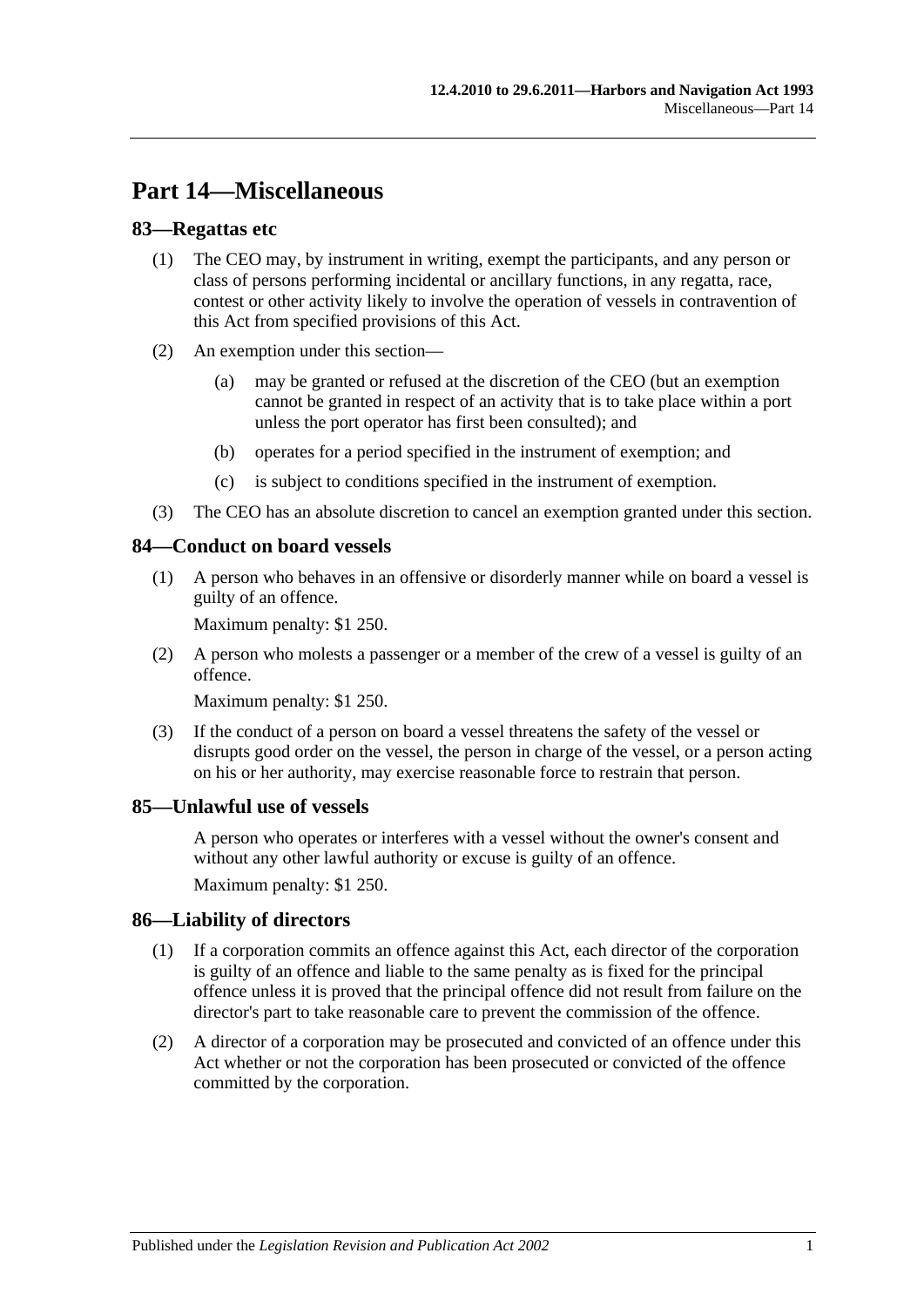# Part 14—Miscellaneous

## 83—Regattas etc

(1) The CEO may, by instrument in writing, exempt the participants, and any person or class of persons performing incidental or ancillary functions, in any regatta, race, contest or other activity likely to involve the operation of vessels in contravention of this Act from specified provisions of this Act.

(2) An exemption under this section—

(a) may be granted or refused at the discretion of the CEO (but an exemption cannot be granted in respect of an activity that is to take place within a port unless the port operator has first been consulted); and

(b) operates for a period specified in the instrument of exemption; and

(c) is subject to conditions specified in the instrument of exemption.

(3) The CEO has an absolute discretion to cancel an exemption granted under this section.

## 84—Conduct on board vessels

(1) A person who behaves in an offensive or disorderly manner while on board a vessel is guilty of an offence.

Maximum penalty: $1 250.

(2) A person who molests a passenger or a member of the crew of a vessel is guilty of an offence.

Maximum penalty: $1 250.

(3) If the conduct of a person on board a vessel threatens the safety of the vessel or disrupts good order on the vessel, the person in charge of the vessel, or a person acting on his or her authority, may exercise reasonable force to restrain that person.

## 85—Unlawful use of vessels

A person who operates or interferes with a vessel without the owner's consent and without any other lawful authority or excuse is guilty of an offence.

Maximum penalty: $1 250.

## 86—Liability of directors

(1) If a corporation commits an offence against this Act, each director of the corporation is guilty of an offence and liable to the same penalty as is fixed for the principal offence unless it is proved that the principal offence did not result from failure on the director's part to take reasonable care to prevent the commission of the offence.

(2) A director of a corporation may be prosecuted and convicted of an offence under this Act whether or not the corporation has been prosecuted or convicted of the offence committed by the corporation.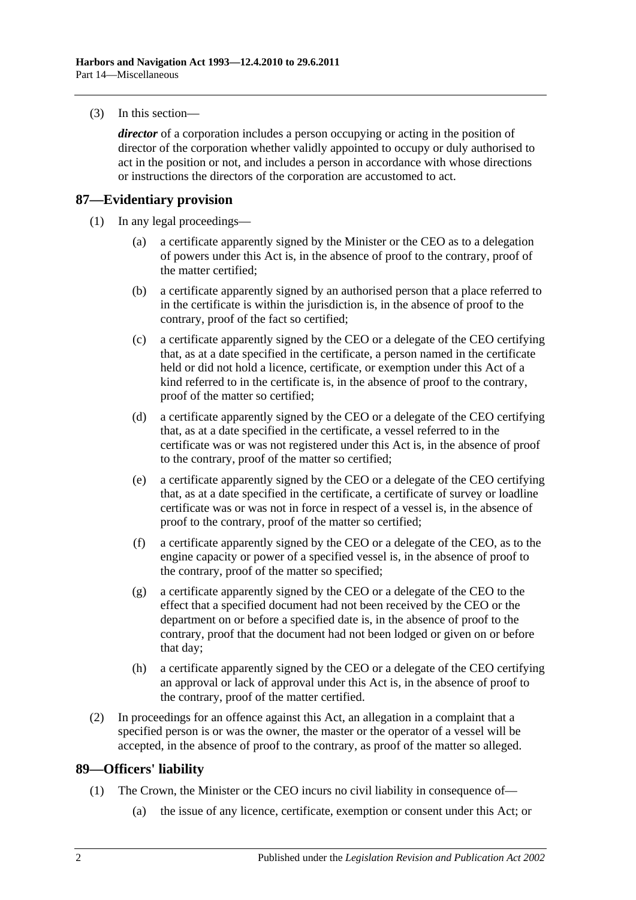(3) In this section—

***director*** of a corporation includes a person occupying or acting in the position of director of the corporation whether validly appointed to occupy or duly authorised to act in the position or not, and includes a person in accordance with whose directions or instructions the directors of the corporation are accustomed to act.

## 87—Evidentiary provision

(1) In any legal proceedings—

(a) a certificate apparently signed by the Minister or the CEO as to a delegation of powers under this Act is, in the absence of proof to the contrary, proof of the matter certified;

(b) a certificate apparently signed by an authorised person that a place referred to in the certificate is within the jurisdiction is, in the absence of proof to the contrary, proof of the fact so certified;

(c) a certificate apparently signed by the CEO or a delegate of the CEO certifying that, as at a date specified in the certificate, a person named in the certificate held or did not hold a licence, certificate, or exemption under this Act of a kind referred to in the certificate is, in the absence of proof to the contrary, proof of the matter so certified;

(d) a certificate apparently signed by the CEO or a delegate of the CEO certifying that, as at a date specified in the certificate, a vessel referred to in the certificate was or was not registered under this Act is, in the absence of proof to the contrary, proof of the matter so certified;

(e) a certificate apparently signed by the CEO or a delegate of the CEO certifying that, as at a date specified in the certificate, a certificate of survey or loadline certificate was or was not in force in respect of a vessel is, in the absence of proof to the contrary, proof of the matter so certified;

(f) a certificate apparently signed by the CEO or a delegate of the CEO, as to the engine capacity or power of a specified vessel is, in the absence of proof to the contrary, proof of the matter so specified;

(g) a certificate apparently signed by the CEO or a delegate of the CEO to the effect that a specified document had not been received by the CEO or the department on or before a specified date is, in the absence of proof to the contrary, proof that the document had not been lodged or given on or before that day;

(h) a certificate apparently signed by the CEO or a delegate of the CEO certifying an approval or lack of approval under this Act is, in the absence of proof to the contrary, proof of the matter certified.

(2) In proceedings for an offence against this Act, an allegation in a complaint that a specified person is or was the owner, the master or the operator of a vessel will be accepted, in the absence of proof to the contrary, as proof of the matter so alleged.

## 89—Officers' liability

(1) The Crown, the Minister or the CEO incurs no civil liability in consequence of—

(a) the issue of any licence, certificate, exemption or consent under this Act; or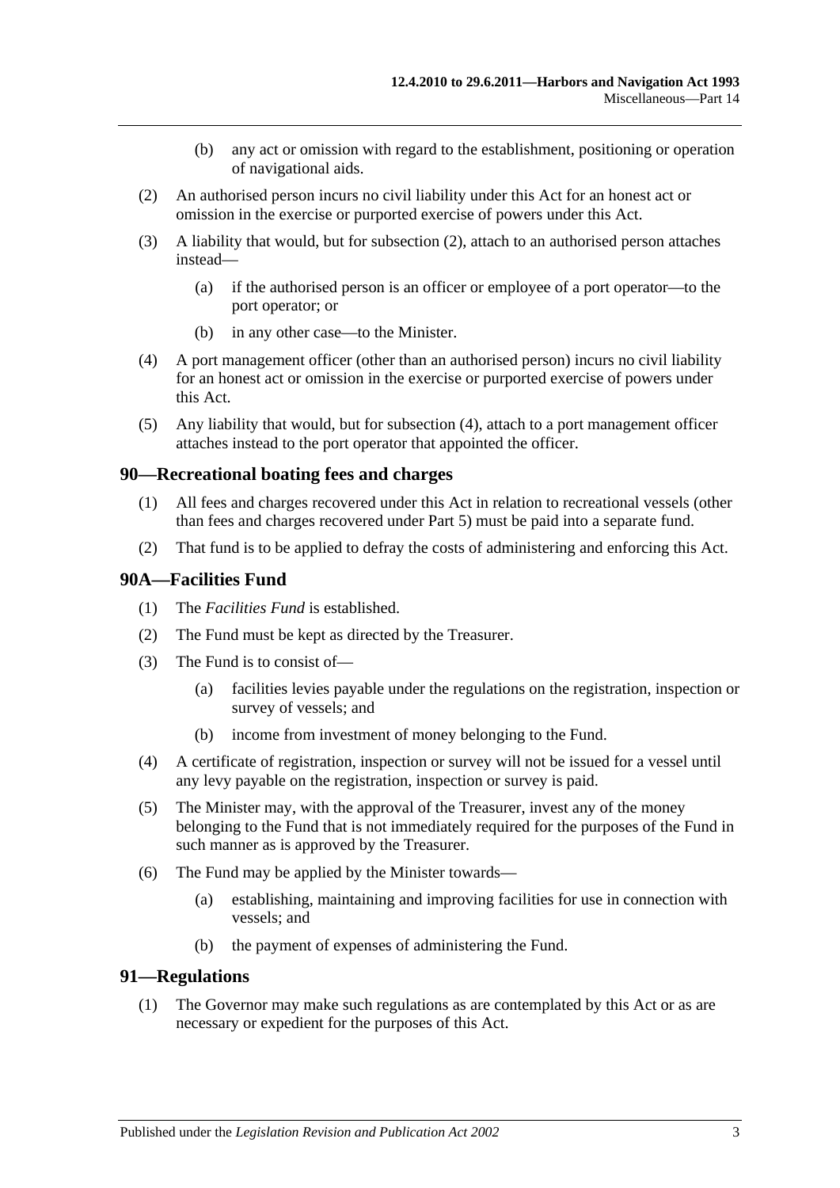(b) any act or omission with regard to the establishment, positioning or operation of navigational aids.

(2) An authorised person incurs no civil liability under this Act for an honest act or omission in the exercise or purported exercise of powers under this Act.

(3) A liability that would, but for subsection (2), attach to an authorised person attaches instead—

(a) if the authorised person is an officer or employee of a port operator—to the port operator; or

(b) in any other case—to the Minister.

(4) A port management officer (other than an authorised person) incurs no civil liability for an honest act or omission in the exercise or purported exercise of powers under this Act.

(5) Any liability that would, but for subsection (4), attach to a port management officer attaches instead to the port operator that appointed the officer.

## 90—Recreational boating fees and charges

(1) All fees and charges recovered under this Act in relation to recreational vessels (other than fees and charges recovered under Part 5) must be paid into a separate fund.

(2) That fund is to be applied to defray the costs of administering and enforcing this Act.

## 90A—Facilities Fund

(1) The *Facilities Fund* is established.

(2) The Fund must be kept as directed by the Treasurer.

(3) The Fund is to consist of—

(a) facilities levies payable under the regulations on the registration, inspection or survey of vessels; and

(b) income from investment of money belonging to the Fund.

(4) A certificate of registration, inspection or survey will not be issued for a vessel until any levy payable on the registration, inspection or survey is paid.

(5) The Minister may, with the approval of the Treasurer, invest any of the money belonging to the Fund that is not immediately required for the purposes of the Fund in such manner as is approved by the Treasurer.

(6) The Fund may be applied by the Minister towards—

(a) establishing, maintaining and improving facilities for use in connection with vessels; and

(b) the payment of expenses of administering the Fund.

## 91—Regulations

(1) The Governor may make such regulations as are contemplated by this Act or as are necessary or expedient for the purposes of this Act.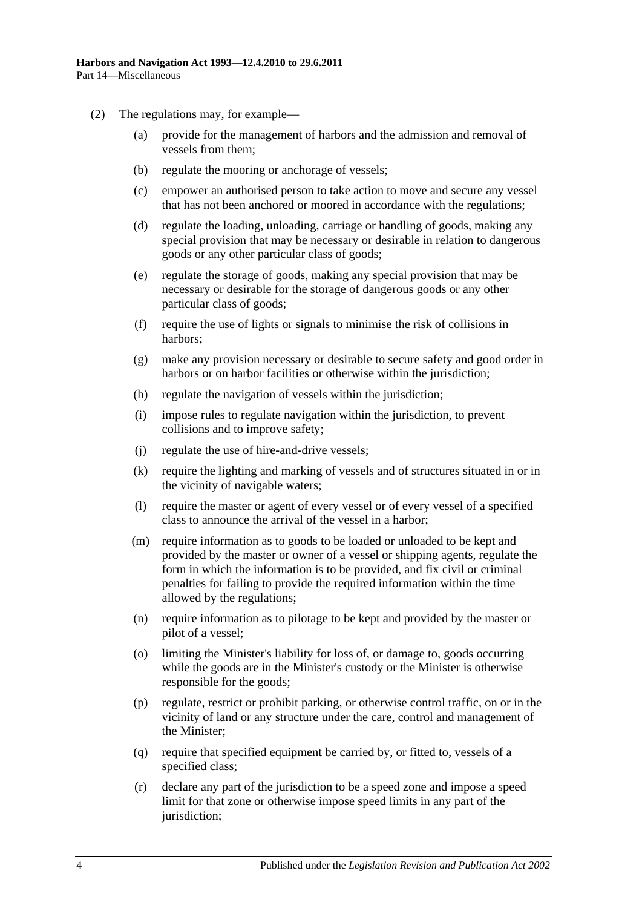(2) The regulations may, for example—

(a) provide for the management of harbors and the admission and removal of vessels from them;

(b) regulate the mooring or anchorage of vessels;

(c) empower an authorised person to take action to move and secure any vessel that has not been anchored or moored in accordance with the regulations;

(d) regulate the loading, unloading, carriage or handling of goods, making any special provision that may be necessary or desirable in relation to dangerous goods or any other particular class of goods;

(e) regulate the storage of goods, making any special provision that may be necessary or desirable for the storage of dangerous goods or any other particular class of goods;

(f) require the use of lights or signals to minimise the risk of collisions in harbors;

(g) make any provision necessary or desirable to secure safety and good order in harbors or on harbor facilities or otherwise within the jurisdiction;

(h) regulate the navigation of vessels within the jurisdiction;

(i) impose rules to regulate navigation within the jurisdiction, to prevent collisions and to improve safety;

(j) regulate the use of hire-and-drive vessels;

(k) require the lighting and marking of vessels and of structures situated in or in the vicinity of navigable waters;

(l) require the master or agent of every vessel or of every vessel of a specified class to announce the arrival of the vessel in a harbor;

(m) require information as to goods to be loaded or unloaded to be kept and provided by the master or owner of a vessel or shipping agents, regulate the form in which the information is to be provided, and fix civil or criminal penalties for failing to provide the required information within the time allowed by the regulations;

(n) require information as to pilotage to be kept and provided by the master or pilot of a vessel;

(o) limiting the Minister's liability for loss of, or damage to, goods occurring while the goods are in the Minister's custody or the Minister is otherwise responsible for the goods;

(p) regulate, restrict or prohibit parking, or otherwise control traffic, on or in the vicinity of land or any structure under the care, control and management of the Minister;

(q) require that specified equipment be carried by, or fitted to, vessels of a specified class;

(r) declare any part of the jurisdiction to be a speed zone and impose a speed limit for that zone or otherwise impose speed limits in any part of the jurisdiction;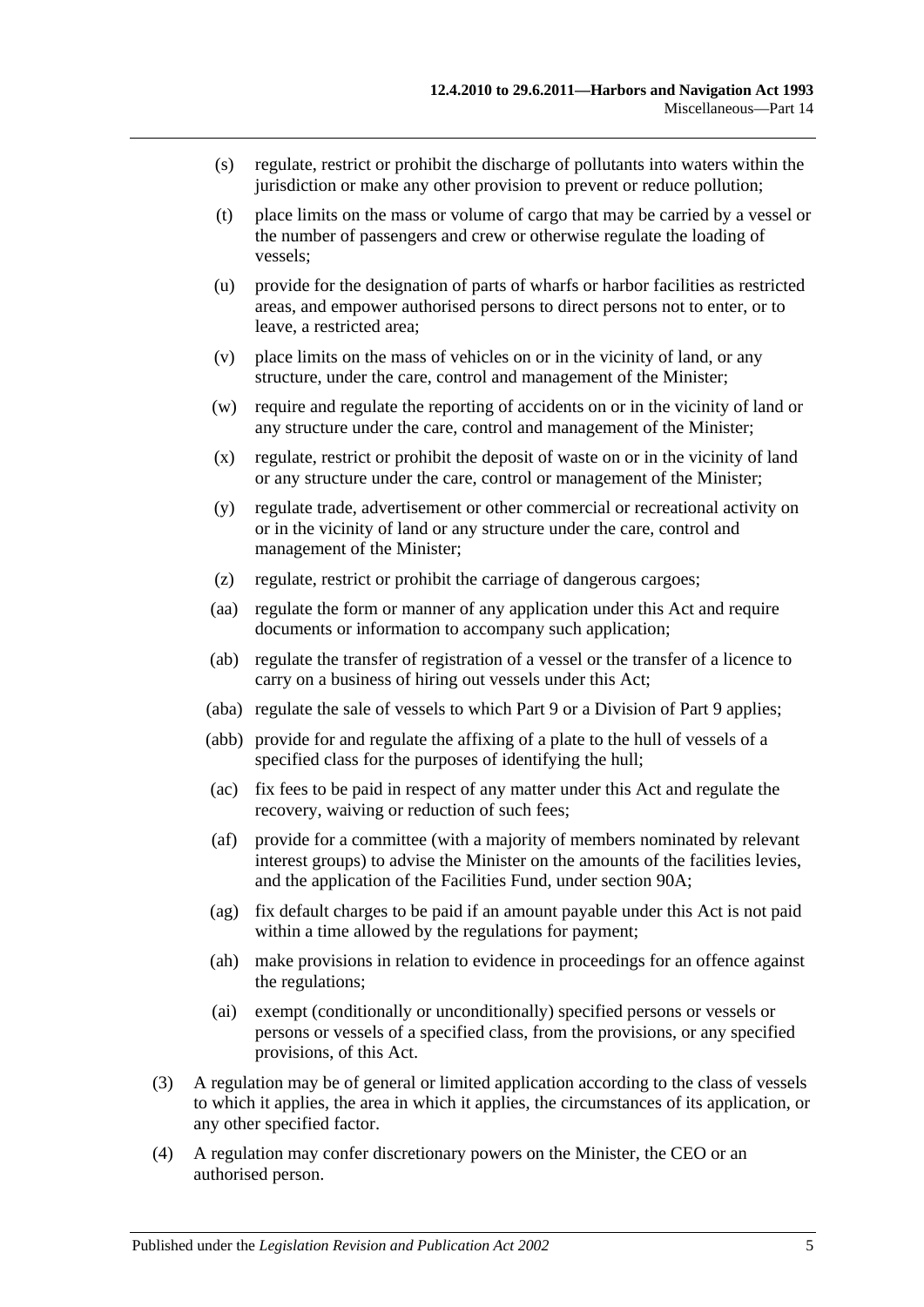(s) regulate, restrict or prohibit the discharge of pollutants into waters within the jurisdiction or make any other provision to prevent or reduce pollution;

(t) place limits on the mass or volume of cargo that may be carried by a vessel or the number of passengers and crew or otherwise regulate the loading of vessels;

(u) provide for the designation of parts of wharfs or harbor facilities as restricted areas, and empower authorised persons to direct persons not to enter, or to leave, a restricted area;

(v) place limits on the mass of vehicles on or in the vicinity of land, or any structure, under the care, control and management of the Minister;

(w) require and regulate the reporting of accidents on or in the vicinity of land or any structure under the care, control and management of the Minister;

(x) regulate, restrict or prohibit the deposit of waste on or in the vicinity of land or any structure under the care, control or management of the Minister;

(y) regulate trade, advertisement or other commercial or recreational activity on or in the vicinity of land or any structure under the care, control and management of the Minister;

(z) regulate, restrict or prohibit the carriage of dangerous cargoes;

(aa) regulate the form or manner of any application under this Act and require documents or information to accompany such application;

(ab) regulate the transfer of registration of a vessel or the transfer of a licence to carry on a business of hiring out vessels under this Act;

(aba) regulate the sale of vessels to which Part 9 or a Division of Part 9 applies;

(abb) provide for and regulate the affixing of a plate to the hull of vessels of a specified class for the purposes of identifying the hull;

(ac) fix fees to be paid in respect of any matter under this Act and regulate the recovery, waiving or reduction of such fees;

(af) provide for a committee (with a majority of members nominated by relevant interest groups) to advise the Minister on the amounts of the facilities levies, and the application of the Facilities Fund, under section 90A;

(ag) fix default charges to be paid if an amount payable under this Act is not paid within a time allowed by the regulations for payment;

(ah) make provisions in relation to evidence in proceedings for an offence against the regulations;

(ai) exempt (conditionally or unconditionally) specified persons or vessels or persons or vessels of a specified class, from the provisions, or any specified provisions, of this Act.

(3) A regulation may be of general or limited application according to the class of vessels to which it applies, the area in which it applies, the circumstances of its application, or any other specified factor.

(4) A regulation may confer discretionary powers on the Minister, the CEO or an authorised person.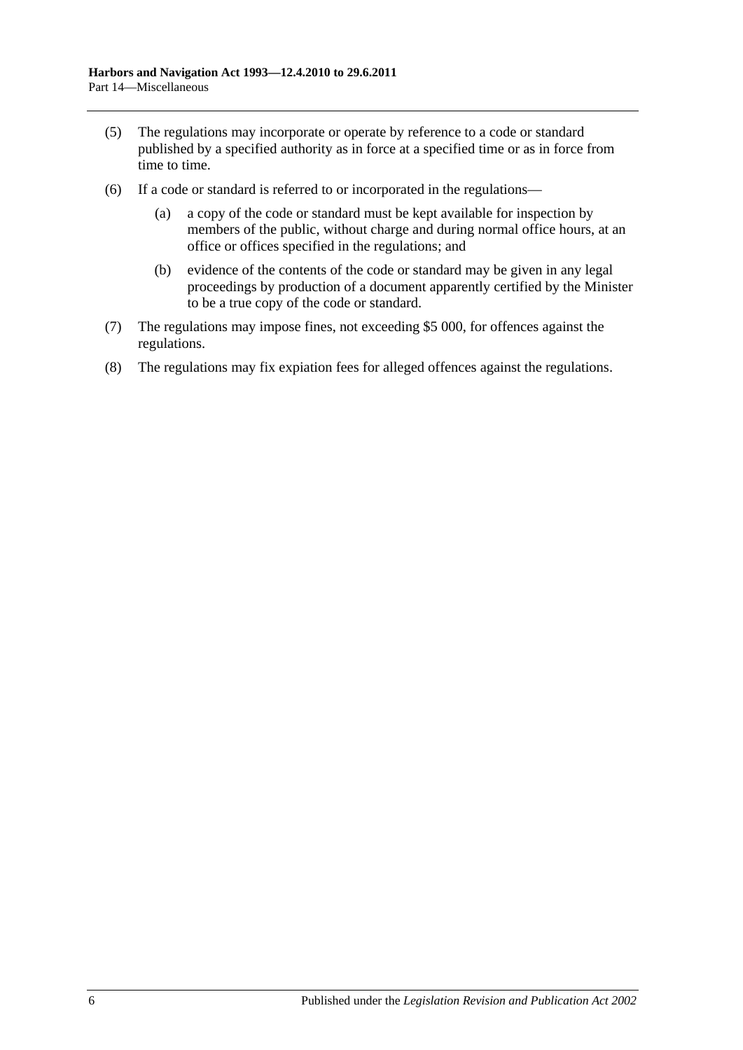(5) The regulations may incorporate or operate by reference to a code or standard published by a specified authority as in force at a specified time or as in force from time to time.

(6) If a code or standard is referred to or incorporated in the regulations—

(a) a copy of the code or standard must be kept available for inspection by members of the public, without charge and during normal office hours, at an office or offices specified in the regulations; and

(b) evidence of the contents of the code or standard may be given in any legal proceedings by production of a document apparently certified by the Minister to be a true copy of the code or standard.

(7) The regulations may impose fines, not exceeding $5 000, for offences against the regulations.

(8) The regulations may fix expiation fees for alleged offences against the regulations.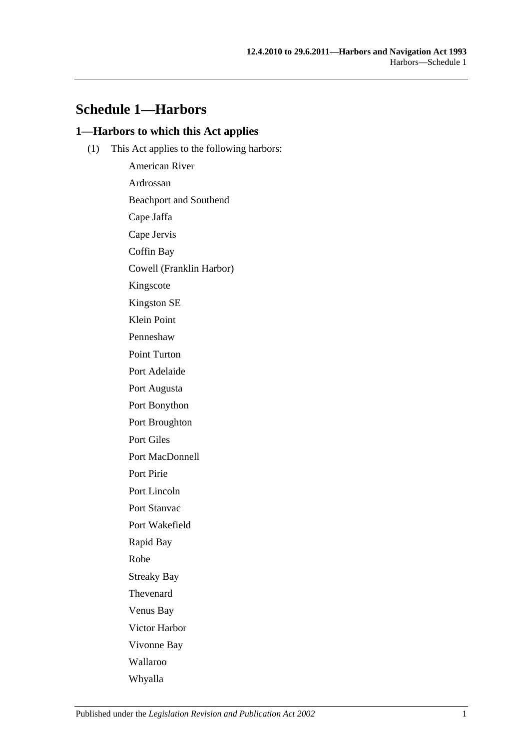# Schedule 1—Harbors

## 1—Harbors to which this Act applies

(1) This Act applies to the following harbors:

American River

Ardrossan

Beachport and Southend

Cape Jaffa

Cape Jervis

Coffin Bay

Cowell (Franklin Harbor)

Kingscote

Kingston SE

Klein Point

Penneshaw

Point Turton

Port Adelaide

Port Augusta

Port Bonython

Port Broughton

Port Giles

Port MacDonnell

Port Pirie

Port Lincoln

Port Stanvac

Port Wakefield

Rapid Bay

Robe

Streaky Bay

Thevenard

Venus Bay

Victor Harbor

Vivonne Bay

Wallaroo

Whyalla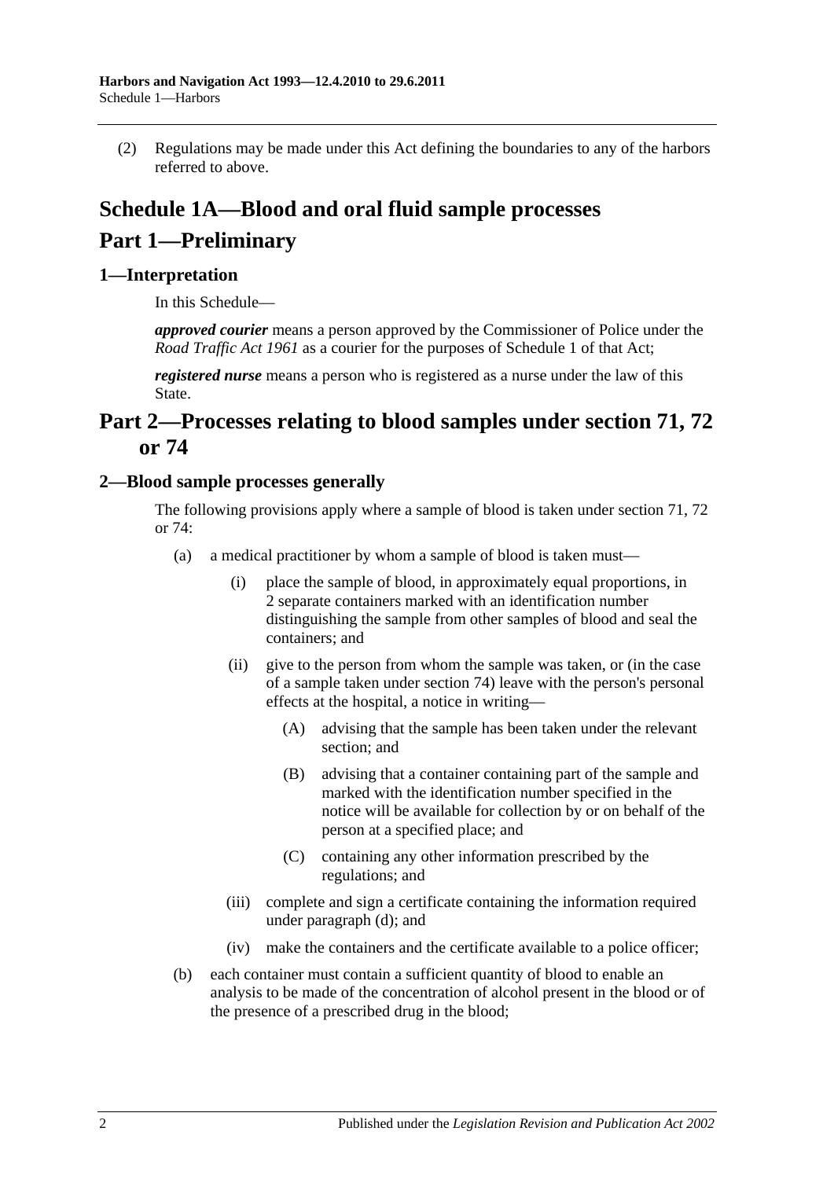(2) Regulations may be made under this Act defining the boundaries to any of the harbors referred to above.

# Schedule 1A—Blood and oral fluid sample processes

# Part 1—Preliminary

## 1—Interpretation

In this Schedule—

***approved courier*** means a person approved by the Commissioner of Police under the *Road Traffic Act 1961* as a courier for the purposes of Schedule 1 of that Act;

***registered nurse*** means a person who is registered as a nurse under the law of this State.

# Part 2—Processes relating to blood samples under section 71, 72 or 74

## 2—Blood sample processes generally

The following provisions apply where a sample of blood is taken under section 71, 72 or 74:

- (a) a medical practitioner by whom a sample of blood is taken must—
  - (i) place the sample of blood, in approximately equal proportions, in 2 separate containers marked with an identification number distinguishing the sample from other samples of blood and seal the containers; and
  - (ii) give to the person from whom the sample was taken, or (in the case of a sample taken under section 74) leave with the person's personal effects at the hospital, a notice in writing—
    - (A) advising that the sample has been taken under the relevant section; and
    - (B) advising that a container containing part of the sample and marked with the identification number specified in the notice will be available for collection by or on behalf of the person at a specified place; and
    - (C) containing any other information prescribed by the regulations; and
  - (iii) complete and sign a certificate containing the information required under paragraph (d); and
  - (iv) make the containers and the certificate available to a police officer;
- (b) each container must contain a sufficient quantity of blood to enable an analysis to be made of the concentration of alcohol present in the blood or of the presence of a prescribed drug in the blood;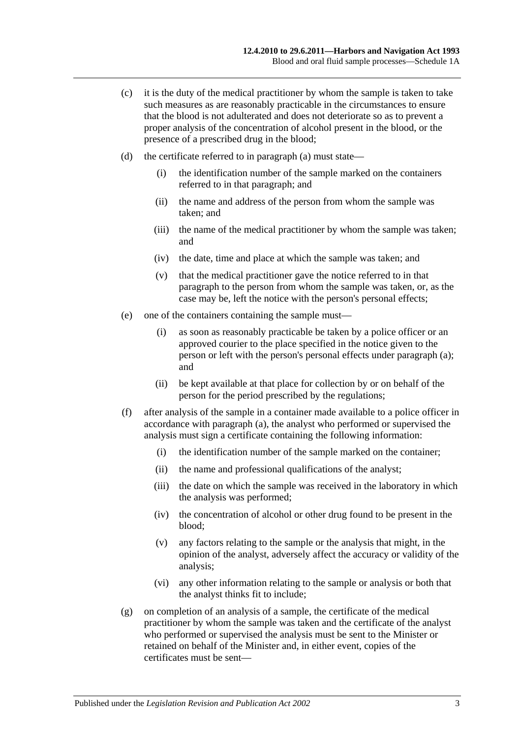(c) it is the duty of the medical practitioner by whom the sample is taken to take such measures as are reasonably practicable in the circumstances to ensure that the blood is not adulterated and does not deteriorate so as to prevent a proper analysis of the concentration of alcohol present in the blood, or the presence of a prescribed drug in the blood;

(d) the certificate referred to in paragraph (a) must state—

(i) the identification number of the sample marked on the containers referred to in that paragraph; and

(ii) the name and address of the person from whom the sample was taken; and

(iii) the name of the medical practitioner by whom the sample was taken; and

(iv) the date, time and place at which the sample was taken; and

(v) that the medical practitioner gave the notice referred to in that paragraph to the person from whom the sample was taken, or, as the case may be, left the notice with the person's personal effects;

(e) one of the containers containing the sample must—

(i) as soon as reasonably practicable be taken by a police officer or an approved courier to the place specified in the notice given to the person or left with the person's personal effects under paragraph (a); and

(ii) be kept available at that place for collection by or on behalf of the person for the period prescribed by the regulations;

(f) after analysis of the sample in a container made available to a police officer in accordance with paragraph (a), the analyst who performed or supervised the analysis must sign a certificate containing the following information:

(i) the identification number of the sample marked on the container;

(ii) the name and professional qualifications of the analyst;

(iii) the date on which the sample was received in the laboratory in which the analysis was performed;

(iv) the concentration of alcohol or other drug found to be present in the blood;

(v) any factors relating to the sample or the analysis that might, in the opinion of the analyst, adversely affect the accuracy or validity of the analysis;

(vi) any other information relating to the sample or analysis or both that the analyst thinks fit to include;

(g) on completion of an analysis of a sample, the certificate of the medical practitioner by whom the sample was taken and the certificate of the analyst who performed or supervised the analysis must be sent to the Minister or retained on behalf of the Minister and, in either event, copies of the certificates must be sent—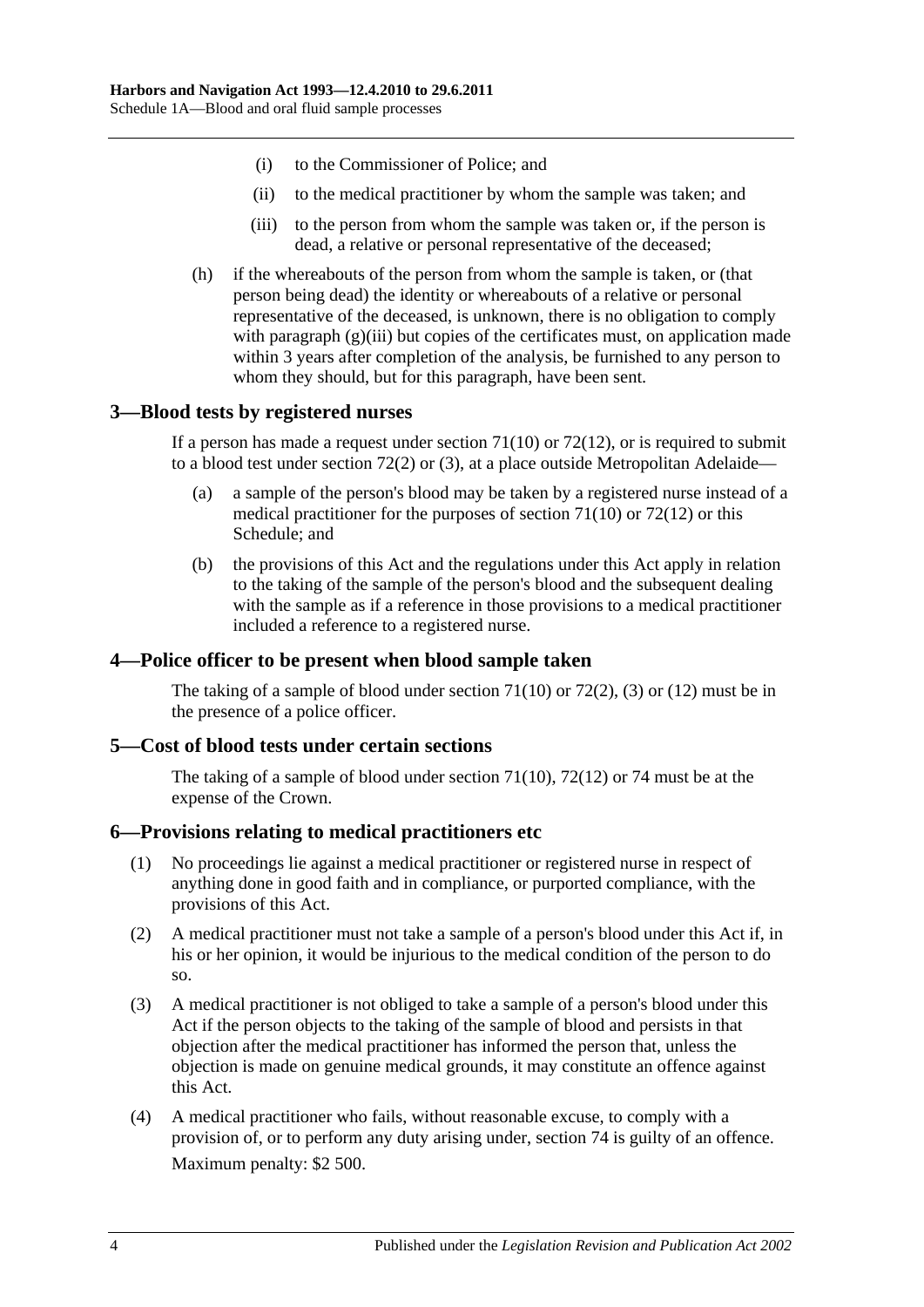- (i) to the Commissioner of Police; and
- (ii) to the medical practitioner by whom the sample was taken; and
- (iii) to the person from whom the sample was taken or, if the person is dead, a relative or personal representative of the deceased;

(h) if the whereabouts of the person from whom the sample is taken, or (that person being dead) the identity or whereabouts of a relative or personal representative of the deceased, is unknown, there is no obligation to comply with paragraph (g)(iii) but copies of the certificates must, on application made within 3 years after completion of the analysis, be furnished to any person to whom they should, but for this paragraph, have been sent.

## 3—Blood tests by registered nurses

If a person has made a request under section 71(10) or 72(12), or is required to submit to a blood test under section 72(2) or (3), at a place outside Metropolitan Adelaide—

(a) a sample of the person's blood may be taken by a registered nurse instead of a medical practitioner for the purposes of section 71(10) or 72(12) or this Schedule; and

(b) the provisions of this Act and the regulations under this Act apply in relation to the taking of the sample of the person's blood and the subsequent dealing with the sample as if a reference in those provisions to a medical practitioner included a reference to a registered nurse.

## 4—Police officer to be present when blood sample taken

The taking of a sample of blood under section 71(10) or 72(2), (3) or (12) must be in the presence of a police officer.

## 5—Cost of blood tests under certain sections

The taking of a sample of blood under section 71(10), 72(12) or 74 must be at the expense of the Crown.

## 6—Provisions relating to medical practitioners etc

(1) No proceedings lie against a medical practitioner or registered nurse in respect of anything done in good faith and in compliance, or purported compliance, with the provisions of this Act.

(2) A medical practitioner must not take a sample of a person's blood under this Act if, in his or her opinion, it would be injurious to the medical condition of the person to do so.

(3) A medical practitioner is not obliged to take a sample of a person's blood under this Act if the person objects to the taking of the sample of blood and persists in that objection after the medical practitioner has informed the person that, unless the objection is made on genuine medical grounds, it may constitute an offence against this Act.

(4) A medical practitioner who fails, without reasonable excuse, to comply with a provision of, or to perform any duty arising under, section 74 is guilty of an offence.

Maximum penalty: $2 500.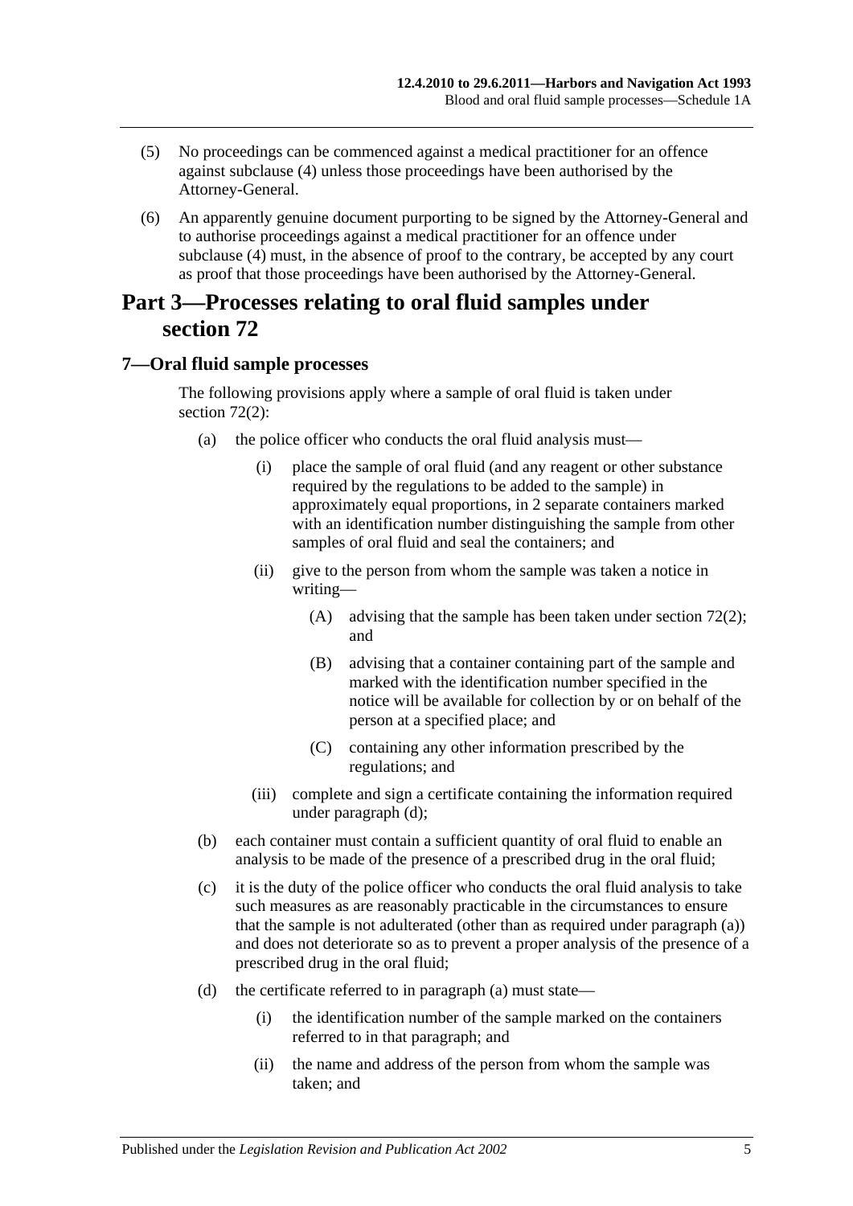(5) No proceedings can be commenced against a medical practitioner for an offence against subclause (4) unless those proceedings have been authorised by the Attorney-General.

(6) An apparently genuine document purporting to be signed by the Attorney-General and to authorise proceedings against a medical practitioner for an offence under subclause (4) must, in the absence of proof to the contrary, be accepted by any court as proof that those proceedings have been authorised by the Attorney-General.

## Part 3—Processes relating to oral fluid samples under section 72

### 7—Oral fluid sample processes

The following provisions apply where a sample of oral fluid is taken under section 72(2):

(a) the police officer who conducts the oral fluid analysis must—

 (i) place the sample of oral fluid (and any reagent or other substance required by the regulations to be added to the sample) in approximately equal proportions, in 2 separate containers marked with an identification number distinguishing the sample from other samples of oral fluid and seal the containers; and

 (ii) give to the person from whom the sample was taken a notice in writing—

  (A) advising that the sample has been taken under section 72(2); and

  (B) advising that a container containing part of the sample and marked with the identification number specified in the notice will be available for collection by or on behalf of the person at a specified place; and

  (C) containing any other information prescribed by the regulations; and

 (iii) complete and sign a certificate containing the information required under paragraph (d);

(b) each container must contain a sufficient quantity of oral fluid to enable an analysis to be made of the presence of a prescribed drug in the oral fluid;

(c) it is the duty of the police officer who conducts the oral fluid analysis to take such measures as are reasonably practicable in the circumstances to ensure that the sample is not adulterated (other than as required under paragraph (a)) and does not deteriorate so as to prevent a proper analysis of the presence of a prescribed drug in the oral fluid;

(d) the certificate referred to in paragraph (a) must state—

 (i) the identification number of the sample marked on the containers referred to in that paragraph; and

 (ii) the name and address of the person from whom the sample was taken; and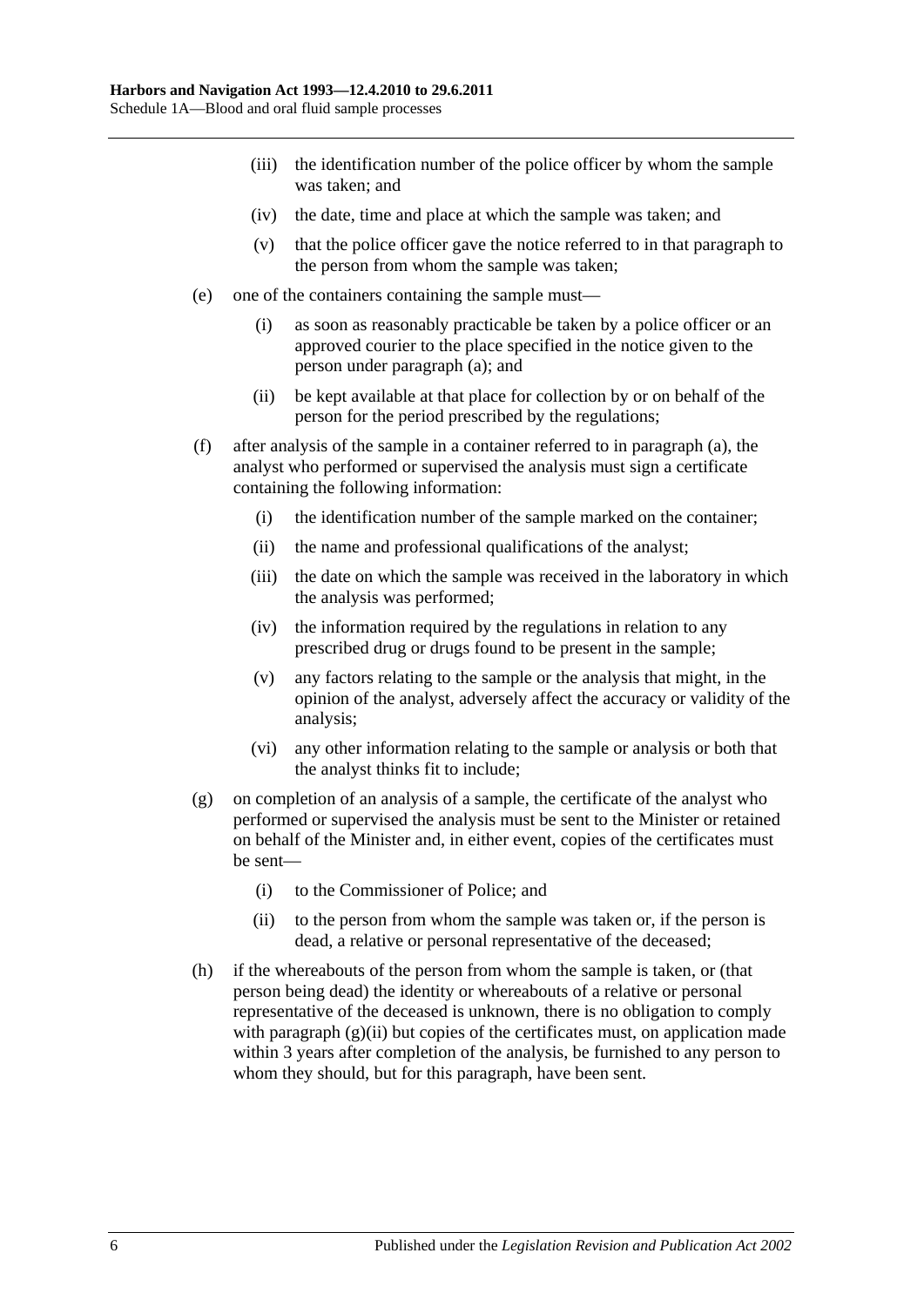(iii) the identification number of the police officer by whom the sample was taken; and

(iv) the date, time and place at which the sample was taken; and

(v) that the police officer gave the notice referred to in that paragraph to the person from whom the sample was taken;

(e) one of the containers containing the sample must—

(i) as soon as reasonably practicable be taken by a police officer or an approved courier to the place specified in the notice given to the person under paragraph (a); and

(ii) be kept available at that place for collection by or on behalf of the person for the period prescribed by the regulations;

(f) after analysis of the sample in a container referred to in paragraph (a), the analyst who performed or supervised the analysis must sign a certificate containing the following information:

(i) the identification number of the sample marked on the container;

(ii) the name and professional qualifications of the analyst;

(iii) the date on which the sample was received in the laboratory in which the analysis was performed;

(iv) the information required by the regulations in relation to any prescribed drug or drugs found to be present in the sample;

(v) any factors relating to the sample or the analysis that might, in the opinion of the analyst, adversely affect the accuracy or validity of the analysis;

(vi) any other information relating to the sample or analysis or both that the analyst thinks fit to include;

(g) on completion of an analysis of a sample, the certificate of the analyst who performed or supervised the analysis must be sent to the Minister or retained on behalf of the Minister and, in either event, copies of the certificates must be sent—

(i) to the Commissioner of Police; and

(ii) to the person from whom the sample was taken or, if the person is dead, a relative or personal representative of the deceased;

(h) if the whereabouts of the person from whom the sample is taken, or (that person being dead) the identity or whereabouts of a relative or personal representative of the deceased is unknown, there is no obligation to comply with paragraph (g)(ii) but copies of the certificates must, on application made within 3 years after completion of the analysis, be furnished to any person to whom they should, but for this paragraph, have been sent.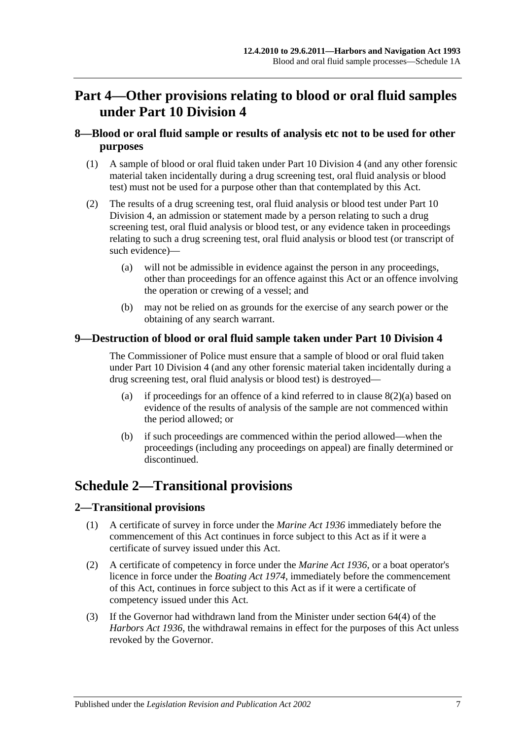## Part 4—Other provisions relating to blood or oral fluid samples under Part 10 Division 4

### 8—Blood or oral fluid sample or results of analysis etc not to be used for other purposes

(1) A sample of blood or oral fluid taken under Part 10 Division 4 (and any other forensic material taken incidentally during a drug screening test, oral fluid analysis or blood test) must not be used for a purpose other than that contemplated by this Act.

(2) The results of a drug screening test, oral fluid analysis or blood test under Part 10 Division 4, an admission or statement made by a person relating to such a drug screening test, oral fluid analysis or blood test, or any evidence taken in proceedings relating to such a drug screening test, oral fluid analysis or blood test (or transcript of such evidence)—

(a) will not be admissible in evidence against the person in any proceedings, other than proceedings for an offence against this Act or an offence involving the operation or crewing of a vessel; and

(b) may not be relied on as grounds for the exercise of any search power or the obtaining of any search warrant.

### 9—Destruction of blood or oral fluid sample taken under Part 10 Division 4

The Commissioner of Police must ensure that a sample of blood or oral fluid taken under Part 10 Division 4 (and any other forensic material taken incidentally during a drug screening test, oral fluid analysis or blood test) is destroyed—

(a) if proceedings for an offence of a kind referred to in clause 8(2)(a) based on evidence of the results of analysis of the sample are not commenced within the period allowed; or

(b) if such proceedings are commenced within the period allowed—when the proceedings (including any proceedings on appeal) are finally determined or discontinued.

## Schedule 2—Transitional provisions

### 2—Transitional provisions

(1) A certificate of survey in force under the *Marine Act 1936* immediately before the commencement of this Act continues in force subject to this Act as if it were a certificate of survey issued under this Act.

(2) A certificate of competency in force under the *Marine Act 1936*, or a boat operator's licence in force under the *Boating Act 1974*, immediately before the commencement of this Act, continues in force subject to this Act as if it were a certificate of competency issued under this Act.

(3) If the Governor had withdrawn land from the Minister under section 64(4) of the *Harbors Act 1936*, the withdrawal remains in effect for the purposes of this Act unless revoked by the Governor.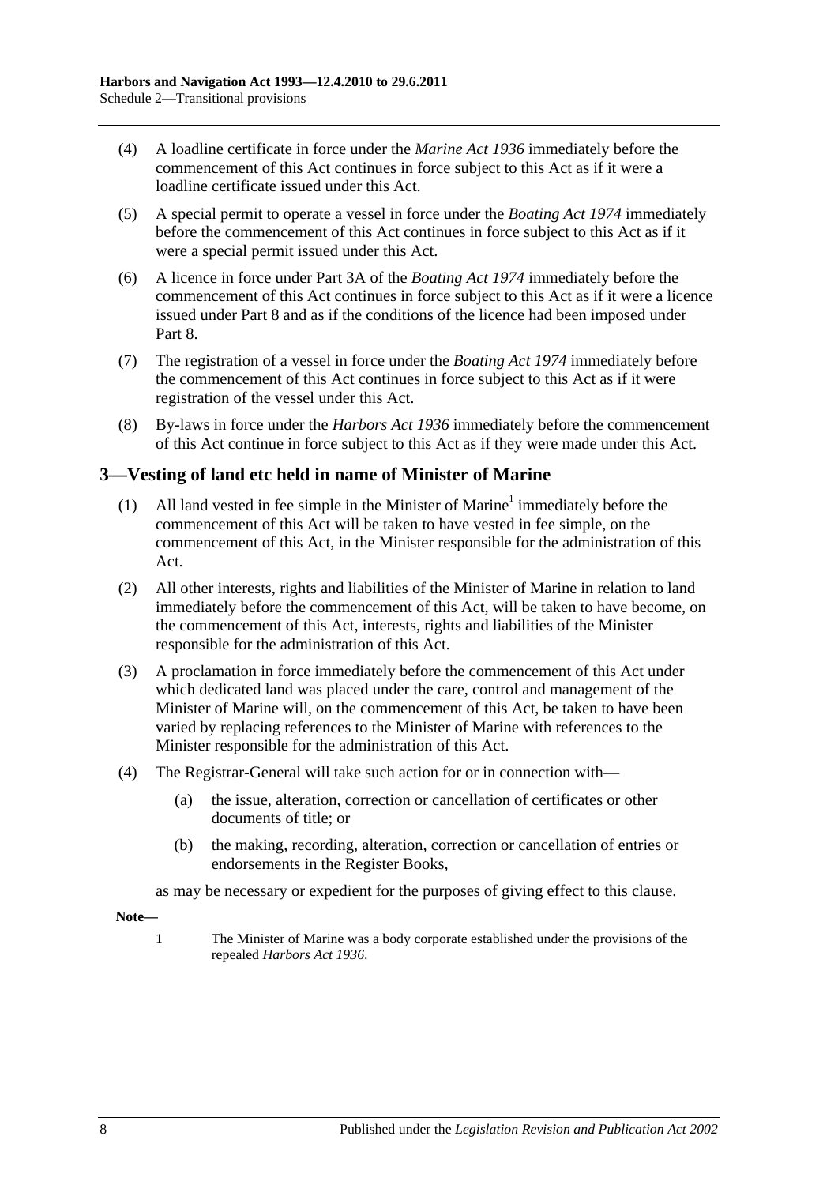(4) A loadline certificate in force under the *Marine Act 1936* immediately before the commencement of this Act continues in force subject to this Act as if it were a loadline certificate issued under this Act.

(5) A special permit to operate a vessel in force under the *Boating Act 1974* immediately before the commencement of this Act continues in force subject to this Act as if it were a special permit issued under this Act.

(6) A licence in force under Part 3A of the *Boating Act 1974* immediately before the commencement of this Act continues in force subject to this Act as if it were a licence issued under Part 8 and as if the conditions of the licence had been imposed under Part 8.

(7) The registration of a vessel in force under the *Boating Act 1974* immediately before the commencement of this Act continues in force subject to this Act as if it were registration of the vessel under this Act.

(8) By-laws in force under the *Harbors Act 1936* immediately before the commencement of this Act continue in force subject to this Act as if they were made under this Act.

## 3—Vesting of land etc held in name of Minister of Marine

(1) All land vested in fee simple in the Minister of Marine[1] immediately before the commencement of this Act will be taken to have vested in fee simple, on the commencement of this Act, in the Minister responsible for the administration of this Act.

(2) All other interests, rights and liabilities of the Minister of Marine in relation to land immediately before the commencement of this Act, will be taken to have become, on the commencement of this Act, interests, rights and liabilities of the Minister responsible for the administration of this Act.

(3) A proclamation in force immediately before the commencement of this Act under which dedicated land was placed under the care, control and management of the Minister of Marine will, on the commencement of this Act, be taken to have been varied by replacing references to the Minister of Marine with references to the Minister responsible for the administration of this Act.

(4) The Registrar-General will take such action for or in connection with—

(a) the issue, alteration, correction or cancellation of certificates or other documents of title; or

(b) the making, recording, alteration, correction or cancellation of entries or endorsements in the Register Books,

as may be necessary or expedient for the purposes of giving effect to this clause.

**Note—**

1 The Minister of Marine was a body corporate established under the provisions of the repealed *Harbors Act 1936*.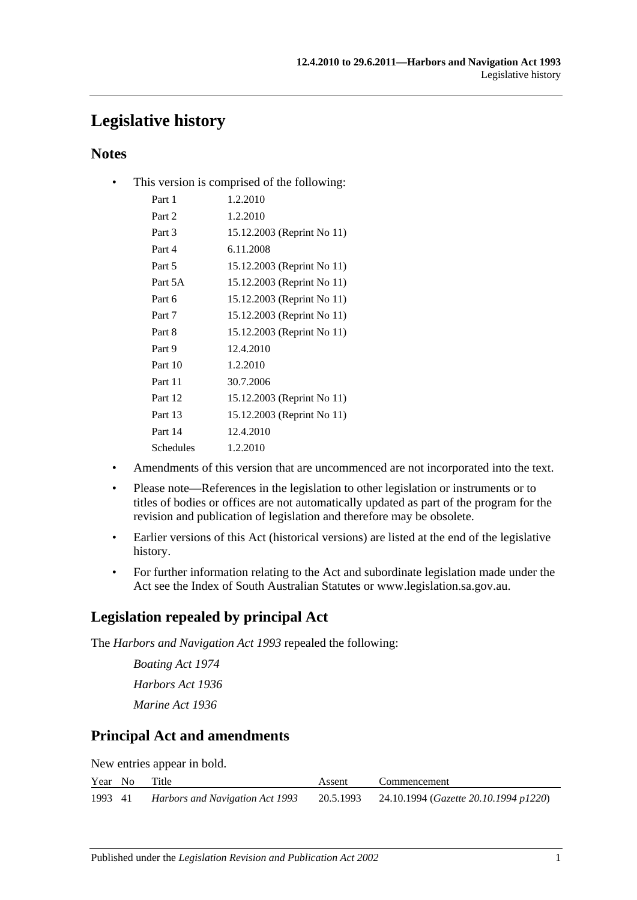# Legislative history

## Notes

- This version is comprised of the following:

| | |
|---|---|
| Part 1 | 1.2.2010 |
| Part 2 | 1.2.2010 |
| Part 3 | 15.12.2003 (Reprint No 11) |
| Part 4 | 6.11.2008 |
| Part 5 | 15.12.2003 (Reprint No 11) |
| Part 5A | 15.12.2003 (Reprint No 11) |
| Part 6 | 15.12.2003 (Reprint No 11) |
| Part 7 | 15.12.2003 (Reprint No 11) |
| Part 8 | 15.12.2003 (Reprint No 11) |
| Part 9 | 12.4.2010 |
| Part 10 | 1.2.2010 |
| Part 11 | 30.7.2006 |
| Part 12 | 15.12.2003 (Reprint No 11) |
| Part 13 | 15.12.2003 (Reprint No 11) |
| Part 14 | 12.4.2010 |
| Schedules | 1.2.2010 |

- Amendments of this version that are uncommenced are not incorporated into the text.
- Please note—References in the legislation to other legislation or instruments or to titles of bodies or offices are not automatically updated as part of the program for the revision and publication of legislation and therefore may be obsolete.
- Earlier versions of this Act (historical versions) are listed at the end of the legislative history.
- For further information relating to the Act and subordinate legislation made under the Act see the Index of South Australian Statutes or www.legislation.sa.gov.au.

## Legislation repealed by principal Act

The *Harbors and Navigation Act 1993* repealed the following:

*Boating Act 1974*

*Harbors Act 1936*

*Marine Act 1936*

## Principal Act and amendments

New entries appear in bold.

| Year | No | Title | Assent | Commencement |
|---|---|---|---|---|
| 1993 | 41 | *Harbors and Navigation Act 1993* | 20.5.1993 | 24.10.1994 (*Gazette 20.10.1994 p1220*) |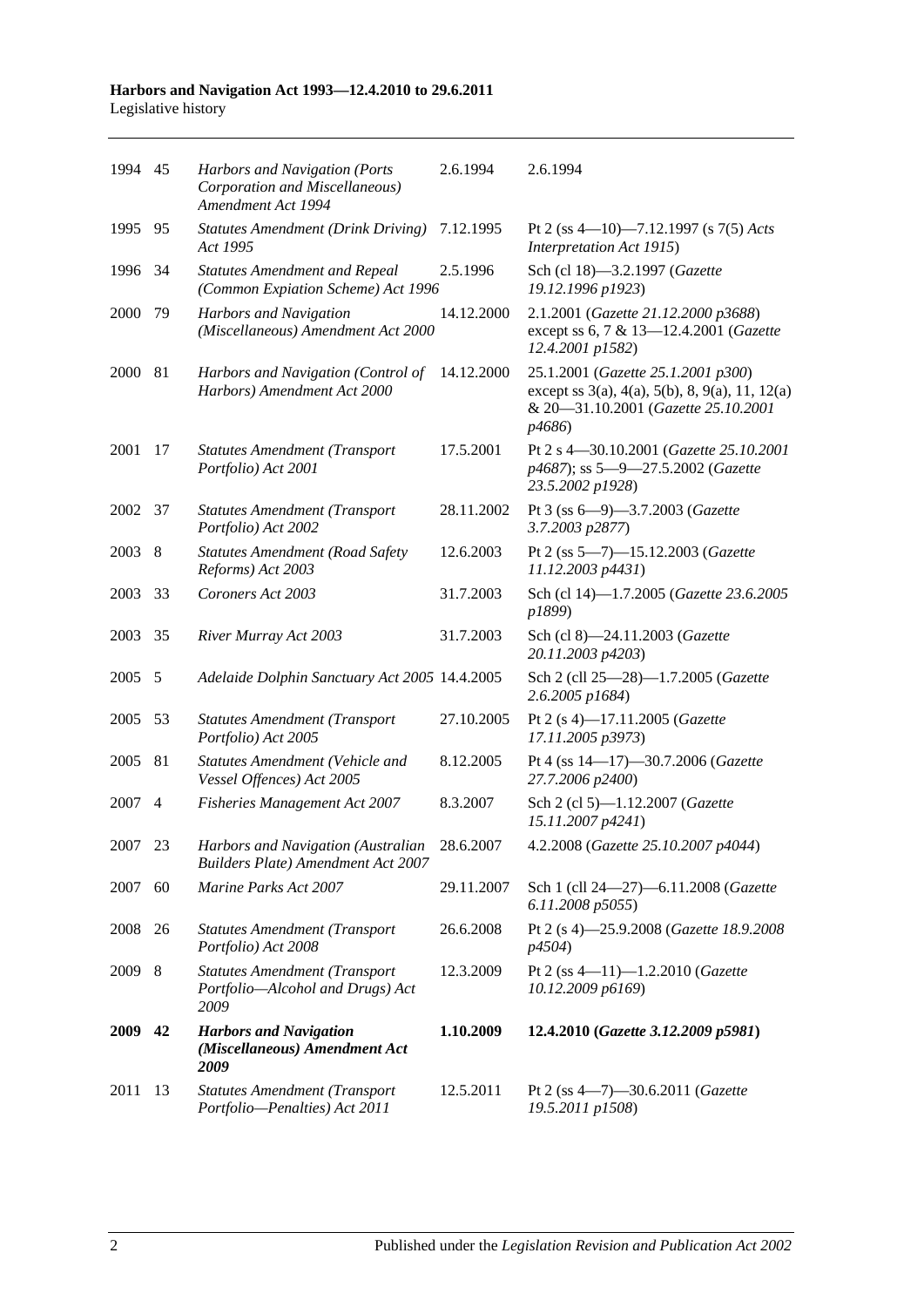| 1994 | 45 | *Harbors and Navigation (Ports Corporation and Miscellaneous) Amendment Act 1994* | 2.6.1994 | 2.6.1994 |
|---|---|---|---|---|
| 1995 | 95 | *Statutes Amendment (Drink Driving) Act 1995* | 7.12.1995 | Pt 2 (ss 4—10)—7.12.1997 (s 7(5) *Acts Interpretation Act 1915*) |
| 1996 | 34 | *Statutes Amendment and Repeal (Common Expiation Scheme) Act 1996* | 2.5.1996 | Sch (cl 18)—3.2.1997 (*Gazette 19.12.1996 p1923*) |
| 2000 | 79 | *Harbors and Navigation (Miscellaneous) Amendment Act 2000* | 14.12.2000 | 2.1.2001 (*Gazette 21.12.2000 p3688*) except ss 6, 7 & 13—12.4.2001 (*Gazette 12.4.2001 p1582*) |
| 2000 | 81 | *Harbors and Navigation (Control of Harbors) Amendment Act 2000* | 14.12.2000 | 25.1.2001 (*Gazette 25.1.2001 p300*) except ss 3(a), 4(a), 5(b), 8, 9(a), 11, 12(a) & 20—31.10.2001 (*Gazette 25.10.2001 p4686*) |
| 2001 | 17 | *Statutes Amendment (Transport Portfolio) Act 2001* | 17.5.2001 | Pt 2 s 4—30.10.2001 (*Gazette 25.10.2001 p4687*); ss 5—9—27.5.2002 (*Gazette 23.5.2002 p1928*) |
| 2002 | 37 | *Statutes Amendment (Transport Portfolio) Act 2002* | 28.11.2002 | Pt 3 (ss 6—9)—3.7.2003 (*Gazette 3.7.2003 p2877*) |
| 2003 | 8 | *Statutes Amendment (Road Safety Reforms) Act 2003* | 12.6.2003 | Pt 2 (ss 5—7)—15.12.2003 (*Gazette 11.12.2003 p4431*) |
| 2003 | 33 | *Coroners Act 2003* | 31.7.2003 | Sch (cl 14)—1.7.2005 (*Gazette 23.6.2005 p1899*) |
| 2003 | 35 | *River Murray Act 2003* | 31.7.2003 | Sch (cl 8)—24.11.2003 (*Gazette 20.11.2003 p4203*) |
| 2005 | 5 | *Adelaide Dolphin Sanctuary Act 2005* | 14.4.2005 | Sch 2 (cll 25—28)—1.7.2005 (*Gazette 2.6.2005 p1684*) |
| 2005 | 53 | *Statutes Amendment (Transport Portfolio) Act 2005* | 27.10.2005 | Pt 2 (s 4)—17.11.2005 (*Gazette 17.11.2005 p3973*) |
| 2005 | 81 | *Statutes Amendment (Vehicle and Vessel Offences) Act 2005* | 8.12.2005 | Pt 4 (ss 14—17)—30.7.2006 (*Gazette 27.7.2006 p2400*) |
| 2007 | 4 | *Fisheries Management Act 2007* | 8.3.2007 | Sch 2 (cl 5)—1.12.2007 (*Gazette 15.11.2007 p4241*) |
| 2007 | 23 | *Harbors and Navigation (Australian Builders Plate) Amendment Act 2007* | 28.6.2007 | 4.2.2008 (*Gazette 25.10.2007 p4044*) |
| 2007 | 60 | *Marine Parks Act 2007* | 29.11.2007 | Sch 1 (cll 24—27)—6.11.2008 (*Gazette 6.11.2008 p5055*) |
| 2008 | 26 | *Statutes Amendment (Transport Portfolio) Act 2008* | 26.6.2008 | Pt 2 (s 4)—25.9.2008 (*Gazette 18.9.2008 p4504*) |
| 2009 | 8 | *Statutes Amendment (Transport Portfolio—Alcohol and Drugs) Act 2009* | 12.3.2009 | Pt 2 (ss 4—11)—1.2.2010 (*Gazette 10.12.2009 p6169*) |
| **2009** | **42** | ***Harbors and Navigation (Miscellaneous) Amendment Act 2009*** | **1.10.2009** | **12.4.2010 (*Gazette 3.12.2009 p5981*)** |
| 2011 | 13 | *Statutes Amendment (Transport Portfolio—Penalties) Act 2011* | 12.5.2011 | Pt 2 (ss 4—7)—30.6.2011 (*Gazette 19.5.2011 p1508*) |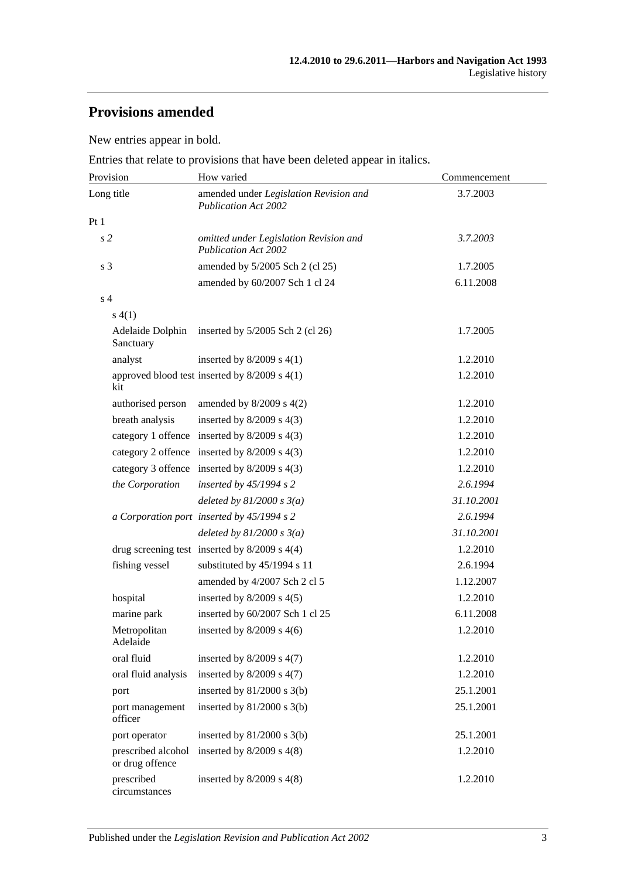## Provisions amended

New entries appear in bold.

Entries that relate to provisions that have been deleted appear in italics.

| Provision | How varied | Commencement |
|---|---|---|
| Long title | amended under *Legislation Revision and Publication Act 2002* | 3.7.2003 |
| Pt 1 | | |
| *s 2* | *omitted under Legislation Revision and Publication Act 2002* | *3.7.2003* |
| s 3 | amended by 5/2005 Sch 2 (cl 25) | 1.7.2005 |
| | amended by 60/2007 Sch 1 cl 24 | 6.11.2008 |
| s 4 | | |
| s 4(1) | | |
| Adelaide Dolphin Sanctuary | inserted by 5/2005 Sch 2 (cl 26) | 1.7.2005 |
| analyst | inserted by 8/2009 s 4(1) | 1.2.2010 |
| approved blood test kit | inserted by 8/2009 s 4(1) | 1.2.2010 |
| authorised person | amended by 8/2009 s 4(2) | 1.2.2010 |
| breath analysis | inserted by 8/2009 s 4(3) | 1.2.2010 |
| category 1 offence | inserted by 8/2009 s 4(3) | 1.2.2010 |
| category 2 offence | inserted by 8/2009 s 4(3) | 1.2.2010 |
| category 3 offence | inserted by 8/2009 s 4(3) | 1.2.2010 |
| *the Corporation* | *inserted by 45/1994 s 2* | *2.6.1994* |
| | *deleted by 81/2000 s 3(a)* | *31.10.2001* |
| *a Corporation port* | *inserted by 45/1994 s 2* | *2.6.1994* |
| | *deleted by 81/2000 s 3(a)* | *31.10.2001* |
| drug screening test | inserted by 8/2009 s 4(4) | 1.2.2010 |
| fishing vessel | substituted by 45/1994 s 11 | 2.6.1994 |
| | amended by 4/2007 Sch 2 cl 5 | 1.12.2007 |
| hospital | inserted by 8/2009 s 4(5) | 1.2.2010 |
| marine park | inserted by 60/2007 Sch 1 cl 25 | 6.11.2008 |
| Metropolitan Adelaide | inserted by 8/2009 s 4(6) | 1.2.2010 |
| oral fluid | inserted by 8/2009 s 4(7) | 1.2.2010 |
| oral fluid analysis | inserted by 8/2009 s 4(7) | 1.2.2010 |
| port | inserted by 81/2000 s 3(b) | 25.1.2001 |
| port management officer | inserted by 81/2000 s 3(b) | 25.1.2001 |
| port operator | inserted by 81/2000 s 3(b) | 25.1.2001 |
| prescribed alcohol or drug offence | inserted by 8/2009 s 4(8) | 1.2.2010 |
| prescribed circumstances | inserted by 8/2009 s 4(8) | 1.2.2010 |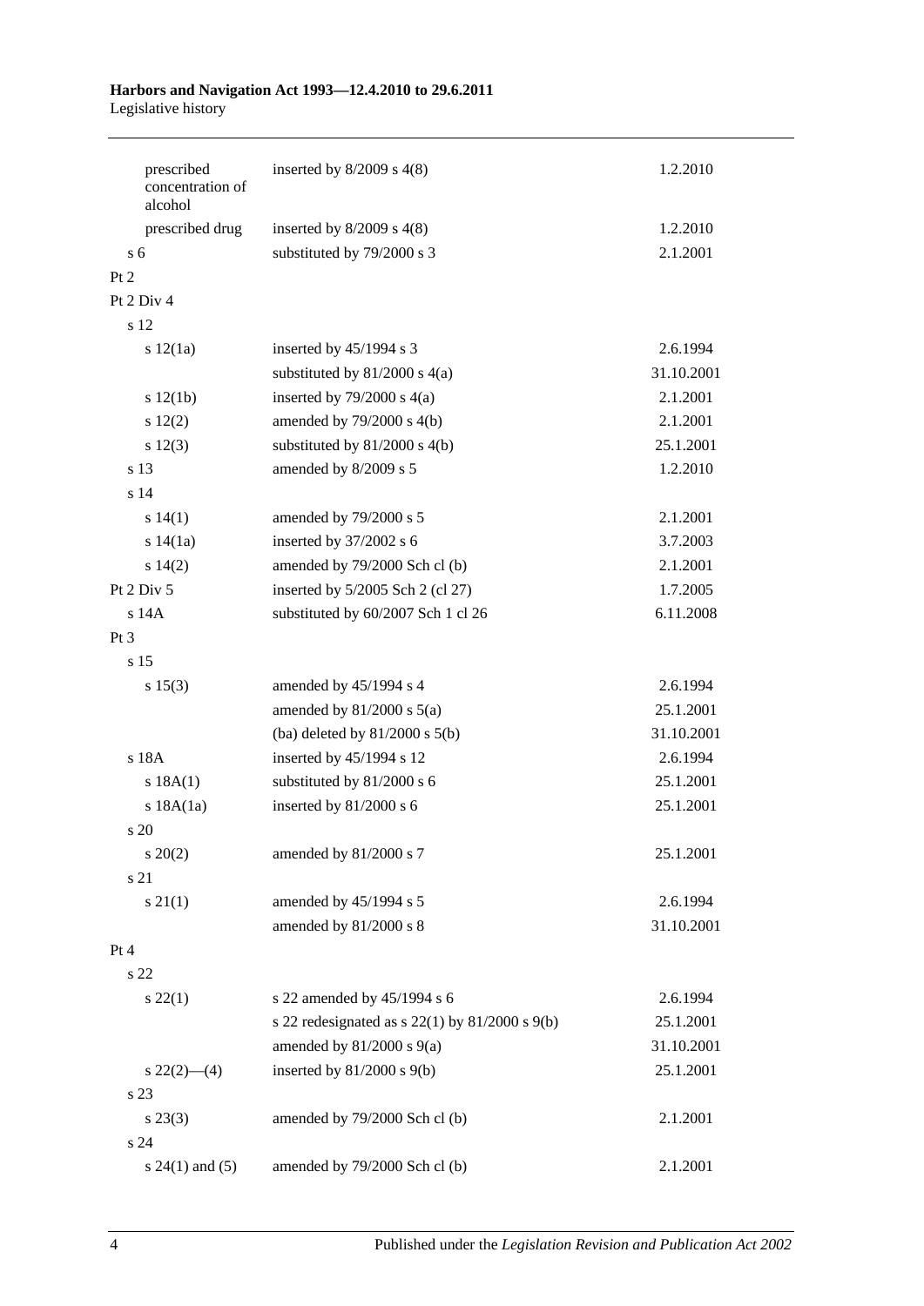| | | |
|---|---|---|
| prescribed concentration of alcohol | inserted by 8/2009 s 4(8) | 1.2.2010 |
| prescribed drug | inserted by 8/2009 s 4(8) | 1.2.2010 |
| s 6 | substituted by 79/2000 s 3 | 2.1.2001 |
| Pt 2 | | |
| Pt 2 Div 4 | | |
| s 12 | | |
| s 12(1a) | inserted by 45/1994 s 3 | 2.6.1994 |
| | substituted by 81/2000 s 4(a) | 31.10.2001 |
| s 12(1b) | inserted by 79/2000 s 4(a) | 2.1.2001 |
| s 12(2) | amended by 79/2000 s 4(b) | 2.1.2001 |
| s 12(3) | substituted by 81/2000 s 4(b) | 25.1.2001 |
| s 13 | amended by 8/2009 s 5 | 1.2.2010 |
| s 14 | | |
| s 14(1) | amended by 79/2000 s 5 | 2.1.2001 |
| s 14(1a) | inserted by 37/2002 s 6 | 3.7.2003 |
| s 14(2) | amended by 79/2000 Sch cl (b) | 2.1.2001 |
| Pt 2 Div 5 | inserted by 5/2005 Sch 2 (cl 27) | 1.7.2005 |
| s 14A | substituted by 60/2007 Sch 1 cl 26 | 6.11.2008 |
| Pt 3 | | |
| s 15 | | |
| s 15(3) | amended by 45/1994 s 4 | 2.6.1994 |
| | amended by 81/2000 s 5(a) | 25.1.2001 |
| | (ba) deleted by 81/2000 s 5(b) | 31.10.2001 |
| s 18A | inserted by 45/1994 s 12 | 2.6.1994 |
| s 18A(1) | substituted by 81/2000 s 6 | 25.1.2001 |
| s 18A(1a) | inserted by 81/2000 s 6 | 25.1.2001 |
| s 20 | | |
| s 20(2) | amended by 81/2000 s 7 | 25.1.2001 |
| s 21 | | |
| s 21(1) | amended by 45/1994 s 5 | 2.6.1994 |
| | amended by 81/2000 s 8 | 31.10.2001 |
| Pt 4 | | |
| s 22 | | |
| s 22(1) | s 22 amended by 45/1994 s 6 | 2.6.1994 |
| | s 22 redesignated as s 22(1) by 81/2000 s 9(b) | 25.1.2001 |
| | amended by 81/2000 s 9(a) | 31.10.2001 |
| s 22(2)—(4) | inserted by 81/2000 s 9(b) | 25.1.2001 |
| s 23 | | |
| s 23(3) | amended by 79/2000 Sch cl (b) | 2.1.2001 |
| s 24 | | |
| s 24(1) and (5) | amended by 79/2000 Sch cl (b) | 2.1.2001 |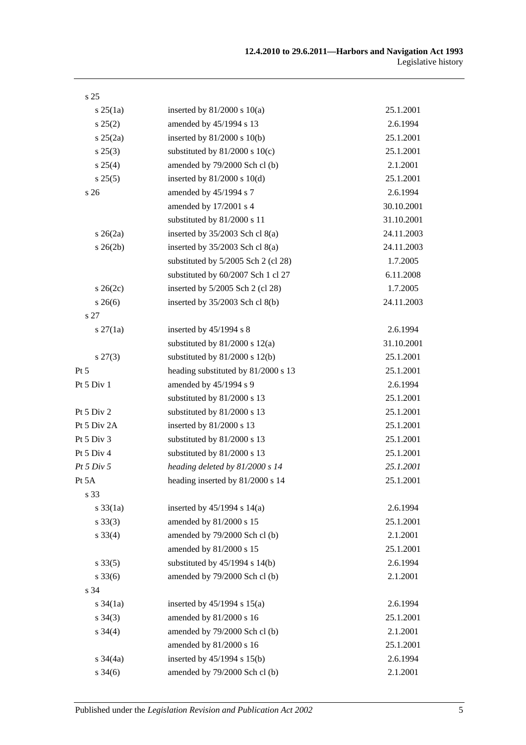| | | |
|---|---|---|
| s 25 | | |
| s 25(1a) | inserted by 81/2000 s 10(a) | 25.1.2001 |
| s 25(2) | amended by 45/1994 s 13 | 2.6.1994 |
| s 25(2a) | inserted by 81/2000 s 10(b) | 25.1.2001 |
| s 25(3) | substituted by 81/2000 s 10(c) | 25.1.2001 |
| s 25(4) | amended by 79/2000 Sch cl (b) | 2.1.2001 |
| s 25(5) | inserted by 81/2000 s 10(d) | 25.1.2001 |
| s 26 | amended by 45/1994 s 7 | 2.6.1994 |
| | amended by 17/2001 s 4 | 30.10.2001 |
| | substituted by 81/2000 s 11 | 31.10.2001 |
| s 26(2a) | inserted by 35/2003 Sch cl 8(a) | 24.11.2003 |
| s 26(2b) | inserted by 35/2003 Sch cl 8(a) | 24.11.2003 |
| | substituted by 5/2005 Sch 2 (cl 28) | 1.7.2005 |
| | substituted by 60/2007 Sch 1 cl 27 | 6.11.2008 |
| s 26(2c) | inserted by 5/2005 Sch 2 (cl 28) | 1.7.2005 |
| s 26(6) | inserted by 35/2003 Sch cl 8(b) | 24.11.2003 |
| s 27 | | |
| s 27(1a) | inserted by 45/1994 s 8 | 2.6.1994 |
| | substituted by 81/2000 s 12(a) | 31.10.2001 |
| s 27(3) | substituted by 81/2000 s 12(b) | 25.1.2001 |
| Pt 5 | heading substituted by 81/2000 s 13 | 25.1.2001 |
| Pt 5 Div 1 | amended by 45/1994 s 9 | 2.6.1994 |
| | substituted by 81/2000 s 13 | 25.1.2001 |
| Pt 5 Div 2 | substituted by 81/2000 s 13 | 25.1.2001 |
| Pt 5 Div 2A | inserted by 81/2000 s 13 | 25.1.2001 |
| Pt 5 Div 3 | substituted by 81/2000 s 13 | 25.1.2001 |
| Pt 5 Div 4 | substituted by 81/2000 s 13 | 25.1.2001 |
| *Pt 5 Div 5* | *heading deleted by 81/2000 s 14* | *25.1.2001* |
| Pt 5A | heading inserted by 81/2000 s 14 | 25.1.2001 |
| s 33 | | |
| s 33(1a) | inserted by 45/1994 s 14(a) | 2.6.1994 |
| s 33(3) | amended by 81/2000 s 15 | 25.1.2001 |
| s 33(4) | amended by 79/2000 Sch cl (b) | 2.1.2001 |
| | amended by 81/2000 s 15 | 25.1.2001 |
| s 33(5) | substituted by 45/1994 s 14(b) | 2.6.1994 |
| s 33(6) | amended by 79/2000 Sch cl (b) | 2.1.2001 |
| s 34 | | |
| s 34(1a) | inserted by 45/1994 s 15(a) | 2.6.1994 |
| s 34(3) | amended by 81/2000 s 16 | 25.1.2001 |
| s 34(4) | amended by 79/2000 Sch cl (b) | 2.1.2001 |
| | amended by 81/2000 s 16 | 25.1.2001 |
| s 34(4a) | inserted by 45/1994 s 15(b) | 2.6.1994 |
| s 34(6) | amended by 79/2000 Sch cl (b) | 2.1.2001 |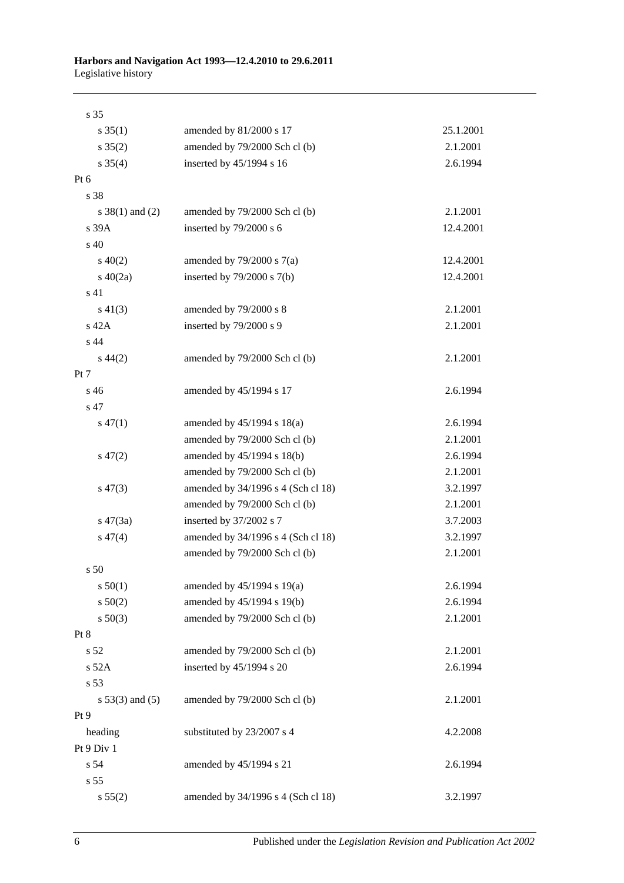| | | |
|---|---|---|
| s 35 | | |
| s 35(1) | amended by 81/2000 s 17 | 25.1.2001 |
| s 35(2) | amended by 79/2000 Sch cl (b) | 2.1.2001 |
| s 35(4) | inserted by 45/1994 s 16 | 2.6.1994 |
| Pt 6 | | |
| s 38 | | |
| s 38(1) and (2) | amended by 79/2000 Sch cl (b) | 2.1.2001 |
| s 39A | inserted by 79/2000 s 6 | 12.4.2001 |
| s 40 | | |
| s 40(2) | amended by 79/2000 s 7(a) | 12.4.2001 |
| s 40(2a) | inserted by 79/2000 s 7(b) | 12.4.2001 |
| s 41 | | |
| s 41(3) | amended by 79/2000 s 8 | 2.1.2001 |
| s 42A | inserted by 79/2000 s 9 | 2.1.2001 |
| s 44 | | |
| s 44(2) | amended by 79/2000 Sch cl (b) | 2.1.2001 |
| Pt 7 | | |
| s 46 | amended by 45/1994 s 17 | 2.6.1994 |
| s 47 | | |
| s 47(1) | amended by 45/1994 s 18(a) | 2.6.1994 |
| | amended by 79/2000 Sch cl (b) | 2.1.2001 |
| s 47(2) | amended by 45/1994 s 18(b) | 2.6.1994 |
| | amended by 79/2000 Sch cl (b) | 2.1.2001 |
| s 47(3) | amended by 34/1996 s 4 (Sch cl 18) | 3.2.1997 |
| | amended by 79/2000 Sch cl (b) | 2.1.2001 |
| s 47(3a) | inserted by 37/2002 s 7 | 3.7.2003 |
| s 47(4) | amended by 34/1996 s 4 (Sch cl 18) | 3.2.1997 |
| | amended by 79/2000 Sch cl (b) | 2.1.2001 |
| s 50 | | |
| s 50(1) | amended by 45/1994 s 19(a) | 2.6.1994 |
| s 50(2) | amended by 45/1994 s 19(b) | 2.6.1994 |
| s 50(3) | amended by 79/2000 Sch cl (b) | 2.1.2001 |
| Pt 8 | | |
| s 52 | amended by 79/2000 Sch cl (b) | 2.1.2001 |
| s 52A | inserted by 45/1994 s 20 | 2.6.1994 |
| s 53 | | |
| s 53(3) and (5) | amended by 79/2000 Sch cl (b) | 2.1.2001 |
| Pt 9 | | |
| heading | substituted by 23/2007 s 4 | 4.2.2008 |
| Pt 9 Div 1 | | |
| s 54 | amended by 45/1994 s 21 | 2.6.1994 |
| s 55 | | |
| s 55(2) | amended by 34/1996 s 4 (Sch cl 18) | 3.2.1997 |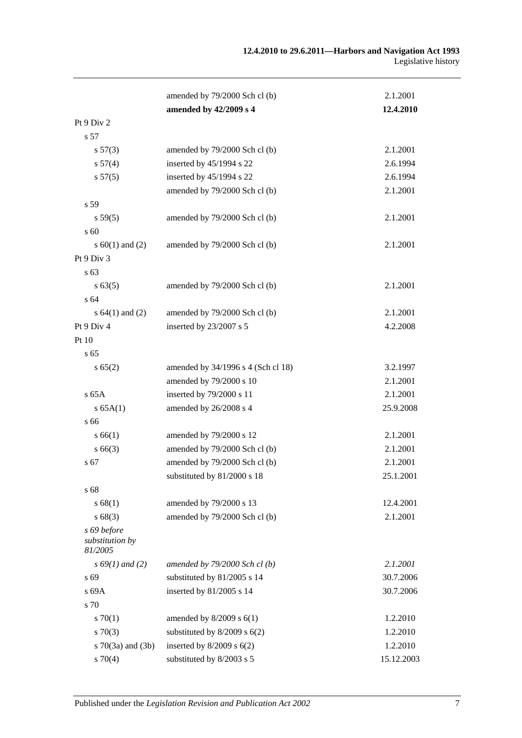| | | |
|---|---|---|
| | amended by 79/2000 Sch cl (b) | 2.1.2001 |
| | **amended by 42/2009 s 4** | **12.4.2010** |
| Pt 9 Div 2 | | |
| s 57 | | |
| s 57(3) | amended by 79/2000 Sch cl (b) | 2.1.2001 |
| s 57(4) | inserted by 45/1994 s 22 | 2.6.1994 |
| s 57(5) | inserted by 45/1994 s 22 | 2.6.1994 |
| | amended by 79/2000 Sch cl (b) | 2.1.2001 |
| s 59 | | |
| s 59(5) | amended by 79/2000 Sch cl (b) | 2.1.2001 |
| s 60 | | |
| s 60(1) and (2) | amended by 79/2000 Sch cl (b) | 2.1.2001 |
| Pt 9 Div 3 | | |
| s 63 | | |
| s 63(5) | amended by 79/2000 Sch cl (b) | 2.1.2001 |
| s 64 | | |
| s 64(1) and (2) | amended by 79/2000 Sch cl (b) | 2.1.2001 |
| Pt 9 Div 4 | inserted by 23/2007 s 5 | 4.2.2008 |
| Pt 10 | | |
| s 65 | | |
| s 65(2) | amended by 34/1996 s 4 (Sch cl 18) | 3.2.1997 |
| | amended by 79/2000 s 10 | 2.1.2001 |
| s 65A | inserted by 79/2000 s 11 | 2.1.2001 |
| s 65A(1) | amended by 26/2008 s 4 | 25.9.2008 |
| s 66 | | |
| s 66(1) | amended by 79/2000 s 12 | 2.1.2001 |
| s 66(3) | amended by 79/2000 Sch cl (b) | 2.1.2001 |
| s 67 | amended by 79/2000 Sch cl (b) | 2.1.2001 |
| | substituted by 81/2000 s 18 | 25.1.2001 |
| s 68 | | |
| s 68(1) | amended by 79/2000 s 13 | 12.4.2001 |
| s 68(3) | amended by 79/2000 Sch cl (b) | 2.1.2001 |
| *s 69 before substitution by 81/2005* | | |
| *s 69(1) and (2)* | *amended by 79/2000 Sch cl (b)* | *2.1.2001* |
| s 69 | substituted by 81/2005 s 14 | 30.7.2006 |
| s 69A | inserted by 81/2005 s 14 | 30.7.2006 |
| s 70 | | |
| s 70(1) | amended by 8/2009 s 6(1) | 1.2.2010 |
| s 70(3) | substituted by 8/2009 s 6(2) | 1.2.2010 |
| s 70(3a) and (3b) | inserted by 8/2009 s 6(2) | 1.2.2010 |
| s 70(4) | substituted by 8/2003 s 5 | 15.12.2003 |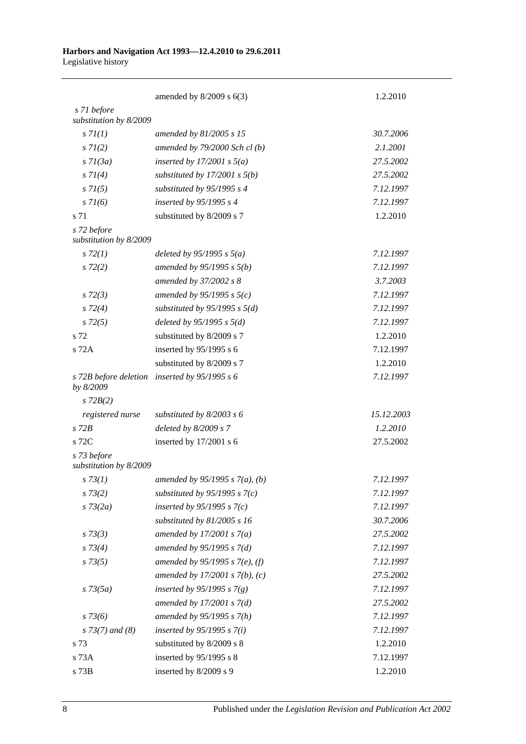| | | |
|---|---|---|
| | amended by 8/2009 s 6(3) | 1.2.2010 |
| *s 71 before substitution by 8/2009* | | |
| *s 71(1)* | *amended by 81/2005 s 15* | *30.7.2006* |
| *s 71(2)* | *amended by 79/2000 Sch cl (b)* | *2.1.2001* |
| *s 71(3a)* | *inserted by 17/2001 s 5(a)* | *27.5.2002* |
| *s 71(4)* | *substituted by 17/2001 s 5(b)* | *27.5.2002* |
| *s 71(5)* | *substituted by 95/1995 s 4* | *7.12.1997* |
| *s 71(6)* | *inserted by 95/1995 s 4* | *7.12.1997* |
| s 71 | substituted by 8/2009 s 7 | 1.2.2010 |
| *s 72 before substitution by 8/2009* | | |
| *s 72(1)* | *deleted by 95/1995 s 5(a)* | *7.12.1997* |
| *s 72(2)* | *amended by 95/1995 s 5(b)* | *7.12.1997* |
| | *amended by 37/2002 s 8* | *3.7.2003* |
| *s 72(3)* | *amended by 95/1995 s 5(c)* | *7.12.1997* |
| *s 72(4)* | *substituted by 95/1995 s 5(d)* | *7.12.1997* |
| *s 72(5)* | *deleted by 95/1995 s 5(d)* | *7.12.1997* |
| s 72 | substituted by 8/2009 s 7 | 1.2.2010 |
| s 72A | inserted by 95/1995 s 6 | 7.12.1997 |
| | substituted by 8/2009 s 7 | 1.2.2010 |
| *s 72B before deletion by 8/2009* | *inserted by 95/1995 s 6* | *7.12.1997* |
| *s 72B(2)* | | |
| *registered nurse* | *substituted by 8/2003 s 6* | *15.12.2003* |
| *s 72B* | *deleted by 8/2009 s 7* | *1.2.2010* |
| s 72C | inserted by 17/2001 s 6 | 27.5.2002 |
| *s 73 before substitution by 8/2009* | | |
| *s 73(1)* | *amended by 95/1995 s 7(a), (b)* | *7.12.1997* |
| *s 73(2)* | *substituted by 95/1995 s 7(c)* | *7.12.1997* |
| *s 73(2a)* | *inserted by 95/1995 s 7(c)* | *7.12.1997* |
| | *substituted by 81/2005 s 16* | *30.7.2006* |
| *s 73(3)* | *amended by 17/2001 s 7(a)* | *27.5.2002* |
| *s 73(4)* | *amended by 95/1995 s 7(d)* | *7.12.1997* |
| *s 73(5)* | *amended by 95/1995 s 7(e), (f)* | *7.12.1997* |
| | *amended by 17/2001 s 7(b), (c)* | *27.5.2002* |
| *s 73(5a)* | *inserted by 95/1995 s 7(g)* | *7.12.1997* |
| | *amended by 17/2001 s 7(d)* | *27.5.2002* |
| *s 73(6)* | *amended by 95/1995 s 7(h)* | *7.12.1997* |
| *s 73(7) and (8)* | *inserted by 95/1995 s 7(i)* | *7.12.1997* |
| s 73 | substituted by 8/2009 s 8 | 1.2.2010 |
| s 73A | inserted by 95/1995 s 8 | 7.12.1997 |
| s 73B | inserted by 8/2009 s 9 | 1.2.2010 |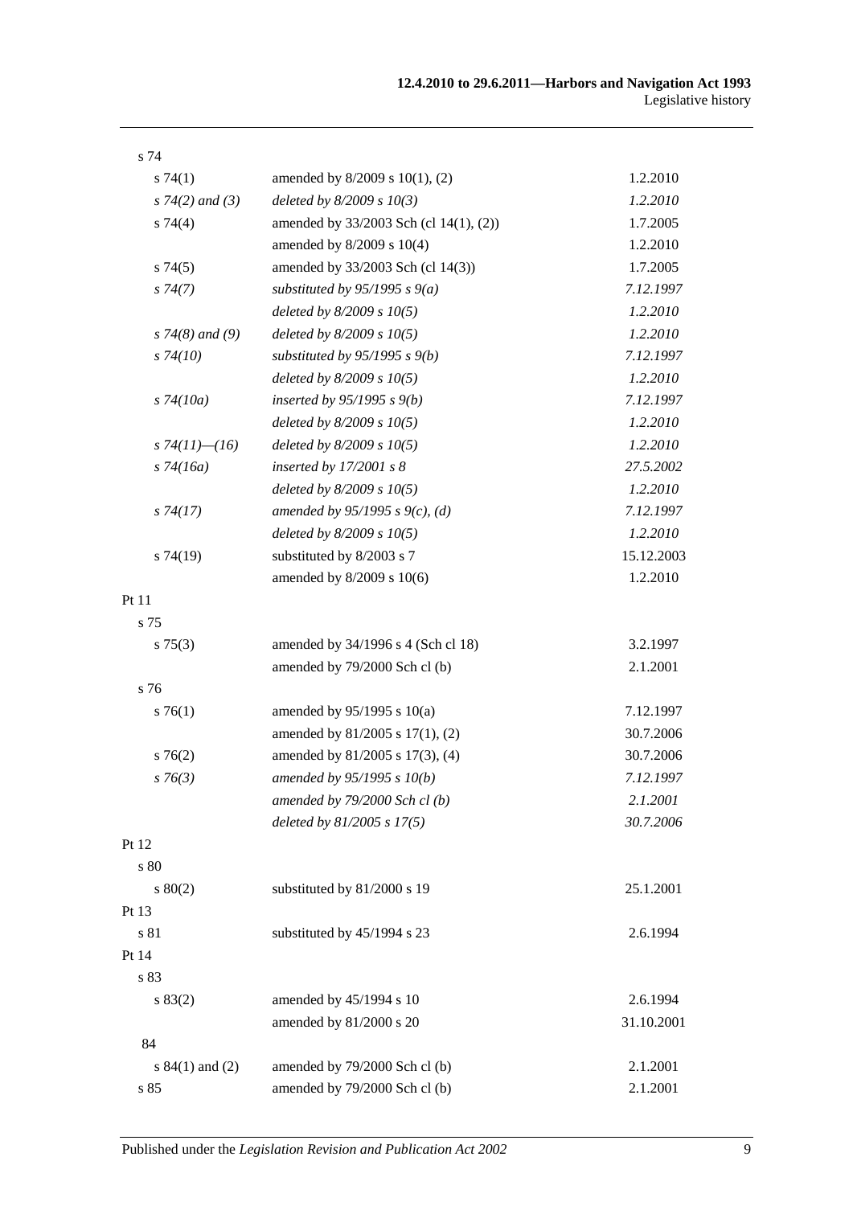| | | |
|---|---|---|
| s 74 | | |
| s 74(1) | amended by 8/2009 s 10(1), (2) | 1.2.2010 |
| *s 74(2) and (3)* | *deleted by 8/2009 s 10(3)* | *1.2.2010* |
| s 74(4) | amended by 33/2003 Sch (cl 14(1), (2)) | 1.7.2005 |
| | amended by 8/2009 s 10(4) | 1.2.2010 |
| s 74(5) | amended by 33/2003 Sch (cl 14(3)) | 1.7.2005 |
| *s 74(7)* | *substituted by 95/1995 s 9(a)* | *7.12.1997* |
| | *deleted by 8/2009 s 10(5)* | *1.2.2010* |
| *s 74(8) and (9)* | *deleted by 8/2009 s 10(5)* | *1.2.2010* |
| *s 74(10)* | *substituted by 95/1995 s 9(b)* | *7.12.1997* |
| | *deleted by 8/2009 s 10(5)* | *1.2.2010* |
| *s 74(10a)* | *inserted by 95/1995 s 9(b)* | *7.12.1997* |
| | *deleted by 8/2009 s 10(5)* | *1.2.2010* |
| *s 74(11)—(16)* | *deleted by 8/2009 s 10(5)* | *1.2.2010* |
| *s 74(16a)* | *inserted by 17/2001 s 8* | *27.5.2002* |
| | *deleted by 8/2009 s 10(5)* | *1.2.2010* |
| *s 74(17)* | *amended by 95/1995 s 9(c), (d)* | *7.12.1997* |
| | *deleted by 8/2009 s 10(5)* | *1.2.2010* |
| s 74(19) | substituted by 8/2003 s 7 | 15.12.2003 |
| | amended by 8/2009 s 10(6) | 1.2.2010 |
| Pt 11 | | |
| s 75 | | |
| s 75(3) | amended by 34/1996 s 4 (Sch cl 18) | 3.2.1997 |
| | amended by 79/2000 Sch cl (b) | 2.1.2001 |
| s 76 | | |
| s 76(1) | amended by 95/1995 s 10(a) | 7.12.1997 |
| | amended by 81/2005 s 17(1), (2) | 30.7.2006 |
| s 76(2) | amended by 81/2005 s 17(3), (4) | 30.7.2006 |
| *s 76(3)* | *amended by 95/1995 s 10(b)* | *7.12.1997* |
| | *amended by 79/2000 Sch cl (b)* | *2.1.2001* |
| | *deleted by 81/2005 s 17(5)* | *30.7.2006* |
| Pt 12 | | |
| s 80 | | |
| s 80(2) | substituted by 81/2000 s 19 | 25.1.2001 |
| Pt 13 | | |
| s 81 | substituted by 45/1994 s 23 | 2.6.1994 |
| Pt 14 | | |
| s 83 | | |
| s 83(2) | amended by 45/1994 s 10 | 2.6.1994 |
| | amended by 81/2000 s 20 | 31.10.2001 |
| 84 | | |
| s 84(1) and (2) | amended by 79/2000 Sch cl (b) | 2.1.2001 |
| s 85 | amended by 79/2000 Sch cl (b) | 2.1.2001 |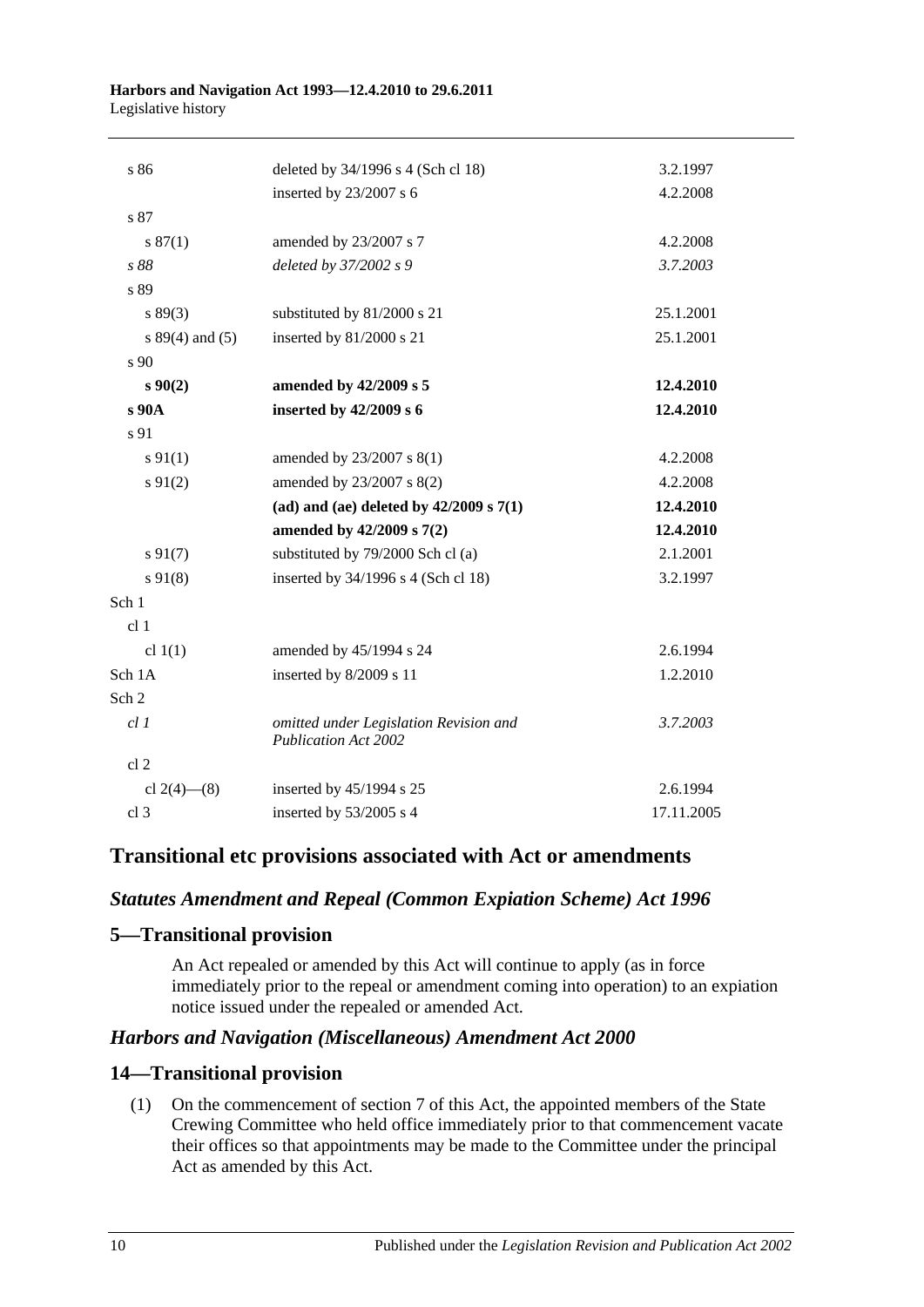| | | |
|---|---|---|
| s 86 | deleted by 34/1996 s 4 (Sch cl 18) | 3.2.1997 |
| | inserted by 23/2007 s 6 | 4.2.2008 |
| s 87 | | |
| s 87(1) | amended by 23/2007 s 7 | 4.2.2008 |
| *s 88* | *deleted by 37/2002 s 9* | *3.7.2003* |
| s 89 | | |
| s 89(3) | substituted by 81/2000 s 21 | 25.1.2001 |
| s 89(4) and (5) | inserted by 81/2000 s 21 | 25.1.2001 |
| s 90 | | |
| **s 90(2)** | **amended by 42/2009 s 5** | **12.4.2010** |
| **s 90A** | **inserted by 42/2009 s 6** | **12.4.2010** |
| s 91 | | |
| s 91(1) | amended by 23/2007 s 8(1) | 4.2.2008 |
| s 91(2) | amended by 23/2007 s 8(2) | 4.2.2008 |
| | **(ad) and (ae) deleted by 42/2009 s 7(1)** | **12.4.2010** |
| | **amended by 42/2009 s 7(2)** | **12.4.2010** |
| s 91(7) | substituted by 79/2000 Sch cl (a) | 2.1.2001 |
| s 91(8) | inserted by 34/1996 s 4 (Sch cl 18) | 3.2.1997 |
| Sch 1 | | |
| cl 1 | | |
| cl 1(1) | amended by 45/1994 s 24 | 2.6.1994 |
| Sch 1A | inserted by 8/2009 s 11 | 1.2.2010 |
| Sch 2 | | |
| *cl 1* | *omitted under Legislation Revision and Publication Act 2002* | *3.7.2003* |
| cl 2 | | |
| cl 2(4)—(8) | inserted by 45/1994 s 25 | 2.6.1994 |
| cl 3 | inserted by 53/2005 s 4 | 17.11.2005 |

## Transitional etc provisions associated with Act or amendments

### *Statutes Amendment and Repeal (Common Expiation Scheme) Act 1996*

### 5—Transitional provision

An Act repealed or amended by this Act will continue to apply (as in force immediately prior to the repeal or amendment coming into operation) to an expiation notice issued under the repealed or amended Act.

### *Harbors and Navigation (Miscellaneous) Amendment Act 2000*

### 14—Transitional provision

(1) On the commencement of section 7 of this Act, the appointed members of the State Crewing Committee who held office immediately prior to that commencement vacate their offices so that appointments may be made to the Committee under the principal Act as amended by this Act.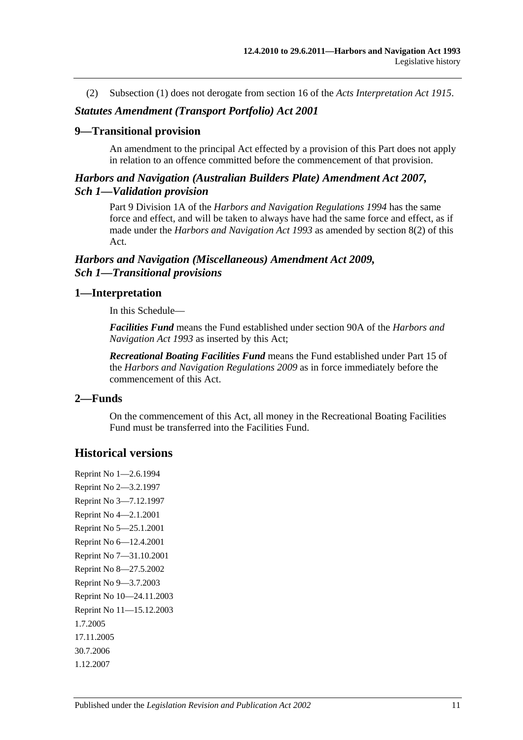(2) Subsection (1) does not derogate from section 16 of the *Acts Interpretation Act 1915*.

### *Statutes Amendment (Transport Portfolio) Act 2001*

## 9—Transitional provision

An amendment to the principal Act effected by a provision of this Part does not apply in relation to an offence committed before the commencement of that provision.

### *Harbors and Navigation (Australian Builders Plate) Amendment Act 2007, Sch 1—Validation provision*

Part 9 Division 1A of the *Harbors and Navigation Regulations 1994* has the same force and effect, and will be taken to always have had the same force and effect, as if made under the *Harbors and Navigation Act 1993* as amended by section 8(2) of this Act.

### *Harbors and Navigation (Miscellaneous) Amendment Act 2009, Sch 1—Transitional provisions*

## 1—Interpretation

In this Schedule—

***Facilities Fund*** means the Fund established under section 90A of the *Harbors and Navigation Act 1993* as inserted by this Act;

***Recreational Boating Facilities Fund*** means the Fund established under Part 15 of the *Harbors and Navigation Regulations 2009* as in force immediately before the commencement of this Act.

## 2—Funds

On the commencement of this Act, all money in the Recreational Boating Facilities Fund must be transferred into the Facilities Fund.

# Historical versions

Reprint No 1—2.6.1994
Reprint No 2—3.2.1997
Reprint No 3—7.12.1997
Reprint No 4—2.1.2001
Reprint No 5—25.1.2001
Reprint No 6—12.4.2001
Reprint No 7—31.10.2001
Reprint No 8—27.5.2002
Reprint No 9—3.7.2003
Reprint No 10—24.11.2003
Reprint No 11—15.12.2003
1.7.2005
17.11.2005
30.7.2006
1.12.2007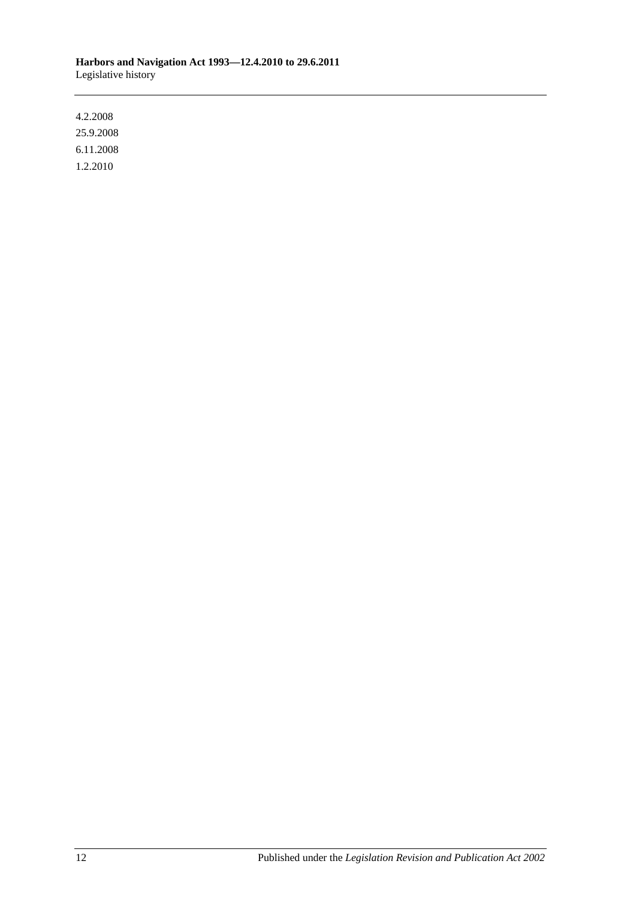4.2.2008

25.9.2008

6.11.2008

1.2.2010